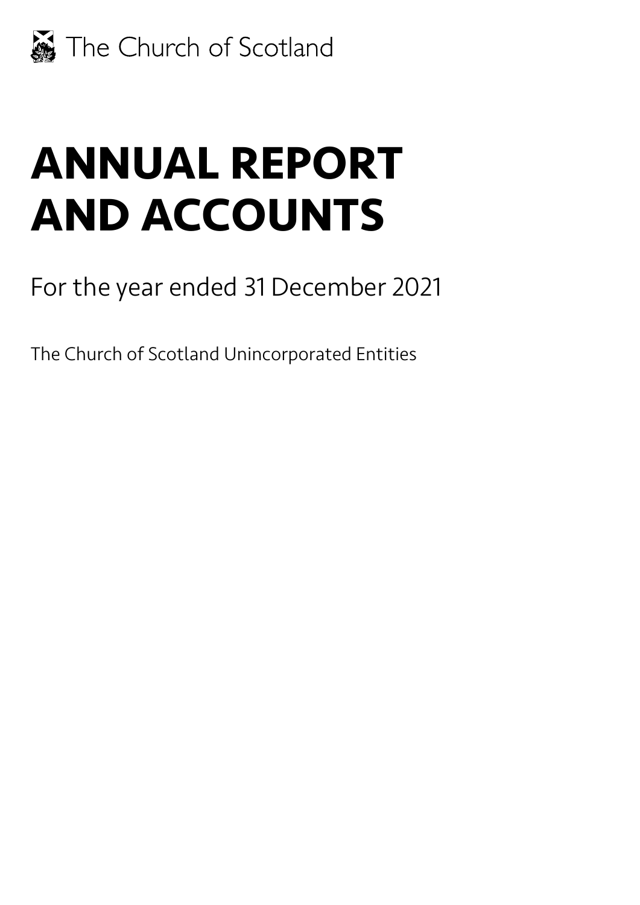The Church of Scotland

# ANNUAL REPORT AND ACCOUNTS

For the year ended 31 December 2021

The Church of Scotland Unincorporated Entities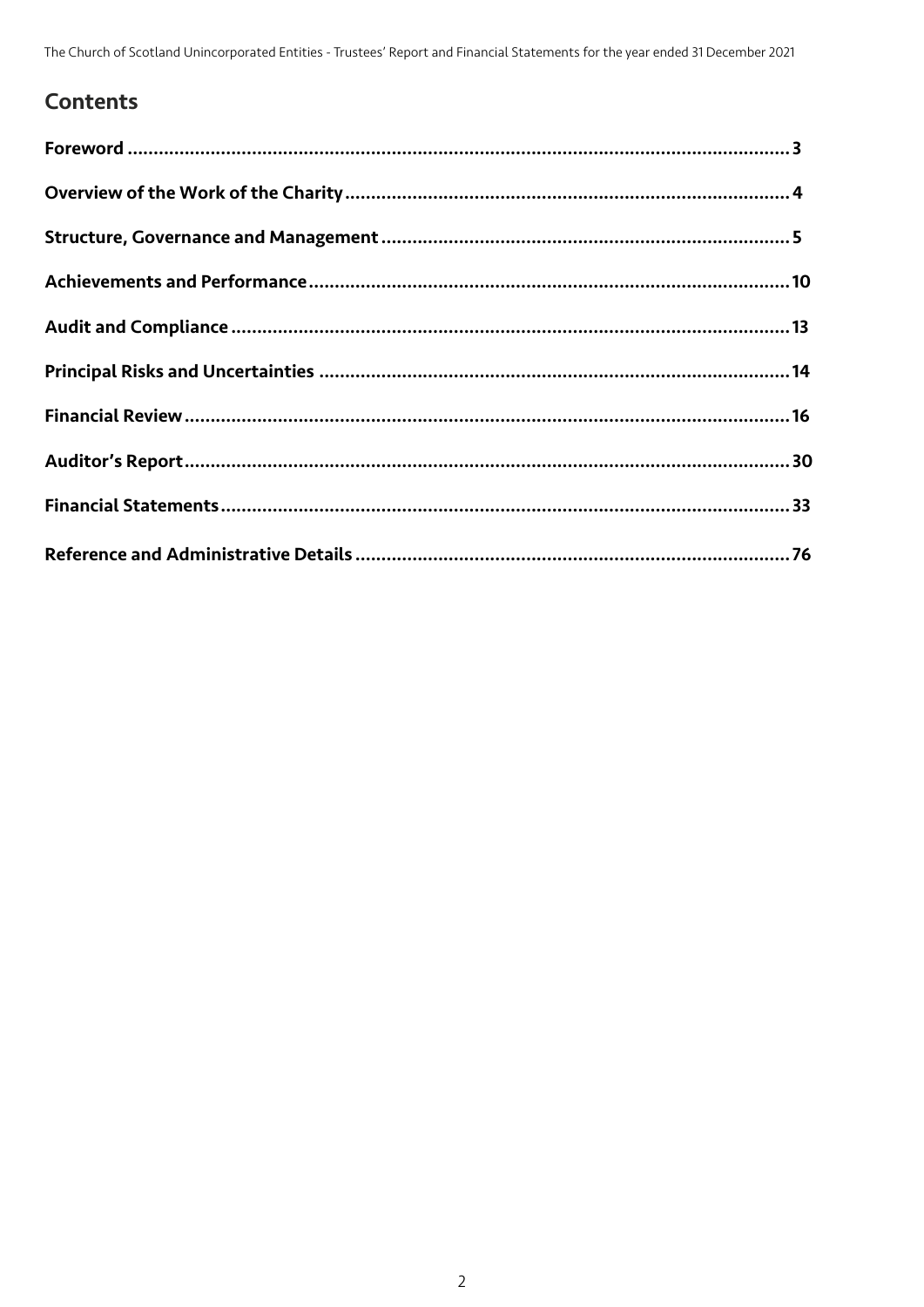## Contents

**Foreword** ........ 3

**Overview of the Work of the Charity** ........ 4

**Structure, Governance and Management** ........ 5

**Achievements and Performance** ........ 10

**Audit and Compliance** ........ 13

**Principal Risks and Uncertainties** ........ 14

**Financial Review** ........ 16

**Auditor's Report** ........ 30

**Financial Statements** ........ 33

**Reference and Administrative Details** ........ 76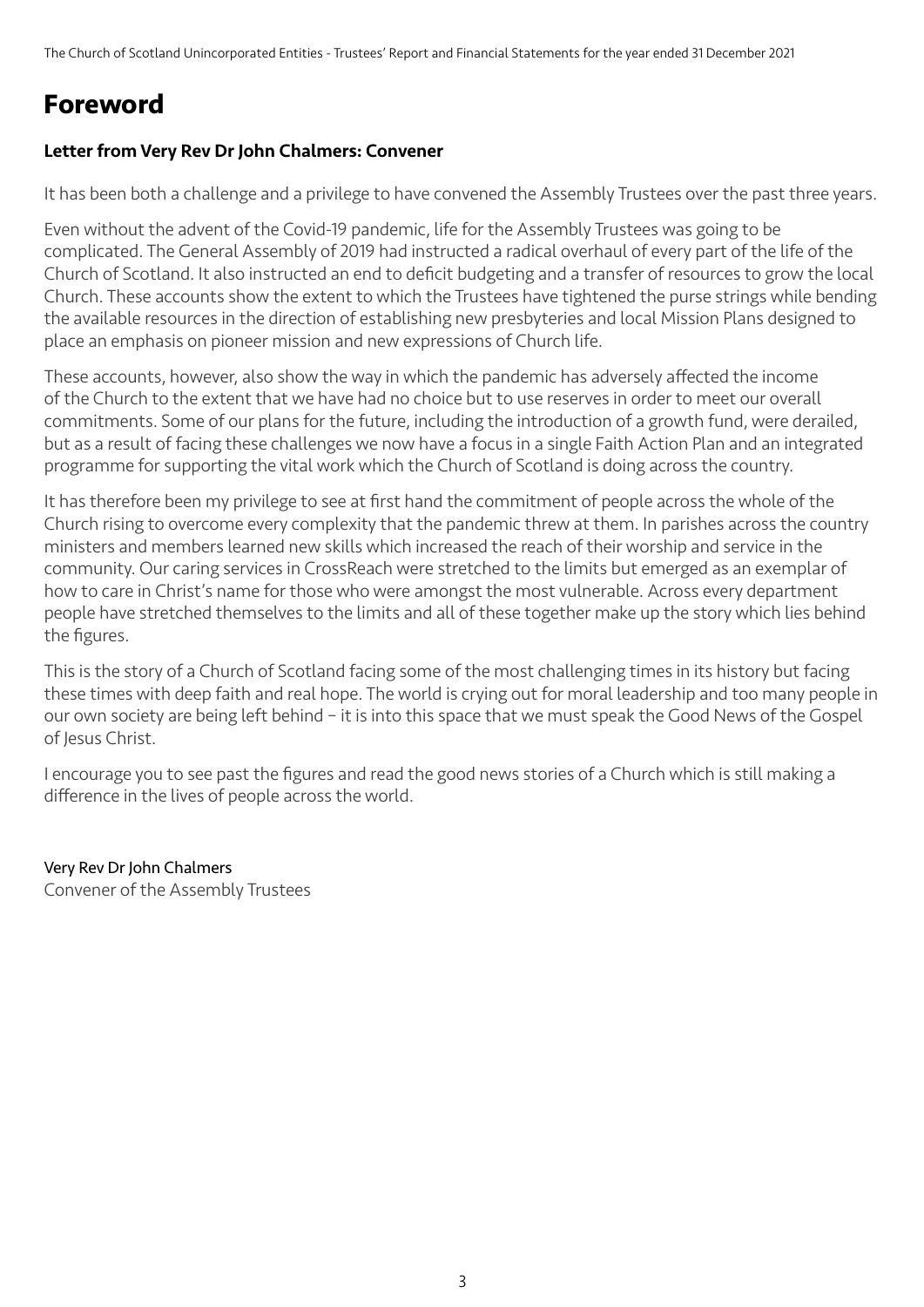# Foreword

**Letter from Very Rev Dr John Chalmers: Convener**

It has been both a challenge and a privilege to have convened the Assembly Trustees over the past three years.

Even without the advent of the Covid-19 pandemic, life for the Assembly Trustees was going to be complicated. The General Assembly of 2019 had instructed a radical overhaul of every part of the life of the Church of Scotland. It also instructed an end to deficit budgeting and a transfer of resources to grow the local Church. These accounts show the extent to which the Trustees have tightened the purse strings while bending the available resources in the direction of establishing new presbyteries and local Mission Plans designed to place an emphasis on pioneer mission and new expressions of Church life.

These accounts, however, also show the way in which the pandemic has adversely affected the income of the Church to the extent that we have had no choice but to use reserves in order to meet our overall commitments. Some of our plans for the future, including the introduction of a growth fund, were derailed, but as a result of facing these challenges we now have a focus in a single Faith Action Plan and an integrated programme for supporting the vital work which the Church of Scotland is doing across the country.

It has therefore been my privilege to see at first hand the commitment of people across the whole of the Church rising to overcome every complexity that the pandemic threw at them. In parishes across the country ministers and members learned new skills which increased the reach of their worship and service in the community. Our caring services in CrossReach were stretched to the limits but emerged as an exemplar of how to care in Christ's name for those who were amongst the most vulnerable. Across every department people have stretched themselves to the limits and all of these together make up the story which lies behind the figures.

This is the story of a Church of Scotland facing some of the most challenging times in its history but facing these times with deep faith and real hope. The world is crying out for moral leadership and too many people in our own society are being left behind – it is into this space that we must speak the Good News of the Gospel of Jesus Christ.

I encourage you to see past the figures and read the good news stories of a Church which is still making a difference in the lives of people across the world.

Very Rev Dr John Chalmers
Convener of the Assembly Trustees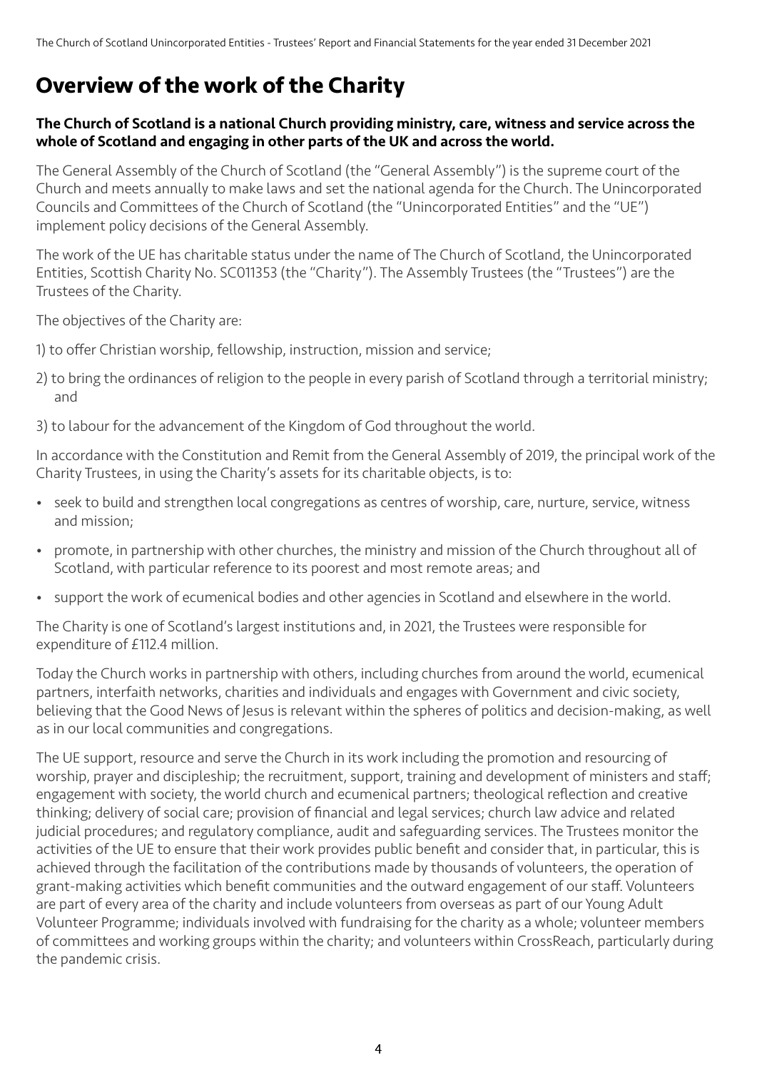# Overview of the work of the Charity

**The Church of Scotland is a national Church providing ministry, care, witness and service across the whole of Scotland and engaging in other parts of the UK and across the world.**

The General Assembly of the Church of Scotland (the "General Assembly") is the supreme court of the Church and meets annually to make laws and set the national agenda for the Church. The Unincorporated Councils and Committees of the Church of Scotland (the "Unincorporated Entities" and the "UE") implement policy decisions of the General Assembly.

The work of the UE has charitable status under the name of The Church of Scotland, the Unincorporated Entities, Scottish Charity No. SC011353 (the "Charity"). The Assembly Trustees (the "Trustees") are the Trustees of the Charity.

The objectives of the Charity are:

1) to offer Christian worship, fellowship, instruction, mission and service;

2) to bring the ordinances of religion to the people in every parish of Scotland through a territorial ministry; and

3) to labour for the advancement of the Kingdom of God throughout the world.

In accordance with the Constitution and Remit from the General Assembly of 2019, the principal work of the Charity Trustees, in using the Charity's assets for its charitable objects, is to:

- seek to build and strengthen local congregations as centres of worship, care, nurture, service, witness and mission;
- promote, in partnership with other churches, the ministry and mission of the Church throughout all of Scotland, with particular reference to its poorest and most remote areas; and
- support the work of ecumenical bodies and other agencies in Scotland and elsewhere in the world.

The Charity is one of Scotland's largest institutions and, in 2021, the Trustees were responsible for expenditure of £112.4 million.

Today the Church works in partnership with others, including churches from around the world, ecumenical partners, interfaith networks, charities and individuals and engages with Government and civic society, believing that the Good News of Jesus is relevant within the spheres of politics and decision-making, as well as in our local communities and congregations.

The UE support, resource and serve the Church in its work including the promotion and resourcing of worship, prayer and discipleship; the recruitment, support, training and development of ministers and staff; engagement with society, the world church and ecumenical partners; theological reflection and creative thinking; delivery of social care; provision of financial and legal services; church law advice and related judicial procedures; and regulatory compliance, audit and safeguarding services. The Trustees monitor the activities of the UE to ensure that their work provides public benefit and consider that, in particular, this is achieved through the facilitation of the contributions made by thousands of volunteers, the operation of grant-making activities which benefit communities and the outward engagement of our staff. Volunteers are part of every area of the charity and include volunteers from overseas as part of our Young Adult Volunteer Programme; individuals involved with fundraising for the charity as a whole; volunteer members of committees and working groups within the charity; and volunteers within CrossReach, particularly during the pandemic crisis.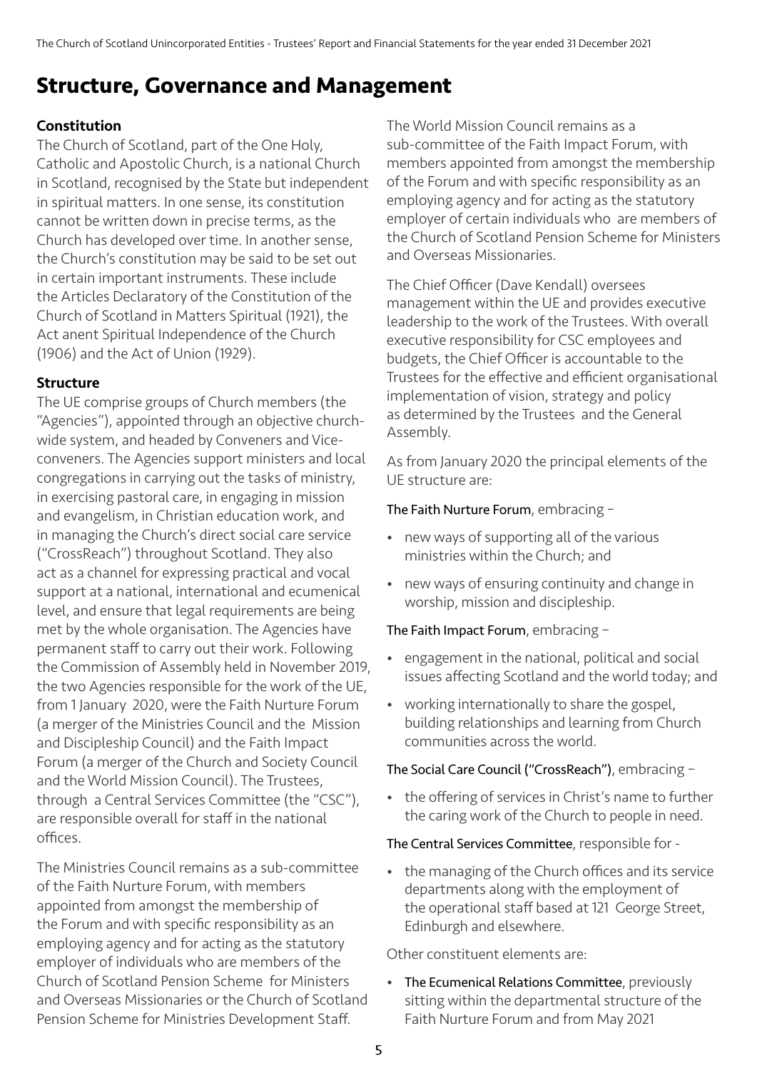# Structure, Governance and Management

**Constitution**

The Church of Scotland, part of the One Holy, Catholic and Apostolic Church, is a national Church in Scotland, recognised by the State but independent in spiritual matters. In one sense, its constitution cannot be written down in precise terms, as the Church has developed over time. In another sense, the Church's constitution may be said to be set out in certain important instruments. These include the Articles Declaratory of the Constitution of the Church of Scotland in Matters Spiritual (1921), the Act anent Spiritual Independence of the Church (1906) and the Act of Union (1929).

**Structure**

The UE comprise groups of Church members (the "Agencies"), appointed through an objective church-wide system, and headed by Conveners and Vice-conveners. The Agencies support ministers and local congregations in carrying out the tasks of ministry, in exercising pastoral care, in engaging in mission and evangelism, in Christian education work, and in managing the Church's direct social care service ("CrossReach") throughout Scotland. They also act as a channel for expressing practical and vocal support at a national, international and ecumenical level, and ensure that legal requirements are being met by the whole organisation. The Agencies have permanent staff to carry out their work. Following the Commission of Assembly held in November 2019, the two Agencies responsible for the work of the UE, from 1 January 2020, were the Faith Nurture Forum (a merger of the Ministries Council and the Mission and Discipleship Council) and the Faith Impact Forum (a merger of the Church and Society Council and the World Mission Council). The Trustees, through a Central Services Committee (the "CSC"), are responsible overall for staff in the national offices.

The Ministries Council remains as a sub-committee of the Faith Nurture Forum, with members appointed from amongst the membership of the Forum and with specific responsibility as an employing agency and for acting as the statutory employer of individuals who are members of the Church of Scotland Pension Scheme for Ministers and Overseas Missionaries or the Church of Scotland Pension Scheme for Ministries Development Staff.

The World Mission Council remains as a sub-committee of the Faith Impact Forum, with members appointed from amongst the membership of the Forum and with specific responsibility as an employing agency and for acting as the statutory employer of certain individuals who are members of the Church of Scotland Pension Scheme for Ministers and Overseas Missionaries.

The Chief Officer (Dave Kendall) oversees management within the UE and provides executive leadership to the work of the Trustees. With overall executive responsibility for CSC employees and budgets, the Chief Officer is accountable to the Trustees for the effective and efficient organisational implementation of vision, strategy and policy as determined by the Trustees and the General Assembly.

As from January 2020 the principal elements of the UE structure are:

The Faith Nurture Forum, embracing –

- new ways of supporting all of the various ministries within the Church; and
- new ways of ensuring continuity and change in worship, mission and discipleship.

The Faith Impact Forum, embracing –

- engagement in the national, political and social issues affecting Scotland and the world today; and
- working internationally to share the gospel, building relationships and learning from Church communities across the world.

The Social Care Council ("CrossReach"), embracing –

- the offering of services in Christ's name to further the caring work of the Church to people in need.

The Central Services Committee, responsible for -

- the managing of the Church offices and its service departments along with the employment of the operational staff based at 121 George Street, Edinburgh and elsewhere.

Other constituent elements are:

- The Ecumenical Relations Committee, previously sitting within the departmental structure of the Faith Nurture Forum and from May 2021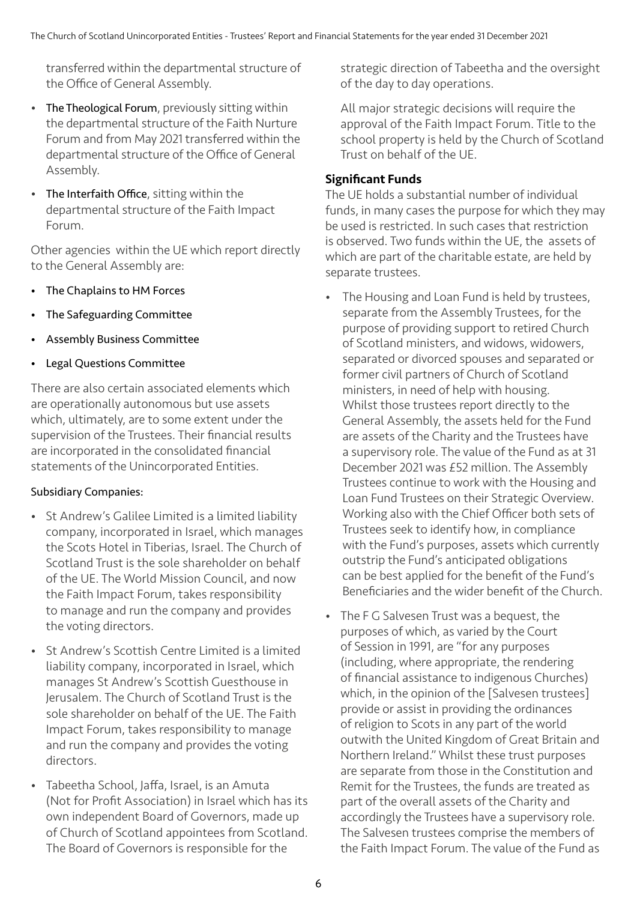transferred within the departmental structure of the Office of General Assembly.

- The Theological Forum, previously sitting within the departmental structure of the Faith Nurture Forum and from May 2021 transferred within the departmental structure of the Office of General Assembly.
- The Interfaith Office, sitting within the departmental structure of the Faith Impact Forum.

Other agencies within the UE which report directly to the General Assembly are:

- The Chaplains to HM Forces
- The Safeguarding Committee
- Assembly Business Committee
- Legal Questions Committee

There are also certain associated elements which are operationally autonomous but use assets which, ultimately, are to some extent under the supervision of the Trustees. Their financial results are incorporated in the consolidated financial statements of the Unincorporated Entities.

Subsidiary Companies:

- St Andrew's Galilee Limited is a limited liability company, incorporated in Israel, which manages the Scots Hotel in Tiberias, Israel. The Church of Scotland Trust is the sole shareholder on behalf of the UE. The World Mission Council, and now the Faith Impact Forum, takes responsibility to manage and run the company and provides the voting directors.
- St Andrew's Scottish Centre Limited is a limited liability company, incorporated in Israel, which manages St Andrew's Scottish Guesthouse in Jerusalem. The Church of Scotland Trust is the sole shareholder on behalf of the UE. The Faith Impact Forum, takes responsibility to manage and run the company and provides the voting directors.
- Tabeetha School, Jaffa, Israel, is an Amuta (Not for Profit Association) in Israel which has its own independent Board of Governors, made up of Church of Scotland appointees from Scotland. The Board of Governors is responsible for the strategic direction of Tabeetha and the oversight of the day to day operations.

  All major strategic decisions will require the approval of the Faith Impact Forum. Title to the school property is held by the Church of Scotland Trust on behalf of the UE.

**Significant Funds**

The UE holds a substantial number of individual funds, in many cases the purpose for which they may be used is restricted. In such cases that restriction is observed. Two funds within the UE, the assets of which are part of the charitable estate, are held by separate trustees.

- The Housing and Loan Fund is held by trustees, separate from the Assembly Trustees, for the purpose of providing support to retired Church of Scotland ministers, and widows, widowers, separated or divorced spouses and separated or former civil partners of Church of Scotland ministers, in need of help with housing. Whilst those trustees report directly to the General Assembly, the assets held for the Fund are assets of the Charity and the Trustees have a supervisory role. The value of the Fund as at 31 December 2021 was £52 million. The Assembly Trustees continue to work with the Housing and Loan Fund Trustees on their Strategic Overview. Working also with the Chief Officer both sets of Trustees seek to identify how, in compliance with the Fund's purposes, assets which currently outstrip the Fund's anticipated obligations can be best applied for the benefit of the Fund's Beneficiaries and the wider benefit of the Church.
- The F G Salvesen Trust was a bequest, the purposes of which, as varied by the Court of Session in 1991, are "for any purposes (including, where appropriate, the rendering of financial assistance to indigenous Churches) which, in the opinion of the [Salvesen trustees] provide or assist in providing the ordinances of religion to Scots in any part of the world outwith the United Kingdom of Great Britain and Northern Ireland." Whilst these trust purposes are separate from those in the Constitution and Remit for the Trustees, the funds are treated as part of the overall assets of the Charity and accordingly the Trustees have a supervisory role. The Salvesen trustees comprise the members of the Faith Impact Forum. The value of the Fund as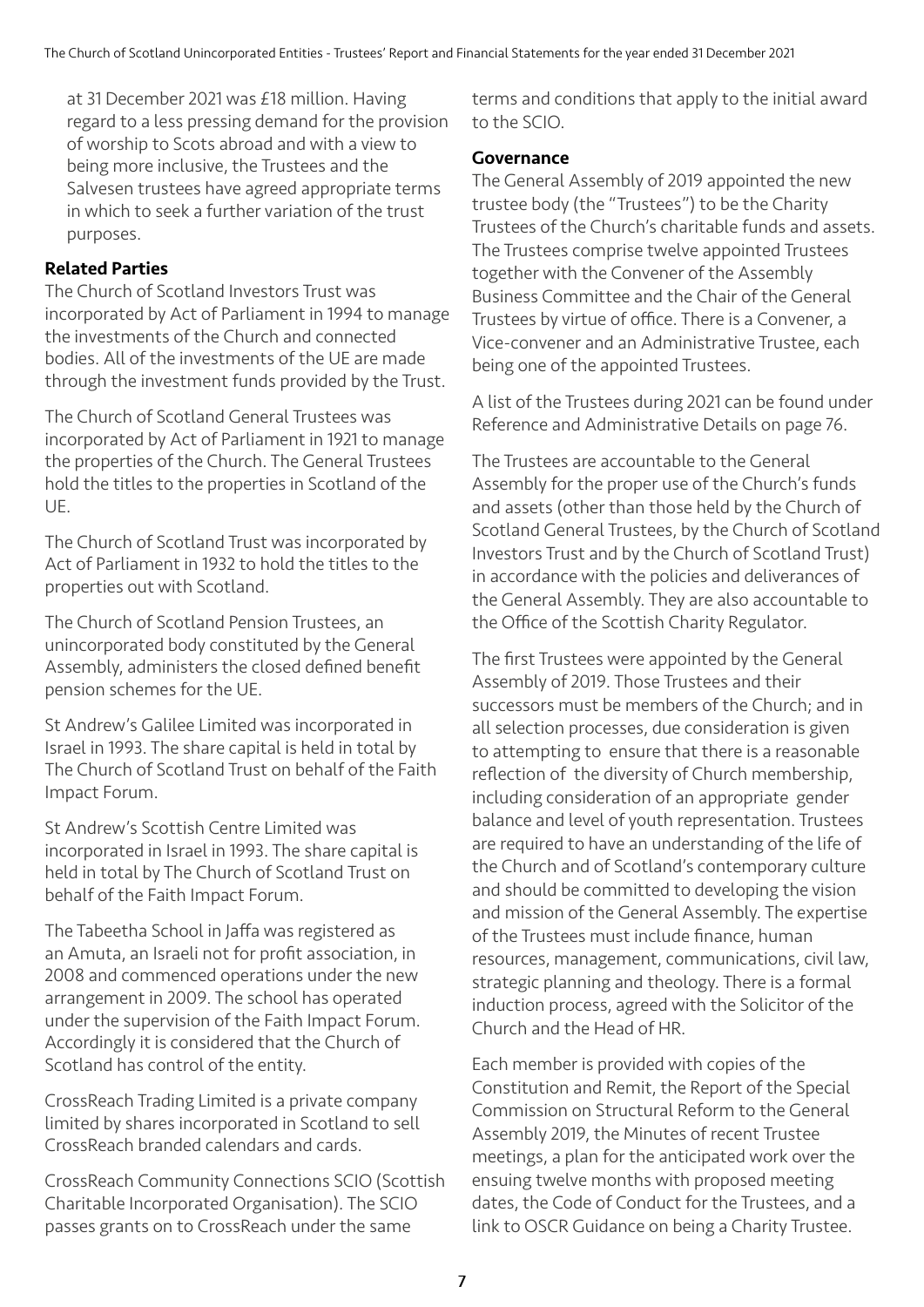at 31 December 2021 was £18 million. Having regard to a less pressing demand for the provision of worship to Scots abroad and with a view to being more inclusive, the Trustees and the Salvesen trustees have agreed appropriate terms in which to seek a further variation of the trust purposes.

**Related Parties**

The Church of Scotland Investors Trust was incorporated by Act of Parliament in 1994 to manage the investments of the Church and connected bodies. All of the investments of the UE are made through the investment funds provided by the Trust.

The Church of Scotland General Trustees was incorporated by Act of Parliament in 1921 to manage the properties of the Church. The General Trustees hold the titles to the properties in Scotland of the UE.

The Church of Scotland Trust was incorporated by Act of Parliament in 1932 to hold the titles to the properties out with Scotland.

The Church of Scotland Pension Trustees, an unincorporated body constituted by the General Assembly, administers the closed defined benefit pension schemes for the UE.

St Andrew's Galilee Limited was incorporated in Israel in 1993. The share capital is held in total by The Church of Scotland Trust on behalf of the Faith Impact Forum.

St Andrew's Scottish Centre Limited was incorporated in Israel in 1993. The share capital is held in total by The Church of Scotland Trust on behalf of the Faith Impact Forum.

The Tabeetha School in Jaffa was registered as an Amuta, an Israeli not for profit association, in 2008 and commenced operations under the new arrangement in 2009. The school has operated under the supervision of the Faith Impact Forum. Accordingly it is considered that the Church of Scotland has control of the entity.

CrossReach Trading Limited is a private company limited by shares incorporated in Scotland to sell CrossReach branded calendars and cards.

CrossReach Community Connections SCIO (Scottish Charitable Incorporated Organisation). The SCIO passes grants on to CrossReach under the same terms and conditions that apply to the initial award to the SCIO.

**Governance**

The General Assembly of 2019 appointed the new trustee body (the "Trustees") to be the Charity Trustees of the Church's charitable funds and assets. The Trustees comprise twelve appointed Trustees together with the Convener of the Assembly Business Committee and the Chair of the General Trustees by virtue of office. There is a Convener, a Vice-convener and an Administrative Trustee, each being one of the appointed Trustees.

A list of the Trustees during 2021 can be found under Reference and Administrative Details on page 76.

The Trustees are accountable to the General Assembly for the proper use of the Church's funds and assets (other than those held by the Church of Scotland General Trustees, by the Church of Scotland Investors Trust and by the Church of Scotland Trust) in accordance with the policies and deliverances of the General Assembly. They are also accountable to the Office of the Scottish Charity Regulator.

The first Trustees were appointed by the General Assembly of 2019. Those Trustees and their successors must be members of the Church; and in all selection processes, due consideration is given to attempting to ensure that there is a reasonable reflection of the diversity of Church membership, including consideration of an appropriate gender balance and level of youth representation. Trustees are required to have an understanding of the life of the Church and of Scotland's contemporary culture and should be committed to developing the vision and mission of the General Assembly. The expertise of the Trustees must include finance, human resources, management, communications, civil law, strategic planning and theology. There is a formal induction process, agreed with the Solicitor of the Church and the Head of HR.

Each member is provided with copies of the Constitution and Remit, the Report of the Special Commission on Structural Reform to the General Assembly 2019, the Minutes of recent Trustee meetings, a plan for the anticipated work over the ensuing twelve months with proposed meeting dates, the Code of Conduct for the Trustees, and a link to OSCR Guidance on being a Charity Trustee.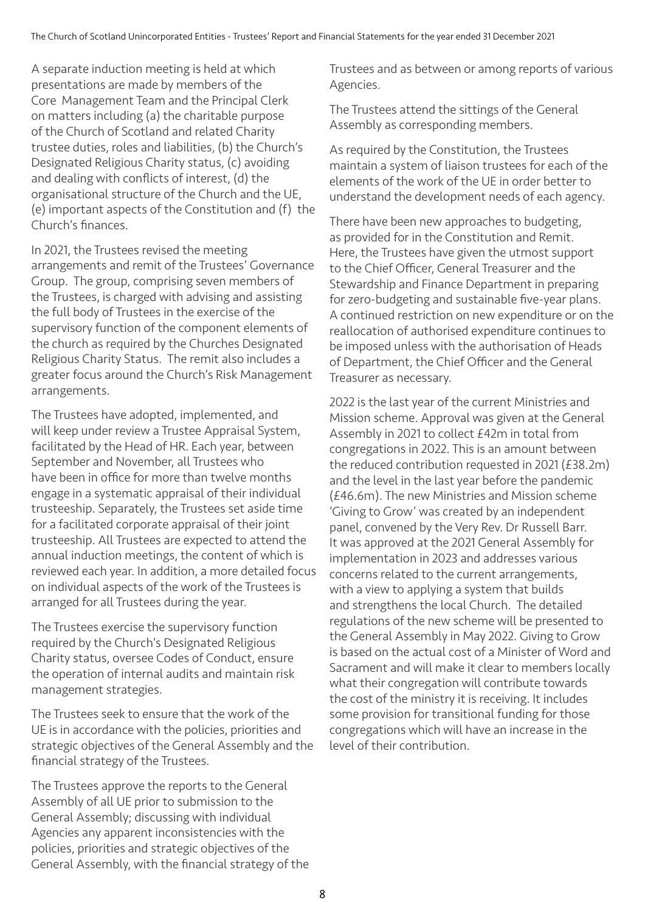A separate induction meeting is held at which presentations are made by members of the Core Management Team and the Principal Clerk on matters including (a) the charitable purpose of the Church of Scotland and related Charity trustee duties, roles and liabilities, (b) the Church's Designated Religious Charity status, (c) avoiding and dealing with conflicts of interest, (d) the organisational structure of the Church and the UE, (e) important aspects of the Constitution and (f) the Church's finances.

In 2021, the Trustees revised the meeting arrangements and remit of the Trustees' Governance Group. The group, comprising seven members of the Trustees, is charged with advising and assisting the full body of Trustees in the exercise of the supervisory function of the component elements of the church as required by the Churches Designated Religious Charity Status. The remit also includes a greater focus around the Church's Risk Management arrangements.

The Trustees have adopted, implemented, and will keep under review a Trustee Appraisal System, facilitated by the Head of HR. Each year, between September and November, all Trustees who have been in office for more than twelve months engage in a systematic appraisal of their individual trusteeship. Separately, the Trustees set aside time for a facilitated corporate appraisal of their joint trusteeship. All Trustees are expected to attend the annual induction meetings, the content of which is reviewed each year. In addition, a more detailed focus on individual aspects of the work of the Trustees is arranged for all Trustees during the year.

The Trustees exercise the supervisory function required by the Church's Designated Religious Charity status, oversee Codes of Conduct, ensure the operation of internal audits and maintain risk management strategies.

The Trustees seek to ensure that the work of the UE is in accordance with the policies, priorities and strategic objectives of the General Assembly and the financial strategy of the Trustees.

The Trustees approve the reports to the General Assembly of all UE prior to submission to the General Assembly; discussing with individual Agencies any apparent inconsistencies with the policies, priorities and strategic objectives of the General Assembly, with the financial strategy of the Trustees and as between or among reports of various Agencies.

The Trustees attend the sittings of the General Assembly as corresponding members.

As required by the Constitution, the Trustees maintain a system of liaison trustees for each of the elements of the work of the UE in order better to understand the development needs of each agency.

There have been new approaches to budgeting, as provided for in the Constitution and Remit. Here, the Trustees have given the utmost support to the Chief Officer, General Treasurer and the Stewardship and Finance Department in preparing for zero-budgeting and sustainable five-year plans. A continued restriction on new expenditure or on the reallocation of authorised expenditure continues to be imposed unless with the authorisation of Heads of Department, the Chief Officer and the General Treasurer as necessary.

2022 is the last year of the current Ministries and Mission scheme. Approval was given at the General Assembly in 2021 to collect £42m in total from congregations in 2022. This is an amount between the reduced contribution requested in 2021 (£38.2m) and the level in the last year before the pandemic (£46.6m). The new Ministries and Mission scheme 'Giving to Grow' was created by an independent panel, convened by the Very Rev. Dr Russell Barr. It was approved at the 2021 General Assembly for implementation in 2023 and addresses various concerns related to the current arrangements, with a view to applying a system that builds and strengthens the local Church. The detailed regulations of the new scheme will be presented to the General Assembly in May 2022. Giving to Grow is based on the actual cost of a Minister of Word and Sacrament and will make it clear to members locally what their congregation will contribute towards the cost of the ministry it is receiving. It includes some provision for transitional funding for those congregations which will have an increase in the level of their contribution.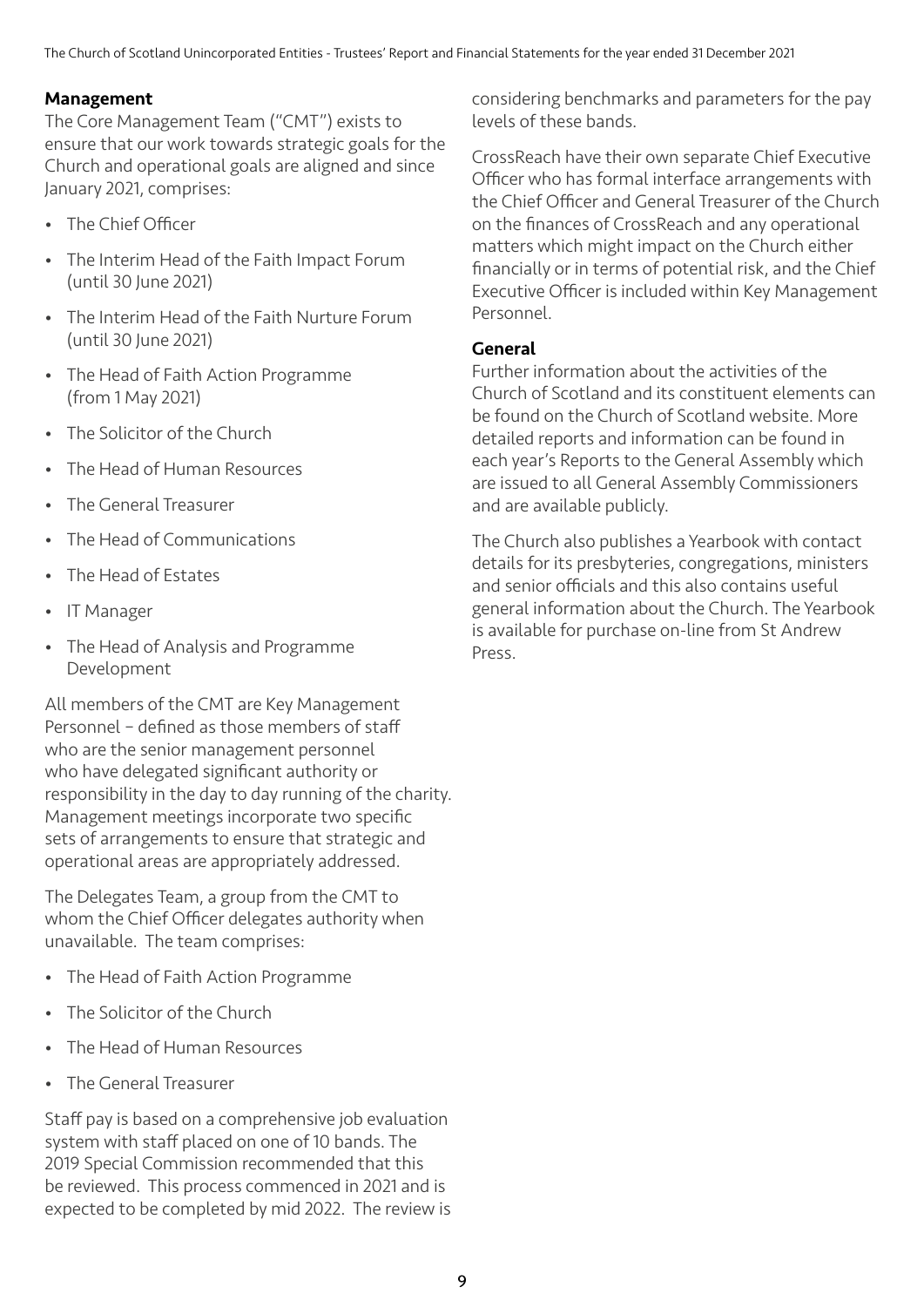## Management

The Core Management Team ("CMT") exists to ensure that our work towards strategic goals for the Church and operational goals are aligned and since January 2021, comprises:

- The Chief Officer
- The Interim Head of the Faith Impact Forum (until 30 June 2021)
- The Interim Head of the Faith Nurture Forum (until 30 June 2021)
- The Head of Faith Action Programme (from 1 May 2021)
- The Solicitor of the Church
- The Head of Human Resources
- The General Treasurer
- The Head of Communications
- The Head of Estates
- IT Manager
- The Head of Analysis and Programme Development

All members of the CMT are Key Management Personnel – defined as those members of staff who are the senior management personnel who have delegated significant authority or responsibility in the day to day running of the charity. Management meetings incorporate two specific sets of arrangements to ensure that strategic and operational areas are appropriately addressed.

The Delegates Team, a group from the CMT to whom the Chief Officer delegates authority when unavailable. The team comprises:

- The Head of Faith Action Programme
- The Solicitor of the Church
- The Head of Human Resources
- The General Treasurer

Staff pay is based on a comprehensive job evaluation system with staff placed on one of 10 bands. The 2019 Special Commission recommended that this be reviewed. This process commenced in 2021 and is expected to be completed by mid 2022. The review is considering benchmarks and parameters for the pay levels of these bands.

CrossReach have their own separate Chief Executive Officer who has formal interface arrangements with the Chief Officer and General Treasurer of the Church on the finances of CrossReach and any operational matters which might impact on the Church either financially or in terms of potential risk, and the Chief Executive Officer is included within Key Management Personnel.

## General

Further information about the activities of the Church of Scotland and its constituent elements can be found on the Church of Scotland website. More detailed reports and information can be found in each year's Reports to the General Assembly which are issued to all General Assembly Commissioners and are available publicly.

The Church also publishes a Yearbook with contact details for its presbyteries, congregations, ministers and senior officials and this also contains useful general information about the Church. The Yearbook is available for purchase on-line from St Andrew Press.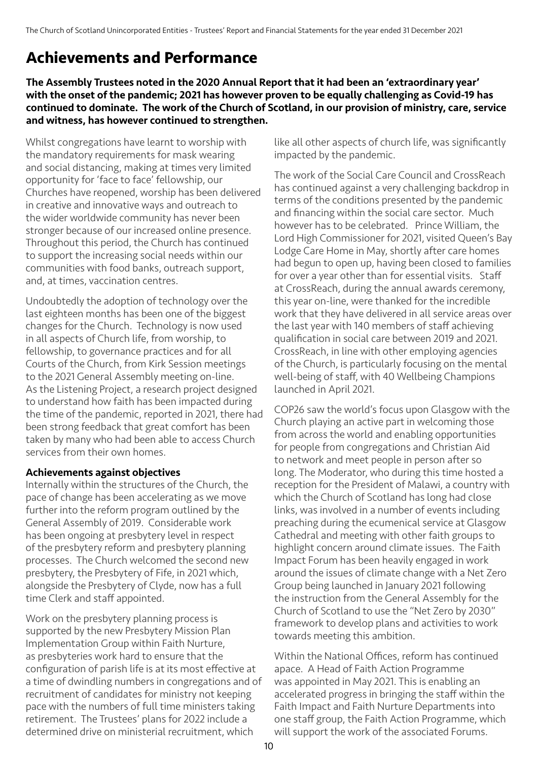# Achievements and Performance

**The Assembly Trustees noted in the 2020 Annual Report that it had been an 'extraordinary year' with the onset of the pandemic; 2021 has however proven to be equally challenging as Covid-19 has continued to dominate. The work of the Church of Scotland, in our provision of ministry, care, service and witness, has however continued to strengthen.**

Whilst congregations have learnt to worship with the mandatory requirements for mask wearing and social distancing, making at times very limited opportunity for 'face to face' fellowship, our Churches have reopened, worship has been delivered in creative and innovative ways and outreach to the wider worldwide community has never been stronger because of our increased online presence. Throughout this period, the Church has continued to support the increasing social needs within our communities with food banks, outreach support, and, at times, vaccination centres.

Undoubtedly the adoption of technology over the last eighteen months has been one of the biggest changes for the Church. Technology is now used in all aspects of Church life, from worship, to fellowship, to governance practices and for all Courts of the Church, from Kirk Session meetings to the 2021 General Assembly meeting on-line. As the Listening Project, a research project designed to understand how faith has been impacted during the time of the pandemic, reported in 2021, there had been strong feedback that great comfort has been taken by many who had been able to access Church services from their own homes.

### Achievements against objectives

Internally within the structures of the Church, the pace of change has been accelerating as we move further into the reform program outlined by the General Assembly of 2019. Considerable work has been ongoing at presbytery level in respect of the presbytery reform and presbytery planning processes. The Church welcomed the second new presbytery, the Presbytery of Fife, in 2021 which, alongside the Presbytery of Clyde, now has a full time Clerk and staff appointed.

Work on the presbytery planning process is supported by the new Presbytery Mission Plan Implementation Group within Faith Nurture, as presbyteries work hard to ensure that the configuration of parish life is at its most effective at a time of dwindling numbers in congregations and of recruitment of candidates for ministry not keeping pace with the numbers of full time ministers taking retirement. The Trustees' plans for 2022 include a determined drive on ministerial recruitment, which like all other aspects of church life, was significantly impacted by the pandemic.

The work of the Social Care Council and CrossReach has continued against a very challenging backdrop in terms of the conditions presented by the pandemic and financing within the social care sector. Much however has to be celebrated. Prince William, the Lord High Commissioner for 2021, visited Queen's Bay Lodge Care Home in May, shortly after care homes had begun to open up, having been closed to families for over a year other than for essential visits. Staff at CrossReach, during the annual awards ceremony, this year on-line, were thanked for the incredible work that they have delivered in all service areas over the last year with 140 members of staff achieving qualification in social care between 2019 and 2021. CrossReach, in line with other employing agencies of the Church, is particularly focusing on the mental well-being of staff, with 40 Wellbeing Champions launched in April 2021.

COP26 saw the world's focus upon Glasgow with the Church playing an active part in welcoming those from across the world and enabling opportunities for people from congregations and Christian Aid to network and meet people in person after so long. The Moderator, who during this time hosted a reception for the President of Malawi, a country with which the Church of Scotland has long had close links, was involved in a number of events including preaching during the ecumenical service at Glasgow Cathedral and meeting with other faith groups to highlight concern around climate issues. The Faith Impact Forum has been heavily engaged in work around the issues of climate change with a Net Zero Group being launched in January 2021 following the instruction from the General Assembly for the Church of Scotland to use the "Net Zero by 2030" framework to develop plans and activities to work towards meeting this ambition.

Within the National Offices, reform has continued apace. A Head of Faith Action Programme was appointed in May 2021. This is enabling an accelerated progress in bringing the staff within the Faith Impact and Faith Nurture Departments into one staff group, the Faith Action Programme, which will support the work of the associated Forums.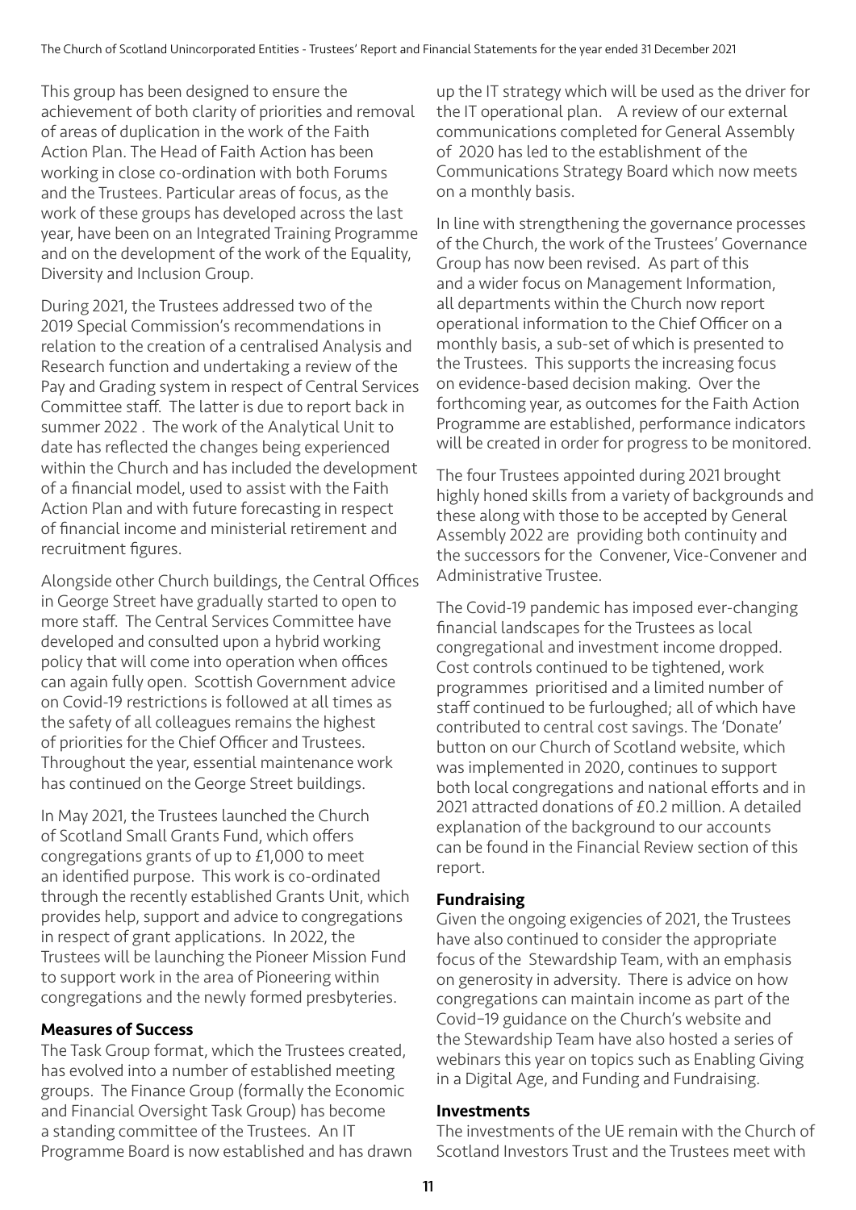This group has been designed to ensure the achievement of both clarity of priorities and removal of areas of duplication in the work of the Faith Action Plan. The Head of Faith Action has been working in close co-ordination with both Forums and the Trustees. Particular areas of focus, as the work of these groups has developed across the last year, have been on an Integrated Training Programme and on the development of the work of the Equality, Diversity and Inclusion Group.

During 2021, the Trustees addressed two of the 2019 Special Commission's recommendations in relation to the creation of a centralised Analysis and Research function and undertaking a review of the Pay and Grading system in respect of Central Services Committee staff. The latter is due to report back in summer 2022 . The work of the Analytical Unit to date has reflected the changes being experienced within the Church and has included the development of a financial model, used to assist with the Faith Action Plan and with future forecasting in respect of financial income and ministerial retirement and recruitment figures.

Alongside other Church buildings, the Central Offices in George Street have gradually started to open to more staff. The Central Services Committee have developed and consulted upon a hybrid working policy that will come into operation when offices can again fully open. Scottish Government advice on Covid-19 restrictions is followed at all times as the safety of all colleagues remains the highest of priorities for the Chief Officer and Trustees. Throughout the year, essential maintenance work has continued on the George Street buildings.

In May 2021, the Trustees launched the Church of Scotland Small Grants Fund, which offers congregations grants of up to £1,000 to meet an identified purpose. This work is co-ordinated through the recently established Grants Unit, which provides help, support and advice to congregations in respect of grant applications. In 2022, the Trustees will be launching the Pioneer Mission Fund to support work in the area of Pioneering within congregations and the newly formed presbyteries.

**Measures of Success**

The Task Group format, which the Trustees created, has evolved into a number of established meeting groups. The Finance Group (formally the Economic and Financial Oversight Task Group) has become a standing committee of the Trustees. An IT Programme Board is now established and has drawn up the IT strategy which will be used as the driver for the IT operational plan. A review of our external communications completed for General Assembly of 2020 has led to the establishment of the Communications Strategy Board which now meets on a monthly basis.

In line with strengthening the governance processes of the Church, the work of the Trustees' Governance Group has now been revised. As part of this and a wider focus on Management Information, all departments within the Church now report operational information to the Chief Officer on a monthly basis, a sub-set of which is presented to the Trustees. This supports the increasing focus on evidence-based decision making. Over the forthcoming year, as outcomes for the Faith Action Programme are established, performance indicators will be created in order for progress to be monitored.

The four Trustees appointed during 2021 brought highly honed skills from a variety of backgrounds and these along with those to be accepted by General Assembly 2022 are providing both continuity and the successors for the Convener, Vice-Convener and Administrative Trustee.

The Covid-19 pandemic has imposed ever-changing financial landscapes for the Trustees as local congregational and investment income dropped. Cost controls continued to be tightened, work programmes prioritised and a limited number of staff continued to be furloughed; all of which have contributed to central cost savings. The 'Donate' button on our Church of Scotland website, which was implemented in 2020, continues to support both local congregations and national efforts and in 2021 attracted donations of £0.2 million. A detailed explanation of the background to our accounts can be found in the Financial Review section of this report.

**Fundraising**

Given the ongoing exigencies of 2021, the Trustees have also continued to consider the appropriate focus of the Stewardship Team, with an emphasis on generosity in adversity. There is advice on how congregations can maintain income as part of the Covid-19 guidance on the Church's website and the Stewardship Team have also hosted a series of webinars this year on topics such as Enabling Giving in a Digital Age, and Funding and Fundraising.

**Investments**

The investments of the UE remain with the Church of Scotland Investors Trust and the Trustees meet with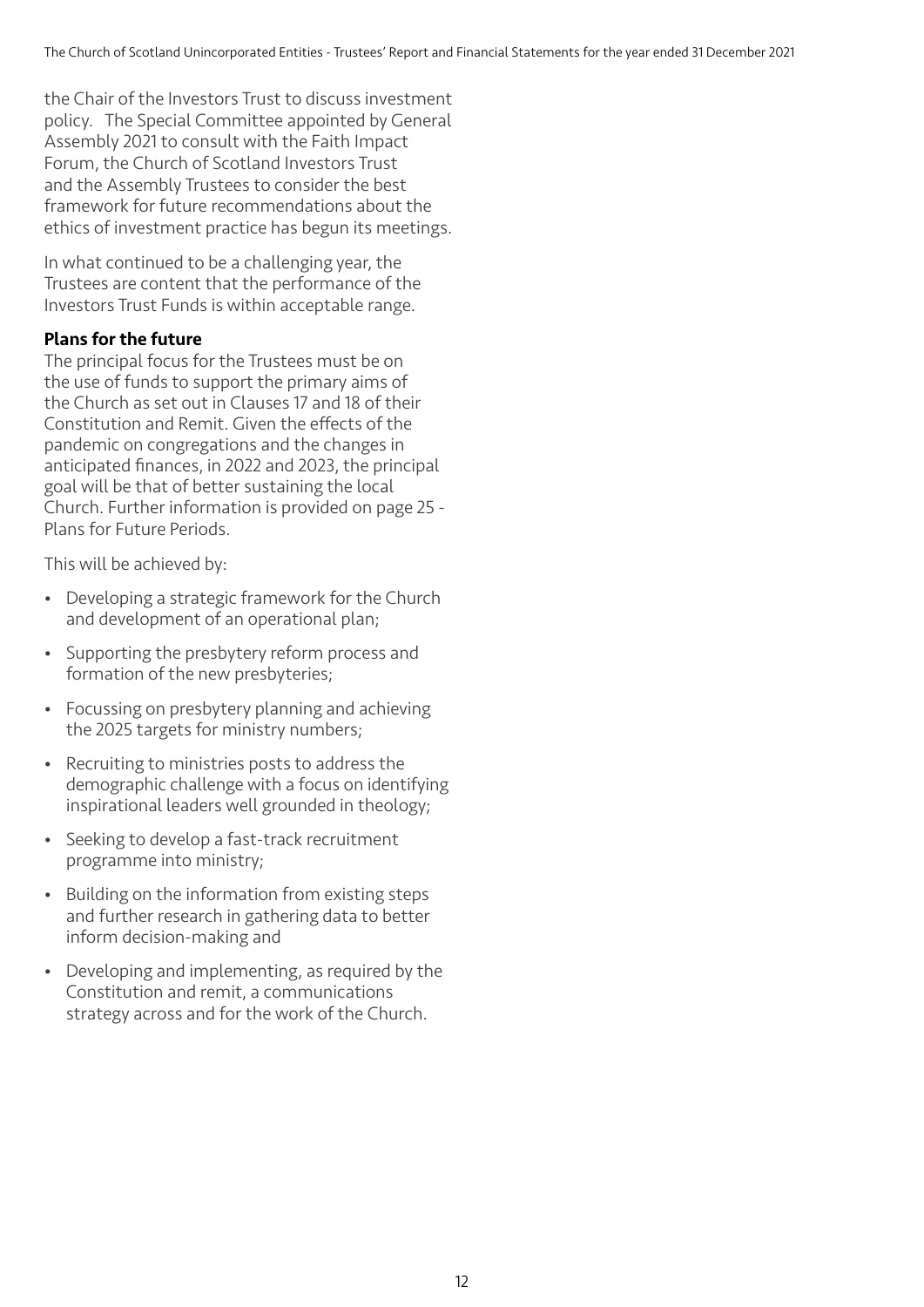the Chair of the Investors Trust to discuss investment policy. The Special Committee appointed by General Assembly 2021 to consult with the Faith Impact Forum, the Church of Scotland Investors Trust and the Assembly Trustees to consider the best framework for future recommendations about the ethics of investment practice has begun its meetings.

In what continued to be a challenging year, the Trustees are content that the performance of the Investors Trust Funds is within acceptable range.

**Plans for the future**

The principal focus for the Trustees must be on the use of funds to support the primary aims of the Church as set out in Clauses 17 and 18 of their Constitution and Remit. Given the effects of the pandemic on congregations and the changes in anticipated finances, in 2022 and 2023, the principal goal will be that of better sustaining the local Church. Further information is provided on page 25 - Plans for Future Periods.

This will be achieved by:

- Developing a strategic framework for the Church and development of an operational plan;
- Supporting the presbytery reform process and formation of the new presbyteries;
- Focussing on presbytery planning and achieving the 2025 targets for ministry numbers;
- Recruiting to ministries posts to address the demographic challenge with a focus on identifying inspirational leaders well grounded in theology;
- Seeking to develop a fast-track recruitment programme into ministry;
- Building on the information from existing steps and further research in gathering data to better inform decision-making and
- Developing and implementing, as required by the Constitution and remit, a communications strategy across and for the work of the Church.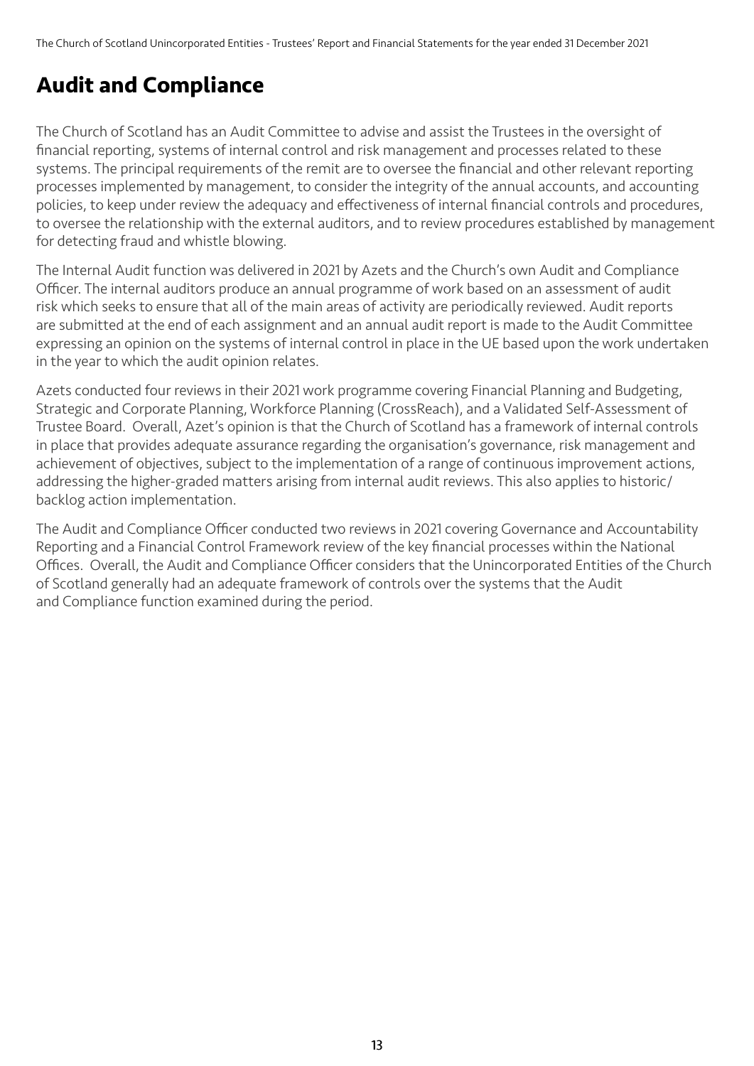# Audit and Compliance

The Church of Scotland has an Audit Committee to advise and assist the Trustees in the oversight of financial reporting, systems of internal control and risk management and processes related to these systems. The principal requirements of the remit are to oversee the financial and other relevant reporting processes implemented by management, to consider the integrity of the annual accounts, and accounting policies, to keep under review the adequacy and effectiveness of internal financial controls and procedures, to oversee the relationship with the external auditors, and to review procedures established by management for detecting fraud and whistle blowing.

The Internal Audit function was delivered in 2021 by Azets and the Church's own Audit and Compliance Officer. The internal auditors produce an annual programme of work based on an assessment of audit risk which seeks to ensure that all of the main areas of activity are periodically reviewed. Audit reports are submitted at the end of each assignment and an annual audit report is made to the Audit Committee expressing an opinion on the systems of internal control in place in the UE based upon the work undertaken in the year to which the audit opinion relates.

Azets conducted four reviews in their 2021 work programme covering Financial Planning and Budgeting, Strategic and Corporate Planning, Workforce Planning (CrossReach), and a Validated Self-Assessment of Trustee Board. Overall, Azet's opinion is that the Church of Scotland has a framework of internal controls in place that provides adequate assurance regarding the organisation's governance, risk management and achievement of objectives, subject to the implementation of a range of continuous improvement actions, addressing the higher-graded matters arising from internal audit reviews. This also applies to historic/backlog action implementation.

The Audit and Compliance Officer conducted two reviews in 2021 covering Governance and Accountability Reporting and a Financial Control Framework review of the key financial processes within the National Offices. Overall, the Audit and Compliance Officer considers that the Unincorporated Entities of the Church of Scotland generally had an adequate framework of controls over the systems that the Audit and Compliance function examined during the period.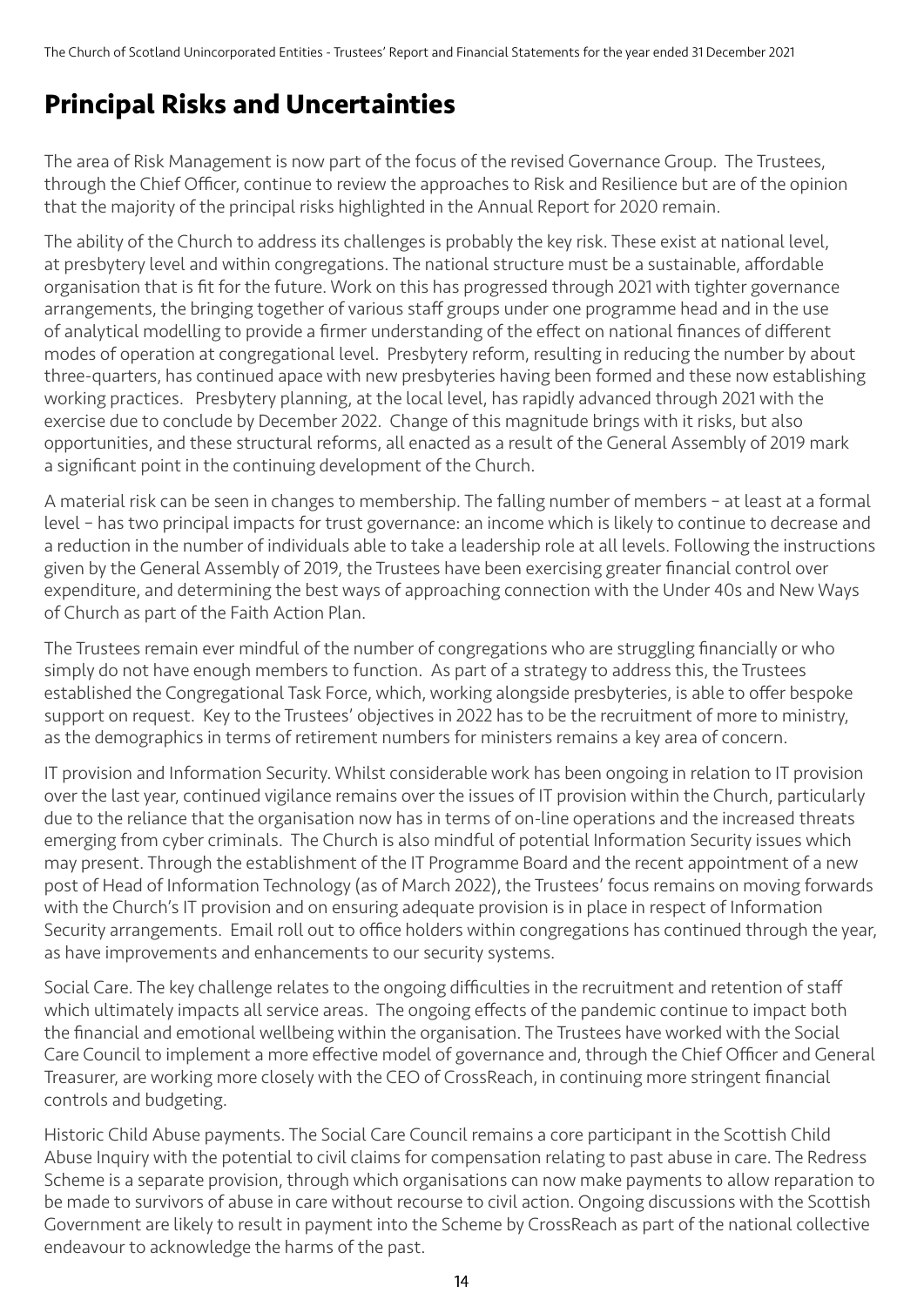# Principal Risks and Uncertainties

The area of Risk Management is now part of the focus of the revised Governance Group. The Trustees, through the Chief Officer, continue to review the approaches to Risk and Resilience but are of the opinion that the majority of the principal risks highlighted in the Annual Report for 2020 remain.

The ability of the Church to address its challenges is probably the key risk. These exist at national level, at presbytery level and within congregations. The national structure must be a sustainable, affordable organisation that is fit for the future. Work on this has progressed through 2021 with tighter governance arrangements, the bringing together of various staff groups under one programme head and in the use of analytical modelling to provide a firmer understanding of the effect on national finances of different modes of operation at congregational level. Presbytery reform, resulting in reducing the number by about three-quarters, has continued apace with new presbyteries having been formed and these now establishing working practices. Presbytery planning, at the local level, has rapidly advanced through 2021 with the exercise due to conclude by December 2022. Change of this magnitude brings with it risks, but also opportunities, and these structural reforms, all enacted as a result of the General Assembly of 2019 mark a significant point in the continuing development of the Church.

A material risk can be seen in changes to membership. The falling number of members – at least at a formal level – has two principal impacts for trust governance: an income which is likely to continue to decrease and a reduction in the number of individuals able to take a leadership role at all levels. Following the instructions given by the General Assembly of 2019, the Trustees have been exercising greater financial control over expenditure, and determining the best ways of approaching connection with the Under 40s and New Ways of Church as part of the Faith Action Plan.

The Trustees remain ever mindful of the number of congregations who are struggling financially or who simply do not have enough members to function. As part of a strategy to address this, the Trustees established the Congregational Task Force, which, working alongside presbyteries, is able to offer bespoke support on request. Key to the Trustees' objectives in 2022 has to be the recruitment of more to ministry, as the demographics in terms of retirement numbers for ministers remains a key area of concern.

IT provision and Information Security. Whilst considerable work has been ongoing in relation to IT provision over the last year, continued vigilance remains over the issues of IT provision within the Church, particularly due to the reliance that the organisation now has in terms of on-line operations and the increased threats emerging from cyber criminals. The Church is also mindful of potential Information Security issues which may present. Through the establishment of the IT Programme Board and the recent appointment of a new post of Head of Information Technology (as of March 2022), the Trustees' focus remains on moving forwards with the Church's IT provision and on ensuring adequate provision is in place in respect of Information Security arrangements. Email roll out to office holders within congregations has continued through the year, as have improvements and enhancements to our security systems.

Social Care. The key challenge relates to the ongoing difficulties in the recruitment and retention of staff which ultimately impacts all service areas. The ongoing effects of the pandemic continue to impact both the financial and emotional wellbeing within the organisation. The Trustees have worked with the Social Care Council to implement a more effective model of governance and, through the Chief Officer and General Treasurer, are working more closely with the CEO of CrossReach, in continuing more stringent financial controls and budgeting.

Historic Child Abuse payments. The Social Care Council remains a core participant in the Scottish Child Abuse Inquiry with the potential to civil claims for compensation relating to past abuse in care. The Redress Scheme is a separate provision, through which organisations can now make payments to allow reparation to be made to survivors of abuse in care without recourse to civil action. Ongoing discussions with the Scottish Government are likely to result in payment into the Scheme by CrossReach as part of the national collective endeavour to acknowledge the harms of the past.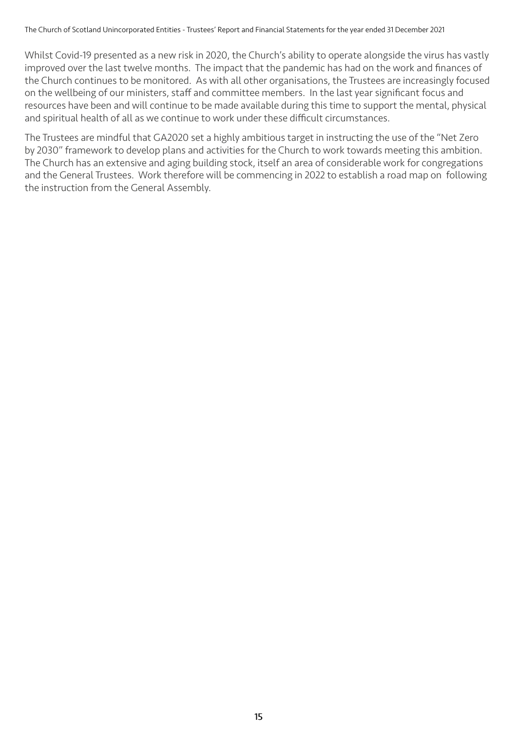Whilst Covid-19 presented as a new risk in 2020, the Church's ability to operate alongside the virus has vastly improved over the last twelve months. The impact that the pandemic has had on the work and finances of the Church continues to be monitored. As with all other organisations, the Trustees are increasingly focused on the wellbeing of our ministers, staff and committee members. In the last year significant focus and resources have been and will continue to be made available during this time to support the mental, physical and spiritual health of all as we continue to work under these difficult circumstances.

The Trustees are mindful that GA2020 set a highly ambitious target in instructing the use of the "Net Zero by 2030" framework to develop plans and activities for the Church to work towards meeting this ambition. The Church has an extensive and aging building stock, itself an area of considerable work for congregations and the General Trustees. Work therefore will be commencing in 2022 to establish a road map on following the instruction from the General Assembly.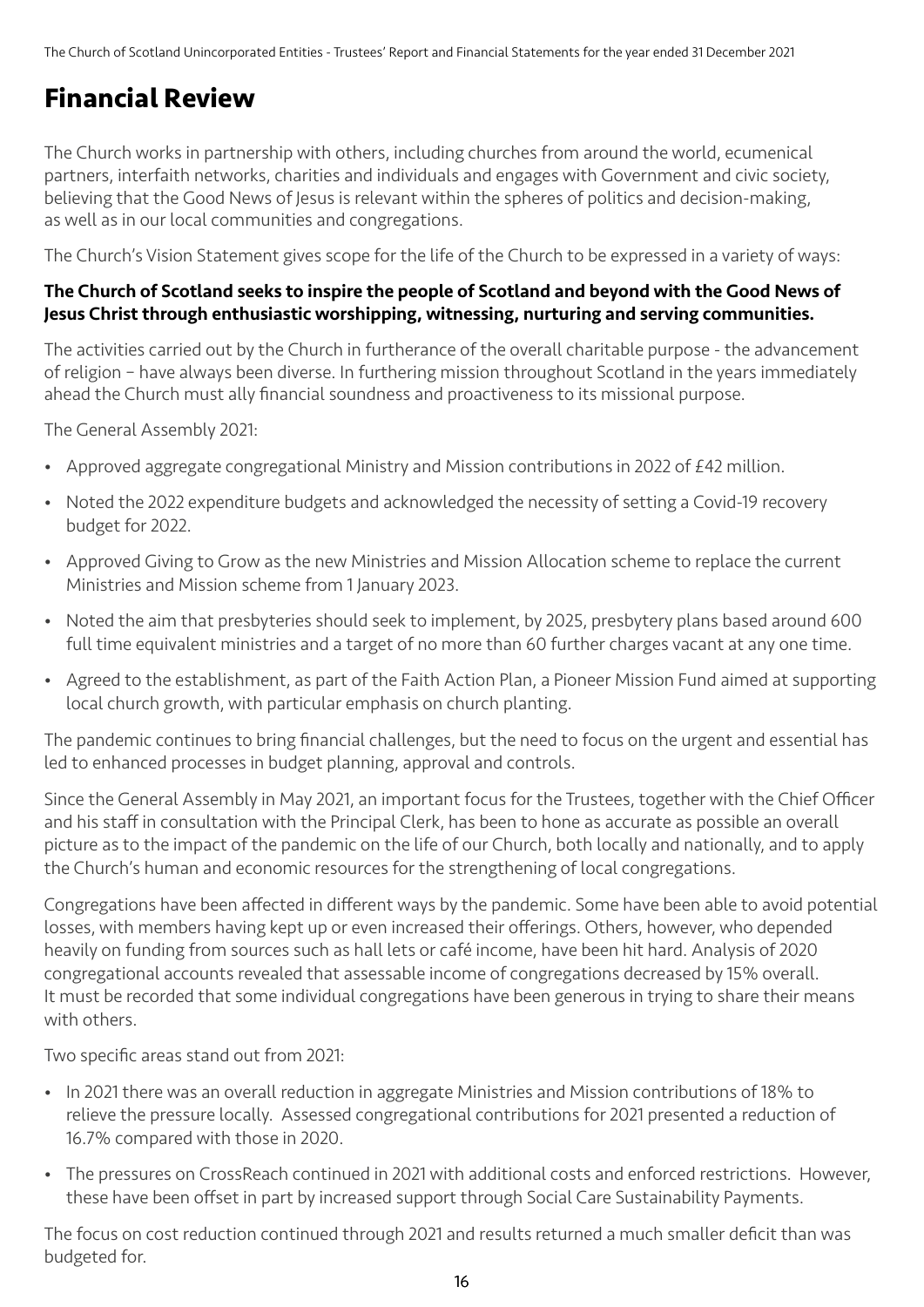# Financial Review

The Church works in partnership with others, including churches from around the world, ecumenical partners, interfaith networks, charities and individuals and engages with Government and civic society, believing that the Good News of Jesus is relevant within the spheres of politics and decision-making, as well as in our local communities and congregations.

The Church's Vision Statement gives scope for the life of the Church to be expressed in a variety of ways:

**The Church of Scotland seeks to inspire the people of Scotland and beyond with the Good News of Jesus Christ through enthusiastic worshipping, witnessing, nurturing and serving communities.**

The activities carried out by the Church in furtherance of the overall charitable purpose - the advancement of religion – have always been diverse. In furthering mission throughout Scotland in the years immediately ahead the Church must ally financial soundness and proactiveness to its missional purpose.

The General Assembly 2021:

- Approved aggregate congregational Ministry and Mission contributions in 2022 of £42 million.
- Noted the 2022 expenditure budgets and acknowledged the necessity of setting a Covid-19 recovery budget for 2022.
- Approved Giving to Grow as the new Ministries and Mission Allocation scheme to replace the current Ministries and Mission scheme from 1 January 2023.
- Noted the aim that presbyteries should seek to implement, by 2025, presbytery plans based around 600 full time equivalent ministries and a target of no more than 60 further charges vacant at any one time.
- Agreed to the establishment, as part of the Faith Action Plan, a Pioneer Mission Fund aimed at supporting local church growth, with particular emphasis on church planting.

The pandemic continues to bring financial challenges, but the need to focus on the urgent and essential has led to enhanced processes in budget planning, approval and controls.

Since the General Assembly in May 2021, an important focus for the Trustees, together with the Chief Officer and his staff in consultation with the Principal Clerk, has been to hone as accurate as possible an overall picture as to the impact of the pandemic on the life of our Church, both locally and nationally, and to apply the Church's human and economic resources for the strengthening of local congregations.

Congregations have been affected in different ways by the pandemic. Some have been able to avoid potential losses, with members having kept up or even increased their offerings. Others, however, who depended heavily on funding from sources such as hall lets or café income, have been hit hard. Analysis of 2020 congregational accounts revealed that assessable income of congregations decreased by 15% overall. It must be recorded that some individual congregations have been generous in trying to share their means with others.

Two specific areas stand out from 2021:

- In 2021 there was an overall reduction in aggregate Ministries and Mission contributions of 18% to relieve the pressure locally. Assessed congregational contributions for 2021 presented a reduction of 16.7% compared with those in 2020.
- The pressures on CrossReach continued in 2021 with additional costs and enforced restrictions. However, these have been offset in part by increased support through Social Care Sustainability Payments.

The focus on cost reduction continued through 2021 and results returned a much smaller deficit than was budgeted for.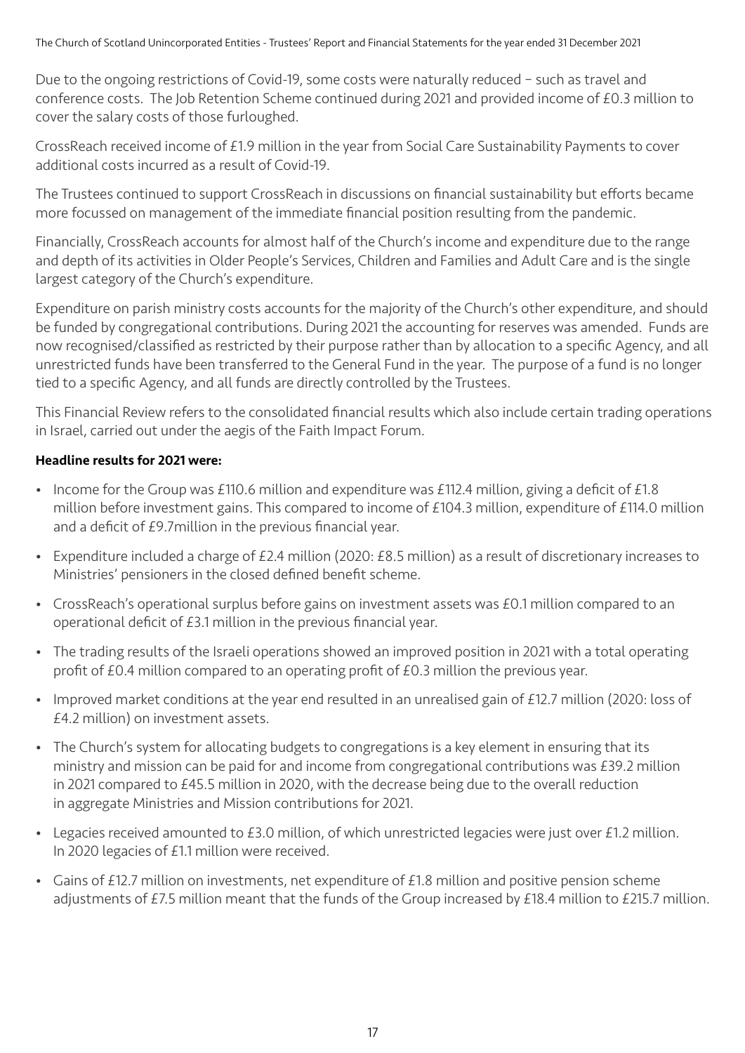Due to the ongoing restrictions of Covid-19, some costs were naturally reduced – such as travel and conference costs. The Job Retention Scheme continued during 2021 and provided income of £0.3 million to cover the salary costs of those furloughed.

CrossReach received income of £1.9 million in the year from Social Care Sustainability Payments to cover additional costs incurred as a result of Covid-19.

The Trustees continued to support CrossReach in discussions on financial sustainability but efforts became more focussed on management of the immediate financial position resulting from the pandemic.

Financially, CrossReach accounts for almost half of the Church's income and expenditure due to the range and depth of its activities in Older People's Services, Children and Families and Adult Care and is the single largest category of the Church's expenditure.

Expenditure on parish ministry costs accounts for the majority of the Church's other expenditure, and should be funded by congregational contributions. During 2021 the accounting for reserves was amended. Funds are now recognised/classified as restricted by their purpose rather than by allocation to a specific Agency, and all unrestricted funds have been transferred to the General Fund in the year. The purpose of a fund is no longer tied to a specific Agency, and all funds are directly controlled by the Trustees.

This Financial Review refers to the consolidated financial results which also include certain trading operations in Israel, carried out under the aegis of the Faith Impact Forum.

**Headline results for 2021 were:**

- Income for the Group was £110.6 million and expenditure was £112.4 million, giving a deficit of £1.8 million before investment gains. This compared to income of £104.3 million, expenditure of £114.0 million and a deficit of £9.7million in the previous financial year.
- Expenditure included a charge of £2.4 million (2020: £8.5 million) as a result of discretionary increases to Ministries' pensioners in the closed defined benefit scheme.
- CrossReach's operational surplus before gains on investment assets was £0.1 million compared to an operational deficit of £3.1 million in the previous financial year.
- The trading results of the Israeli operations showed an improved position in 2021 with a total operating profit of £0.4 million compared to an operating profit of £0.3 million the previous year.
- Improved market conditions at the year end resulted in an unrealised gain of £12.7 million (2020: loss of £4.2 million) on investment assets.
- The Church's system for allocating budgets to congregations is a key element in ensuring that its ministry and mission can be paid for and income from congregational contributions was £39.2 million in 2021 compared to £45.5 million in 2020, with the decrease being due to the overall reduction in aggregate Ministries and Mission contributions for 2021.
- Legacies received amounted to £3.0 million, of which unrestricted legacies were just over £1.2 million. In 2020 legacies of £1.1 million were received.
- Gains of £12.7 million on investments, net expenditure of £1.8 million and positive pension scheme adjustments of £7.5 million meant that the funds of the Group increased by £18.4 million to £215.7 million.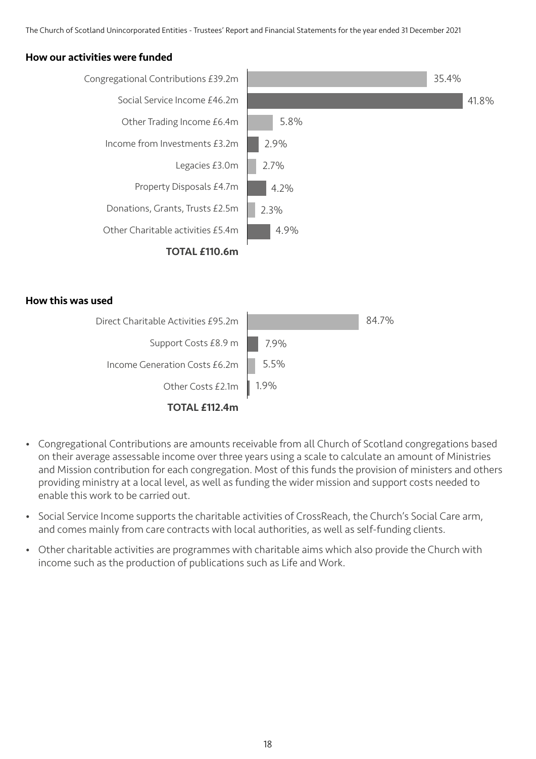### How our activities were funded

Congregational Contributions £39.2m 35.4%
Social Service Income £46.2m 41.8%
Other Trading Income £6.4m 5.8%
Income from Investments £3.2m 2.9%
Legacies £3.0m 2.7%
Property Disposals £4.7m 4.2%
Donations, Grants, Trusts £2.5m 2.3%
Other Charitable activities £5.4m 4.9%
**TOTAL £110.6m**

### How this was used

Direct Charitable Activities £95.2m 84.7%
Support Costs £8.9 m 7.9%
Income Generation Costs £6.2m 5.5%
Other Costs £2.1m 1.9%
**TOTAL £112.4m**

- Congregational Contributions are amounts receivable from all Church of Scotland congregations based on their average assessable income over three years using a scale to calculate an amount of Ministries and Mission contribution for each congregation. Most of this funds the provision of ministers and others providing ministry at a local level, as well as funding the wider mission and support costs needed to enable this work to be carried out.
- Social Service Income supports the charitable activities of CrossReach, the Church's Social Care arm, and comes mainly from care contracts with local authorities, as well as self-funding clients.
- Other charitable activities are programmes with charitable aims which also provide the Church with income such as the production of publications such as Life and Work.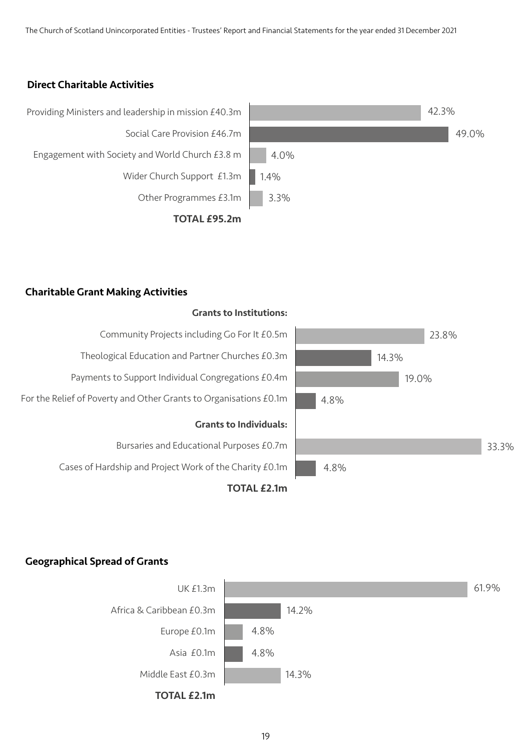## Direct Charitable Activities

Providing Ministers and leadership in mission £40.3m 42.3%

Social Care Provision £46.7m 49.0%

Engagement with Society and World Church £3.8 m 4.0%

Wider Church Support £1.3m 1.4%

Other Programmes £3.1m 3.3%

**TOTAL £95.2m**

## Charitable Grant Making Activities

**Grants to Institutions:**

Community Projects including Go For It £0.5m 23.8%

Theological Education and Partner Churches £0.3m 14.3%

Payments to Support Individual Congregations £0.4m 19.0%

For the Relief of Poverty and Other Grants to Organisations £0.1m 4.8%

**Grants to Individuals:**

Bursaries and Educational Purposes £0.7m 33.3%

Cases of Hardship and Project Work of the Charity £0.1m 4.8%

**TOTAL £2.1m**

## Geographical Spread of Grants

UK £1.3m 61.9%

Africa & Caribbean £0.3m 14.2%

Europe £0.1m 4.8%

Asia £0.1m 4.8%

Middle East £0.3m 14.3%

**TOTAL £2.1m**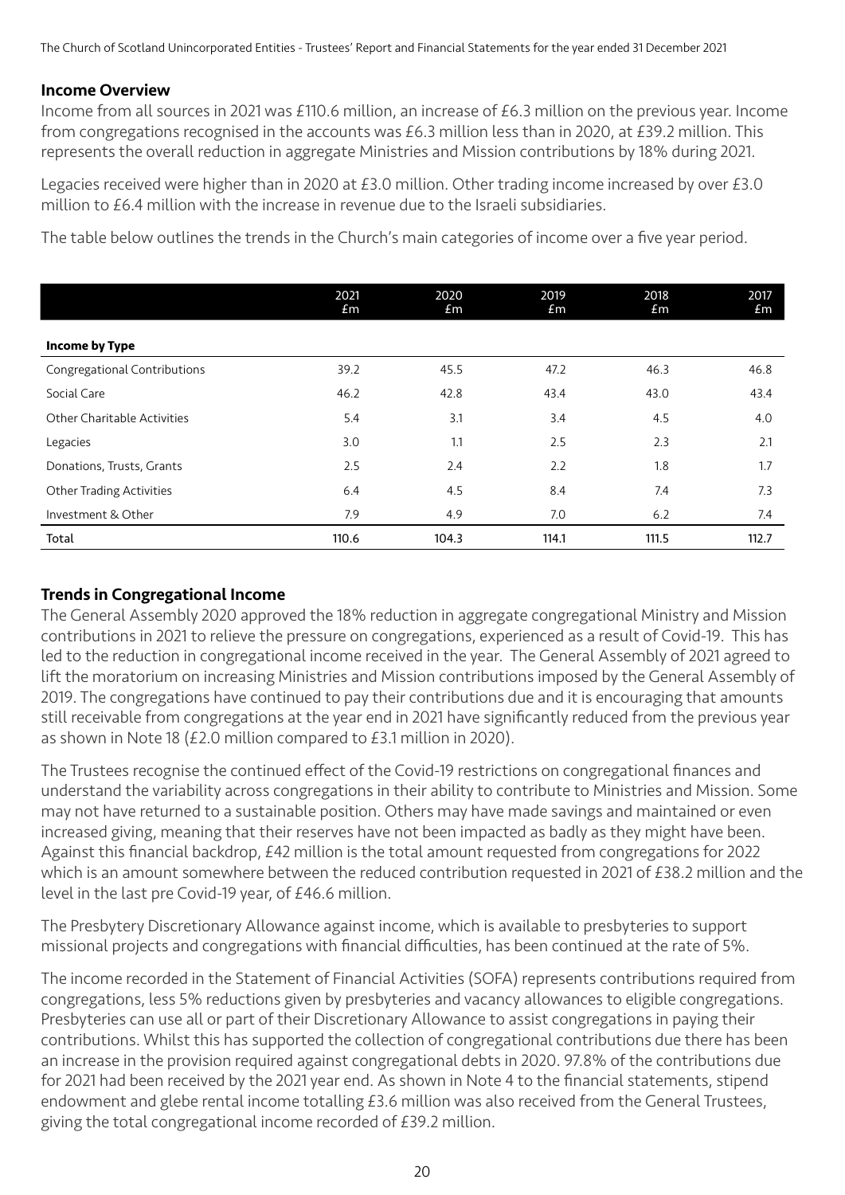## Income Overview

Income from all sources in 2021 was £110.6 million, an increase of £6.3 million on the previous year. Income from congregations recognised in the accounts was £6.3 million less than in 2020, at £39.2 million. This represents the overall reduction in aggregate Ministries and Mission contributions by 18% during 2021.

Legacies received were higher than in 2020 at £3.0 million. Other trading income increased by over £3.0 million to £6.4 million with the increase in revenue due to the Israeli subsidiaries.

The table below outlines the trends in the Church's main categories of income over a five year period.

| | 2021 £m | 2020 £m | 2019 £m | 2018 £m | 2017 £m |
|---|---|---|---|---|---|
| **Income by Type** | | | | | |
| Congregational Contributions | 39.2 | 45.5 | 47.2 | 46.3 | 46.8 |
| Social Care | 46.2 | 42.8 | 43.4 | 43.0 | 43.4 |
| Other Charitable Activities | 5.4 | 3.1 | 3.4 | 4.5 | 4.0 |
| Legacies | 3.0 | 1.1 | 2.5 | 2.3 | 2.1 |
| Donations, Trusts, Grants | 2.5 | 2.4 | 2.2 | 1.8 | 1.7 |
| Other Trading Activities | 6.4 | 4.5 | 8.4 | 7.4 | 7.3 |
| Investment & Other | 7.9 | 4.9 | 7.0 | 6.2 | 7.4 |
| Total | 110.6 | 104.3 | 114.1 | 111.5 | 112.7 |

## Trends in Congregational Income

The General Assembly 2020 approved the 18% reduction in aggregate congregational Ministry and Mission contributions in 2021 to relieve the pressure on congregations, experienced as a result of Covid-19. This has led to the reduction in congregational income received in the year. The General Assembly of 2021 agreed to lift the moratorium on increasing Ministries and Mission contributions imposed by the General Assembly of 2019. The congregations have continued to pay their contributions due and it is encouraging that amounts still receivable from congregations at the year end in 2021 have significantly reduced from the previous year as shown in Note 18 (£2.0 million compared to £3.1 million in 2020).

The Trustees recognise the continued effect of the Covid-19 restrictions on congregational finances and understand the variability across congregations in their ability to contribute to Ministries and Mission. Some may not have returned to a sustainable position. Others may have made savings and maintained or even increased giving, meaning that their reserves have not been impacted as badly as they might have been. Against this financial backdrop, £42 million is the total amount requested from congregations for 2022 which is an amount somewhere between the reduced contribution requested in 2021 of £38.2 million and the level in the last pre Covid-19 year, of £46.6 million.

The Presbytery Discretionary Allowance against income, which is available to presbyteries to support missional projects and congregations with financial difficulties, has been continued at the rate of 5%.

The income recorded in the Statement of Financial Activities (SOFA) represents contributions required from congregations, less 5% reductions given by presbyteries and vacancy allowances to eligible congregations. Presbyteries can use all or part of their Discretionary Allowance to assist congregations in paying their contributions. Whilst this has supported the collection of congregational contributions due there has been an increase in the provision required against congregational debts in 2020. 97.8% of the contributions due for 2021 had been received by the 2021 year end. As shown in Note 4 to the financial statements, stipend endowment and glebe rental income totalling £3.6 million was also received from the General Trustees, giving the total congregational income recorded of £39.2 million.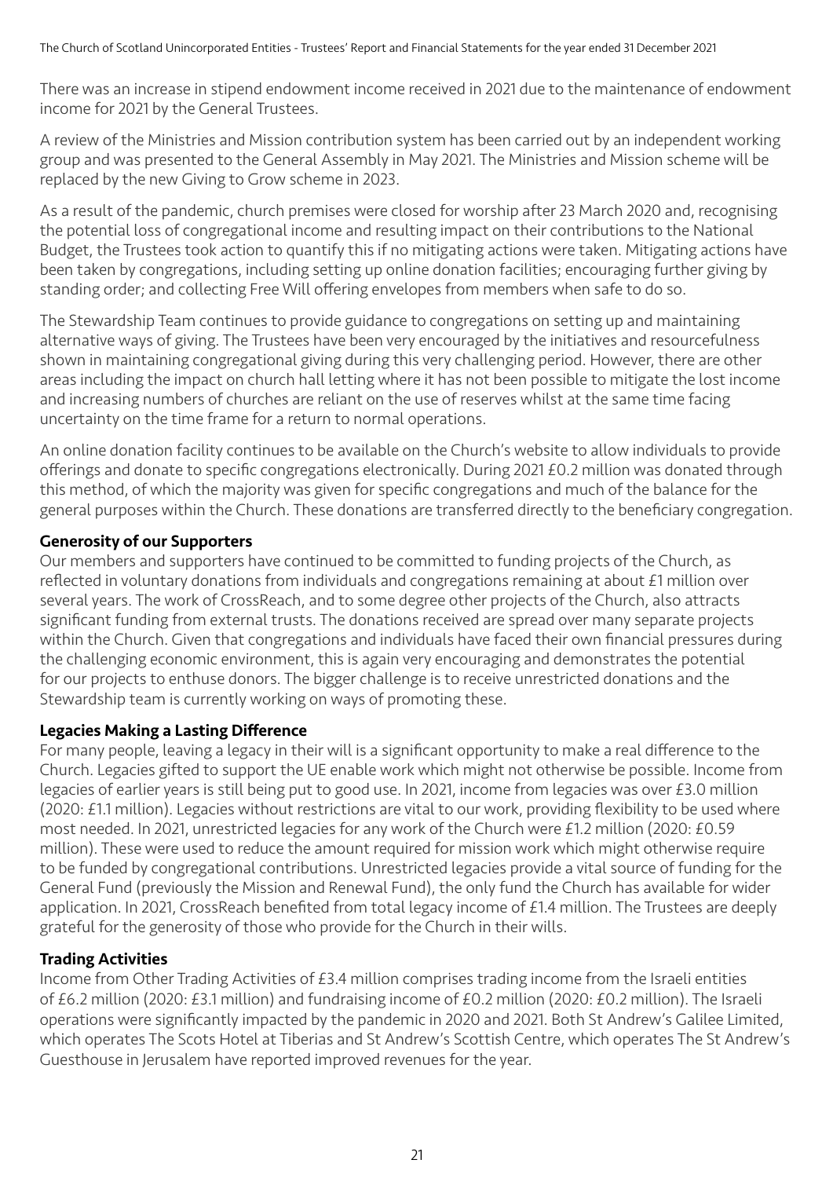There was an increase in stipend endowment income received in 2021 due to the maintenance of endowment income for 2021 by the General Trustees.

A review of the Ministries and Mission contribution system has been carried out by an independent working group and was presented to the General Assembly in May 2021. The Ministries and Mission scheme will be replaced by the new Giving to Grow scheme in 2023.

As a result of the pandemic, church premises were closed for worship after 23 March 2020 and, recognising the potential loss of congregational income and resulting impact on their contributions to the National Budget, the Trustees took action to quantify this if no mitigating actions were taken. Mitigating actions have been taken by congregations, including setting up online donation facilities; encouraging further giving by standing order; and collecting Free Will offering envelopes from members when safe to do so.

The Stewardship Team continues to provide guidance to congregations on setting up and maintaining alternative ways of giving. The Trustees have been very encouraged by the initiatives and resourcefulness shown in maintaining congregational giving during this very challenging period. However, there are other areas including the impact on church hall letting where it has not been possible to mitigate the lost income and increasing numbers of churches are reliant on the use of reserves whilst at the same time facing uncertainty on the time frame for a return to normal operations.

An online donation facility continues to be available on the Church's website to allow individuals to provide offerings and donate to specific congregations electronically. During 2021 £0.2 million was donated through this method, of which the majority was given for specific congregations and much of the balance for the general purposes within the Church. These donations are transferred directly to the beneficiary congregation.

### Generosity of our Supporters

Our members and supporters have continued to be committed to funding projects of the Church, as reflected in voluntary donations from individuals and congregations remaining at about £1 million over several years. The work of CrossReach, and to some degree other projects of the Church, also attracts significant funding from external trusts. The donations received are spread over many separate projects within the Church. Given that congregations and individuals have faced their own financial pressures during the challenging economic environment, this is again very encouraging and demonstrates the potential for our projects to enthuse donors. The bigger challenge is to receive unrestricted donations and the Stewardship team is currently working on ways of promoting these.

### Legacies Making a Lasting Difference

For many people, leaving a legacy in their will is a significant opportunity to make a real difference to the Church. Legacies gifted to support the UE enable work which might not otherwise be possible. Income from legacies of earlier years is still being put to good use. In 2021, income from legacies was over £3.0 million (2020: £1.1 million). Legacies without restrictions are vital to our work, providing flexibility to be used where most needed. In 2021, unrestricted legacies for any work of the Church were £1.2 million (2020: £0.59 million). These were used to reduce the amount required for mission work which might otherwise require to be funded by congregational contributions. Unrestricted legacies provide a vital source of funding for the General Fund (previously the Mission and Renewal Fund), the only fund the Church has available for wider application. In 2021, CrossReach benefited from total legacy income of £1.4 million. The Trustees are deeply grateful for the generosity of those who provide for the Church in their wills.

### Trading Activities

Income from Other Trading Activities of £3.4 million comprises trading income from the Israeli entities of £6.2 million (2020: £3.1 million) and fundraising income of £0.2 million (2020: £0.2 million). The Israeli operations were significantly impacted by the pandemic in 2020 and 2021. Both St Andrew's Galilee Limited, which operates The Scots Hotel at Tiberias and St Andrew's Scottish Centre, which operates The St Andrew's Guesthouse in Jerusalem have reported improved revenues for the year.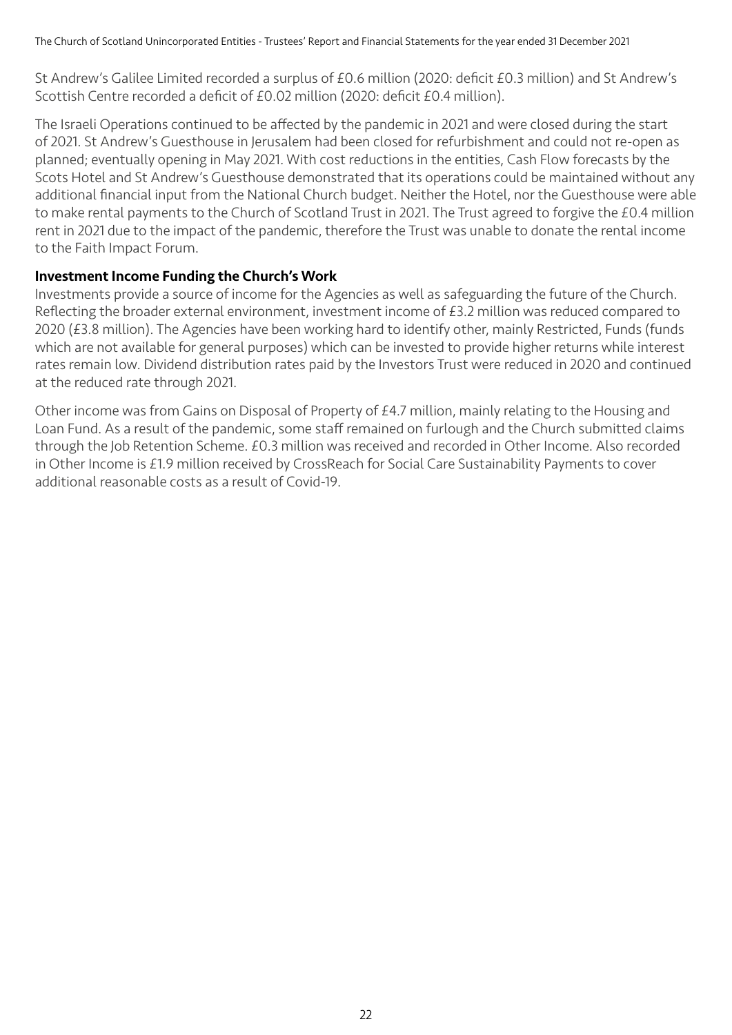St Andrew's Galilee Limited recorded a surplus of £0.6 million (2020: deficit £0.3 million) and St Andrew's Scottish Centre recorded a deficit of £0.02 million (2020: deficit £0.4 million).

The Israeli Operations continued to be affected by the pandemic in 2021 and were closed during the start of 2021. St Andrew's Guesthouse in Jerusalem had been closed for refurbishment and could not re-open as planned; eventually opening in May 2021. With cost reductions in the entities, Cash Flow forecasts by the Scots Hotel and St Andrew's Guesthouse demonstrated that its operations could be maintained without any additional financial input from the National Church budget. Neither the Hotel, nor the Guesthouse were able to make rental payments to the Church of Scotland Trust in 2021. The Trust agreed to forgive the £0.4 million rent in 2021 due to the impact of the pandemic, therefore the Trust was unable to donate the rental income to the Faith Impact Forum.

**Investment Income Funding the Church's Work**

Investments provide a source of income for the Agencies as well as safeguarding the future of the Church. Reflecting the broader external environment, investment income of £3.2 million was reduced compared to 2020 (£3.8 million). The Agencies have been working hard to identify other, mainly Restricted, Funds (funds which are not available for general purposes) which can be invested to provide higher returns while interest rates remain low. Dividend distribution rates paid by the Investors Trust were reduced in 2020 and continued at the reduced rate through 2021.

Other income was from Gains on Disposal of Property of £4.7 million, mainly relating to the Housing and Loan Fund. As a result of the pandemic, some staff remained on furlough and the Church submitted claims through the Job Retention Scheme. £0.3 million was received and recorded in Other Income. Also recorded in Other Income is £1.9 million received by CrossReach for Social Care Sustainability Payments to cover additional reasonable costs as a result of Covid-19.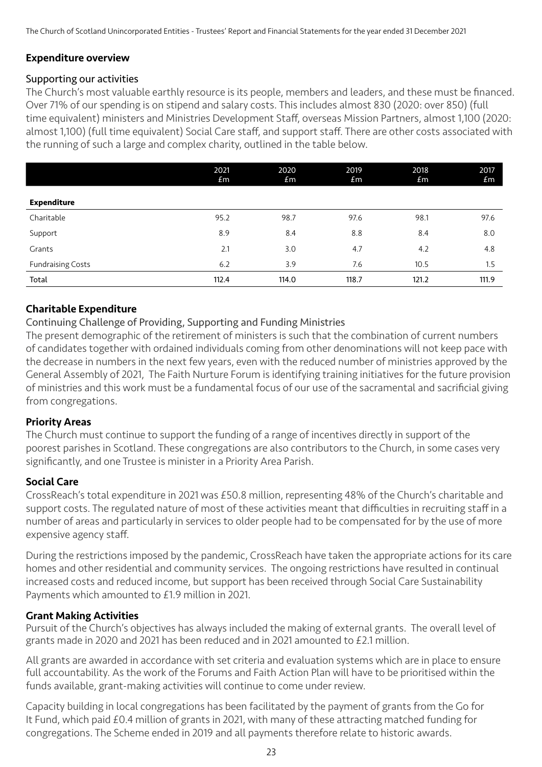## Expenditure overview

### Supporting our activities

The Church's most valuable earthly resource is its people, members and leaders, and these must be financed. Over 71% of our spending is on stipend and salary costs. This includes almost 830 (2020: over 850) (full time equivalent) ministers and Ministries Development Staff, overseas Mission Partners, almost 1,100 (2020: almost 1,100) (full time equivalent) Social Care staff, and support staff. There are other costs associated with the running of such a large and complex charity, outlined in the table below.

| | 2021 £m | 2020 £m | 2019 £m | 2018 £m | 2017 £m |
|---|---|---|---|---|---|
| **Expenditure** | | | | | |
| Charitable | 95.2 | 98.7 | 97.6 | 98.1 | 97.6 |
| Support | 8.9 | 8.4 | 8.8 | 8.4 | 8.0 |
| Grants | 2.1 | 3.0 | 4.7 | 4.2 | 4.8 |
| Fundraising Costs | 6.2 | 3.9 | 7.6 | 10.5 | 1.5 |
| Total | 112.4 | 114.0 | 118.7 | 121.2 | 111.9 |

### Charitable Expenditure

Continuing Challenge of Providing, Supporting and Funding Ministries

The present demographic of the retirement of ministers is such that the combination of current numbers of candidates together with ordained individuals coming from other denominations will not keep pace with the decrease in numbers in the next few years, even with the reduced number of ministries approved by the General Assembly of 2021, The Faith Nurture Forum is identifying training initiatives for the future provision of ministries and this work must be a fundamental focus of our use of the sacramental and sacrificial giving from congregations.

### Priority Areas

The Church must continue to support the funding of a range of incentives directly in support of the poorest parishes in Scotland. These congregations are also contributors to the Church, in some cases very significantly, and one Trustee is minister in a Priority Area Parish.

### Social Care

CrossReach's total expenditure in 2021 was £50.8 million, representing 48% of the Church's charitable and support costs. The regulated nature of most of these activities meant that difficulties in recruiting staff in a number of areas and particularly in services to older people had to be compensated for by the use of more expensive agency staff.

During the restrictions imposed by the pandemic, CrossReach have taken the appropriate actions for its care homes and other residential and community services. The ongoing restrictions have resulted in continual increased costs and reduced income, but support has been received through Social Care Sustainability Payments which amounted to £1.9 million in 2021.

### Grant Making Activities

Pursuit of the Church's objectives has always included the making of external grants. The overall level of grants made in 2020 and 2021 has been reduced and in 2021 amounted to £2.1 million.

All grants are awarded in accordance with set criteria and evaluation systems which are in place to ensure full accountability. As the work of the Forums and Faith Action Plan will have to be prioritised within the funds available, grant-making activities will continue to come under review.

Capacity building in local congregations has been facilitated by the payment of grants from the Go for It Fund, which paid £0.4 million of grants in 2021, with many of these attracting matched funding for congregations. The Scheme ended in 2019 and all payments therefore relate to historic awards.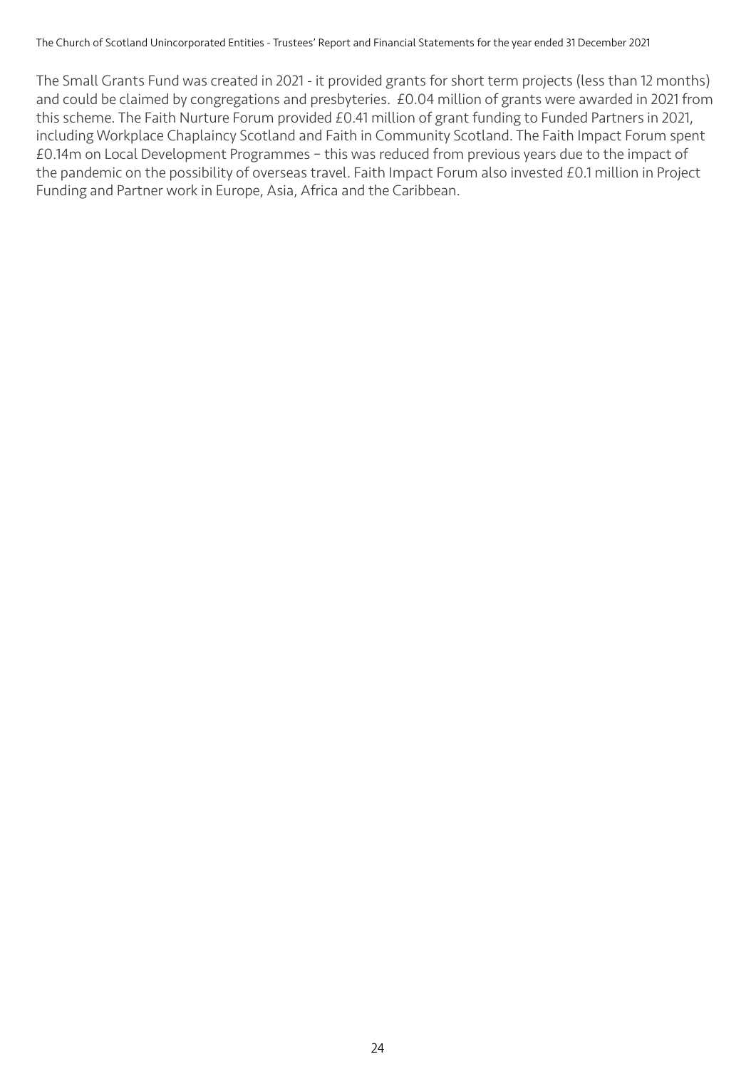The Small Grants Fund was created in 2021 - it provided grants for short term projects (less than 12 months) and could be claimed by congregations and presbyteries. £0.04 million of grants were awarded in 2021 from this scheme. The Faith Nurture Forum provided £0.41 million of grant funding to Funded Partners in 2021, including Workplace Chaplaincy Scotland and Faith in Community Scotland. The Faith Impact Forum spent £0.14m on Local Development Programmes – this was reduced from previous years due to the impact of the pandemic on the possibility of overseas travel. Faith Impact Forum also invested £0.1 million in Project Funding and Partner work in Europe, Asia, Africa and the Caribbean.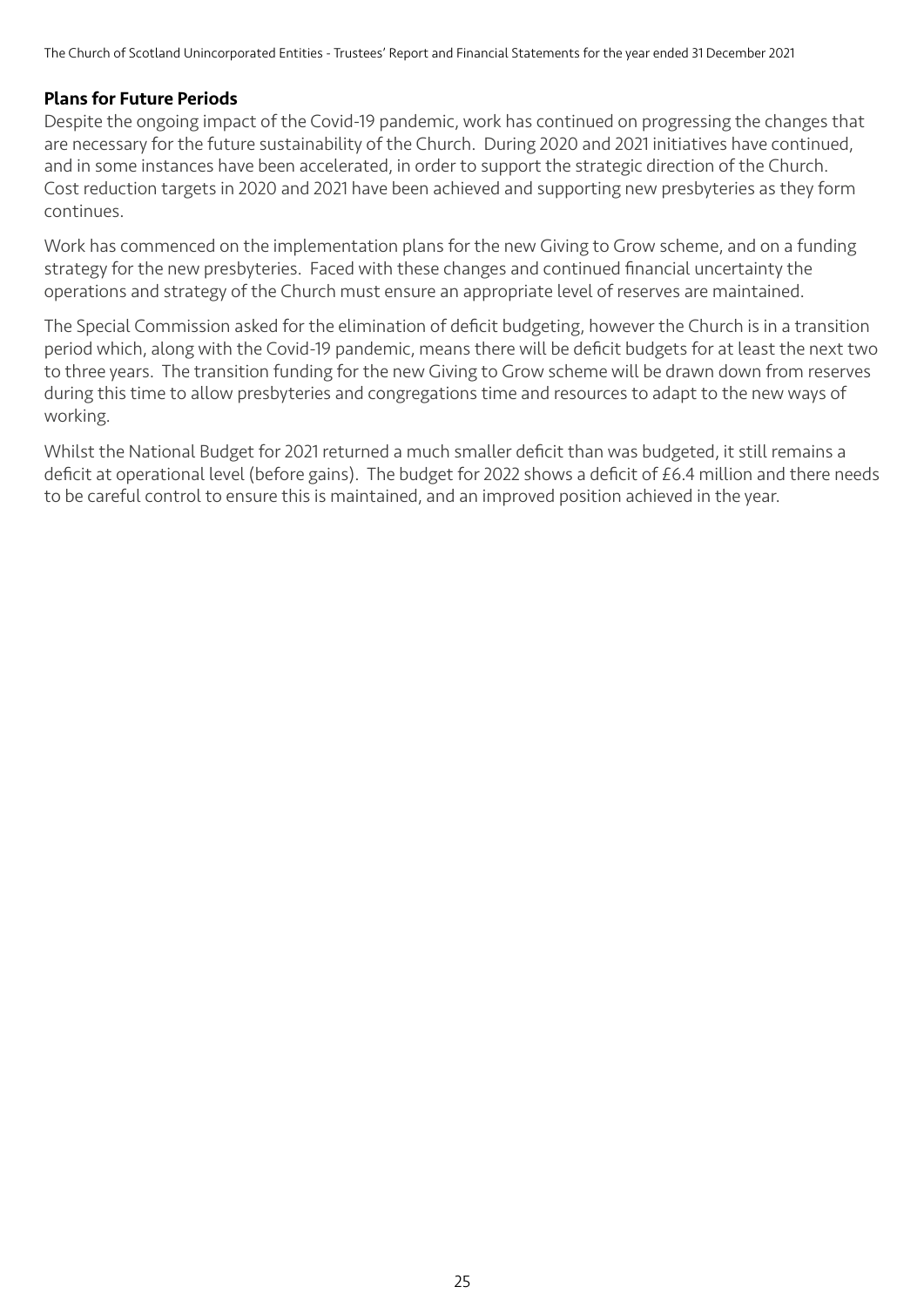### Plans for Future Periods

Despite the ongoing impact of the Covid-19 pandemic, work has continued on progressing the changes that are necessary for the future sustainability of the Church. During 2020 and 2021 initiatives have continued, and in some instances have been accelerated, in order to support the strategic direction of the Church. Cost reduction targets in 2020 and 2021 have been achieved and supporting new presbyteries as they form continues.

Work has commenced on the implementation plans for the new Giving to Grow scheme, and on a funding strategy for the new presbyteries. Faced with these changes and continued financial uncertainty the operations and strategy of the Church must ensure an appropriate level of reserves are maintained.

The Special Commission asked for the elimination of deficit budgeting, however the Church is in a transition period which, along with the Covid-19 pandemic, means there will be deficit budgets for at least the next two to three years. The transition funding for the new Giving to Grow scheme will be drawn down from reserves during this time to allow presbyteries and congregations time and resources to adapt to the new ways of working.

Whilst the National Budget for 2021 returned a much smaller deficit than was budgeted, it still remains a deficit at operational level (before gains). The budget for 2022 shows a deficit of £6.4 million and there needs to be careful control to ensure this is maintained, and an improved position achieved in the year.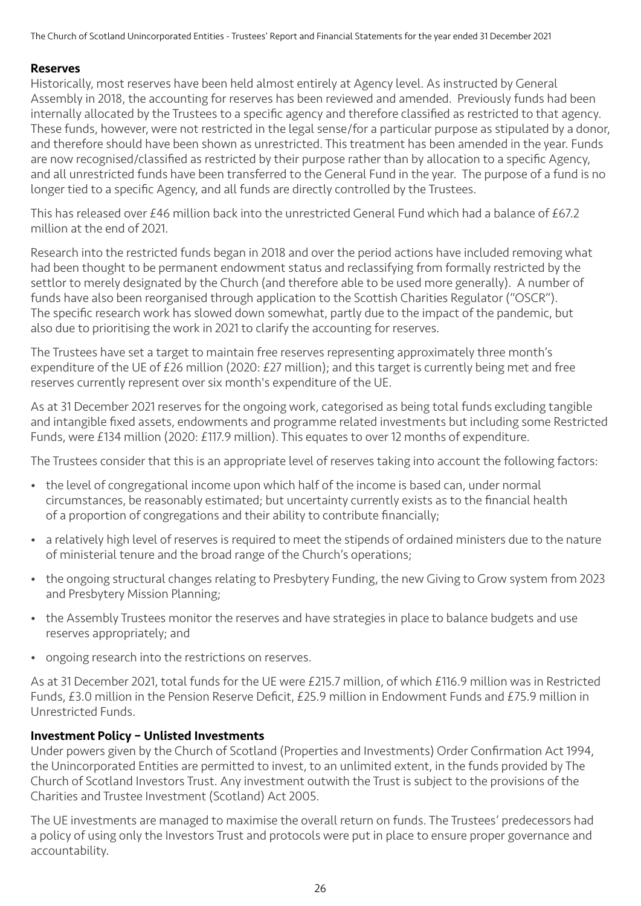### Reserves

Historically, most reserves have been held almost entirely at Agency level. As instructed by General Assembly in 2018, the accounting for reserves has been reviewed and amended. Previously funds had been internally allocated by the Trustees to a specific agency and therefore classified as restricted to that agency. These funds, however, were not restricted in the legal sense/for a particular purpose as stipulated by a donor, and therefore should have been shown as unrestricted. This treatment has been amended in the year. Funds are now recognised/classified as restricted by their purpose rather than by allocation to a specific Agency, and all unrestricted funds have been transferred to the General Fund in the year. The purpose of a fund is no longer tied to a specific Agency, and all funds are directly controlled by the Trustees.

This has released over £46 million back into the unrestricted General Fund which had a balance of £67.2 million at the end of 2021.

Research into the restricted funds began in 2018 and over the period actions have included removing what had been thought to be permanent endowment status and reclassifying from formally restricted by the settlor to merely designated by the Church (and therefore able to be used more generally). A number of funds have also been reorganised through application to the Scottish Charities Regulator ("OSCR"). The specific research work has slowed down somewhat, partly due to the impact of the pandemic, but also due to prioritising the work in 2021 to clarify the accounting for reserves.

The Trustees have set a target to maintain free reserves representing approximately three month's expenditure of the UE of £26 million (2020: £27 million); and this target is currently being met and free reserves currently represent over six month's expenditure of the UE.

As at 31 December 2021 reserves for the ongoing work, categorised as being total funds excluding tangible and intangible fixed assets, endowments and programme related investments but including some Restricted Funds, were £134 million (2020: £117.9 million). This equates to over 12 months of expenditure.

The Trustees consider that this is an appropriate level of reserves taking into account the following factors:

- the level of congregational income upon which half of the income is based can, under normal circumstances, be reasonably estimated; but uncertainty currently exists as to the financial health of a proportion of congregations and their ability to contribute financially;
- a relatively high level of reserves is required to meet the stipends of ordained ministers due to the nature of ministerial tenure and the broad range of the Church's operations;
- the ongoing structural changes relating to Presbytery Funding, the new Giving to Grow system from 2023 and Presbytery Mission Planning;
- the Assembly Trustees monitor the reserves and have strategies in place to balance budgets and use reserves appropriately; and
- ongoing research into the restrictions on reserves.

As at 31 December 2021, total funds for the UE were £215.7 million, of which £116.9 million was in Restricted Funds, £3.0 million in the Pension Reserve Deficit, £25.9 million in Endowment Funds and £75.9 million in Unrestricted Funds.

### Investment Policy – Unlisted Investments

Under powers given by the Church of Scotland (Properties and Investments) Order Confirmation Act 1994, the Unincorporated Entities are permitted to invest, to an unlimited extent, in the funds provided by The Church of Scotland Investors Trust. Any investment outwith the Trust is subject to the provisions of the Charities and Trustee Investment (Scotland) Act 2005.

The UE investments are managed to maximise the overall return on funds. The Trustees' predecessors had a policy of using only the Investors Trust and protocols were put in place to ensure proper governance and accountability.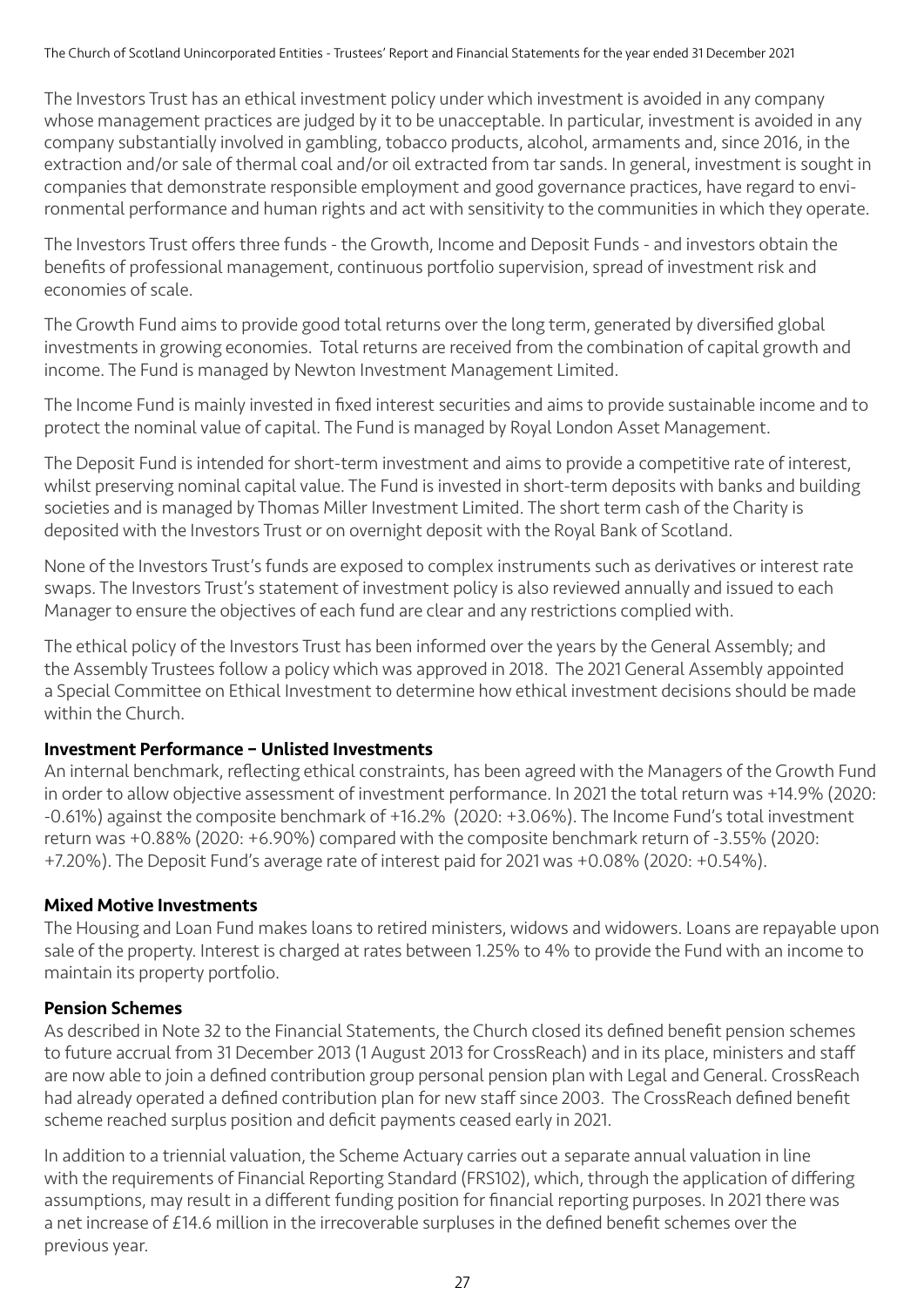The Investors Trust has an ethical investment policy under which investment is avoided in any company whose management practices are judged by it to be unacceptable. In particular, investment is avoided in any company substantially involved in gambling, tobacco products, alcohol, armaments and, since 2016, in the extraction and/or sale of thermal coal and/or oil extracted from tar sands. In general, investment is sought in companies that demonstrate responsible employment and good governance practices, have regard to environmental performance and human rights and act with sensitivity to the communities in which they operate.

The Investors Trust offers three funds - the Growth, Income and Deposit Funds - and investors obtain the benefits of professional management, continuous portfolio supervision, spread of investment risk and economies of scale.

The Growth Fund aims to provide good total returns over the long term, generated by diversified global investments in growing economies. Total returns are received from the combination of capital growth and income. The Fund is managed by Newton Investment Management Limited.

The Income Fund is mainly invested in fixed interest securities and aims to provide sustainable income and to protect the nominal value of capital. The Fund is managed by Royal London Asset Management.

The Deposit Fund is intended for short-term investment and aims to provide a competitive rate of interest, whilst preserving nominal capital value. The Fund is invested in short-term deposits with banks and building societies and is managed by Thomas Miller Investment Limited. The short term cash of the Charity is deposited with the Investors Trust or on overnight deposit with the Royal Bank of Scotland.

None of the Investors Trust's funds are exposed to complex instruments such as derivatives or interest rate swaps. The Investors Trust's statement of investment policy is also reviewed annually and issued to each Manager to ensure the objectives of each fund are clear and any restrictions complied with.

The ethical policy of the Investors Trust has been informed over the years by the General Assembly; and the Assembly Trustees follow a policy which was approved in 2018. The 2021 General Assembly appointed a Special Committee on Ethical Investment to determine how ethical investment decisions should be made within the Church.

**Investment Performance – Unlisted Investments**

An internal benchmark, reflecting ethical constraints, has been agreed with the Managers of the Growth Fund in order to allow objective assessment of investment performance. In 2021 the total return was +14.9% (2020: -0.61%) against the composite benchmark of +16.2% (2020: +3.06%). The Income Fund's total investment return was +0.88% (2020: +6.90%) compared with the composite benchmark return of -3.55% (2020: +7.20%). The Deposit Fund's average rate of interest paid for 2021 was +0.08% (2020: +0.54%).

**Mixed Motive Investments**

The Housing and Loan Fund makes loans to retired ministers, widows and widowers. Loans are repayable upon sale of the property. Interest is charged at rates between 1.25% to 4% to provide the Fund with an income to maintain its property portfolio.

**Pension Schemes**

As described in Note 32 to the Financial Statements, the Church closed its defined benefit pension schemes to future accrual from 31 December 2013 (1 August 2013 for CrossReach) and in its place, ministers and staff are now able to join a defined contribution group personal pension plan with Legal and General. CrossReach had already operated a defined contribution plan for new staff since 2003. The CrossReach defined benefit scheme reached surplus position and deficit payments ceased early in 2021.

In addition to a triennial valuation, the Scheme Actuary carries out a separate annual valuation in line with the requirements of Financial Reporting Standard (FRS102), which, through the application of differing assumptions, may result in a different funding position for financial reporting purposes. In 2021 there was a net increase of £14.6 million in the irrecoverable surpluses in the defined benefit schemes over the previous year.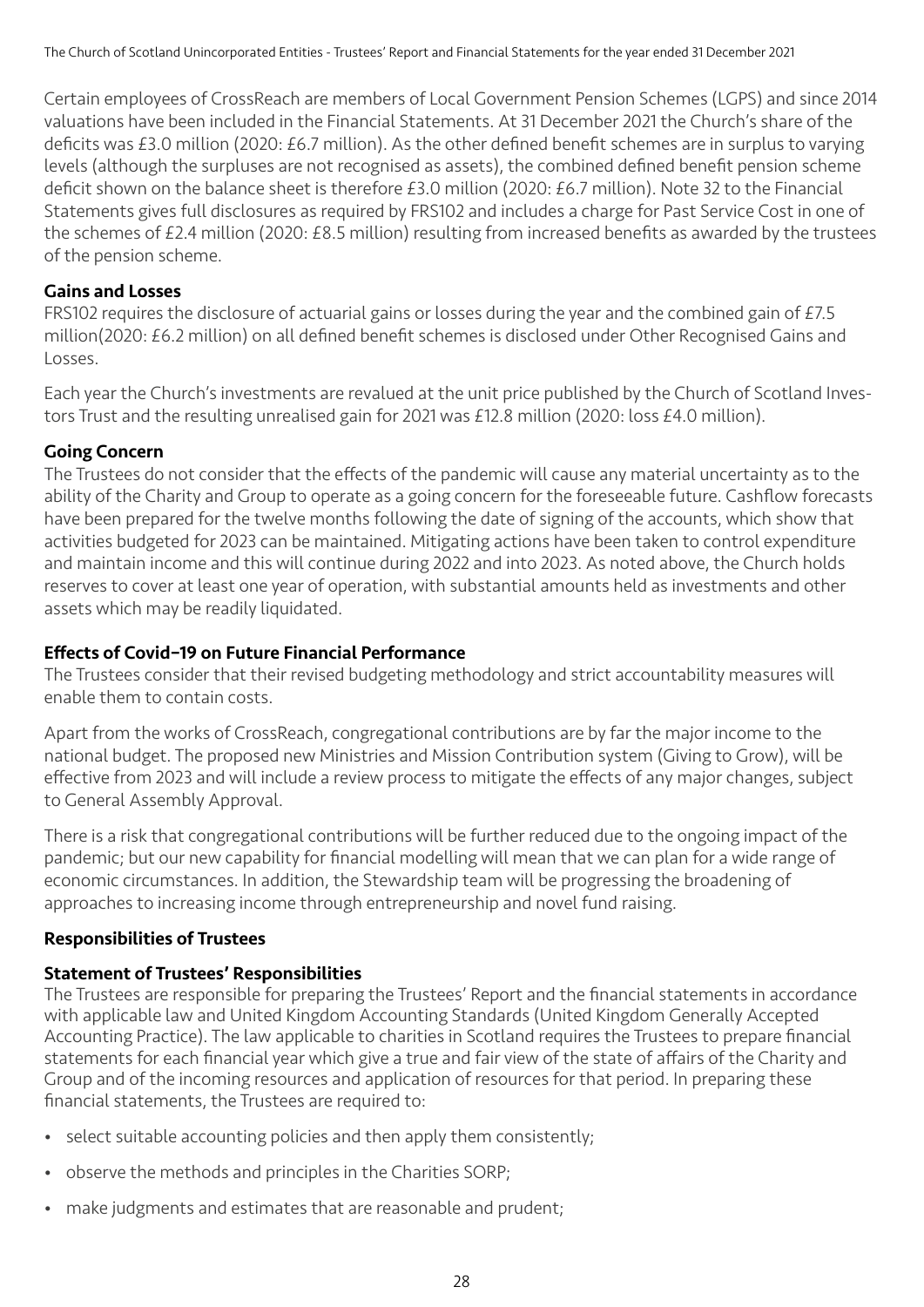Certain employees of CrossReach are members of Local Government Pension Schemes (LGPS) and since 2014 valuations have been included in the Financial Statements. At 31 December 2021 the Church's share of the deficits was £3.0 million (2020: £6.7 million). As the other defined benefit schemes are in surplus to varying levels (although the surpluses are not recognised as assets), the combined defined benefit pension scheme deficit shown on the balance sheet is therefore £3.0 million (2020: £6.7 million). Note 32 to the Financial Statements gives full disclosures as required by FRS102 and includes a charge for Past Service Cost in one of the schemes of £2.4 million (2020: £8.5 million) resulting from increased benefits as awarded by the trustees of the pension scheme.

**Gains and Losses**

FRS102 requires the disclosure of actuarial gains or losses during the year and the combined gain of £7.5 million(2020: £6.2 million) on all defined benefit schemes is disclosed under Other Recognised Gains and Losses.

Each year the Church's investments are revalued at the unit price published by the Church of Scotland Investors Trust and the resulting unrealised gain for 2021 was £12.8 million (2020: loss £4.0 million).

**Going Concern**

The Trustees do not consider that the effects of the pandemic will cause any material uncertainty as to the ability of the Charity and Group to operate as a going concern for the foreseeable future. Cashflow forecasts have been prepared for the twelve months following the date of signing of the accounts, which show that activities budgeted for 2023 can be maintained. Mitigating actions have been taken to control expenditure and maintain income and this will continue during 2022 and into 2023. As noted above, the Church holds reserves to cover at least one year of operation, with substantial amounts held as investments and other assets which may be readily liquidated.

**Effects of Covid–19 on Future Financial Performance**

The Trustees consider that their revised budgeting methodology and strict accountability measures will enable them to contain costs.

Apart from the works of CrossReach, congregational contributions are by far the major income to the national budget. The proposed new Ministries and Mission Contribution system (Giving to Grow), will be effective from 2023 and will include a review process to mitigate the effects of any major changes, subject to General Assembly Approval.

There is a risk that congregational contributions will be further reduced due to the ongoing impact of the pandemic; but our new capability for financial modelling will mean that we can plan for a wide range of economic circumstances. In addition, the Stewardship team will be progressing the broadening of approaches to increasing income through entrepreneurship and novel fund raising.

**Responsibilities of Trustees**

**Statement of Trustees' Responsibilities**

The Trustees are responsible for preparing the Trustees' Report and the financial statements in accordance with applicable law and United Kingdom Accounting Standards (United Kingdom Generally Accepted Accounting Practice). The law applicable to charities in Scotland requires the Trustees to prepare financial statements for each financial year which give a true and fair view of the state of affairs of the Charity and Group and of the incoming resources and application of resources for that period. In preparing these financial statements, the Trustees are required to:

- select suitable accounting policies and then apply them consistently;
- observe the methods and principles in the Charities SORP;
- make judgments and estimates that are reasonable and prudent;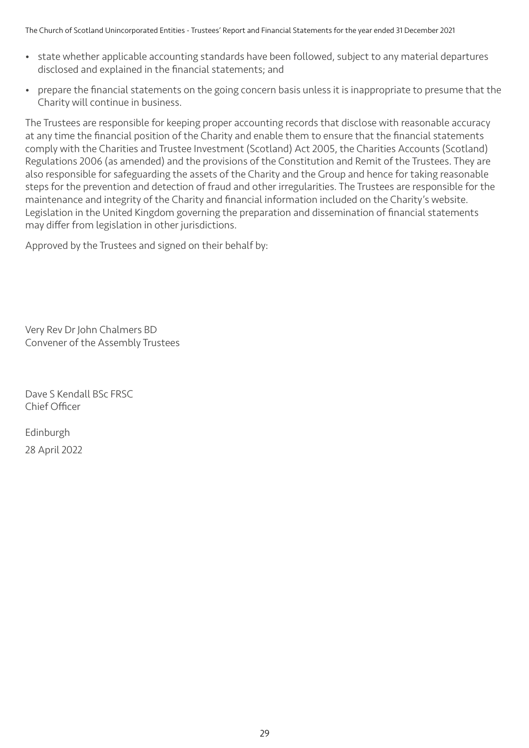- state whether applicable accounting standards have been followed, subject to any material departures disclosed and explained in the financial statements; and
- prepare the financial statements on the going concern basis unless it is inappropriate to presume that the Charity will continue in business.

The Trustees are responsible for keeping proper accounting records that disclose with reasonable accuracy at any time the financial position of the Charity and enable them to ensure that the financial statements comply with the Charities and Trustee Investment (Scotland) Act 2005, the Charities Accounts (Scotland) Regulations 2006 (as amended) and the provisions of the Constitution and Remit of the Trustees. They are also responsible for safeguarding the assets of the Charity and the Group and hence for taking reasonable steps for the prevention and detection of fraud and other irregularities. The Trustees are responsible for the maintenance and integrity of the Charity and financial information included on the Charity's website. Legislation in the United Kingdom governing the preparation and dissemination of financial statements may differ from legislation in other jurisdictions.

Approved by the Trustees and signed on their behalf by:

Very Rev Dr John Chalmers BD
Convener of the Assembly Trustees

Dave S Kendall BSc FRSC
Chief Officer

Edinburgh

28 April 2022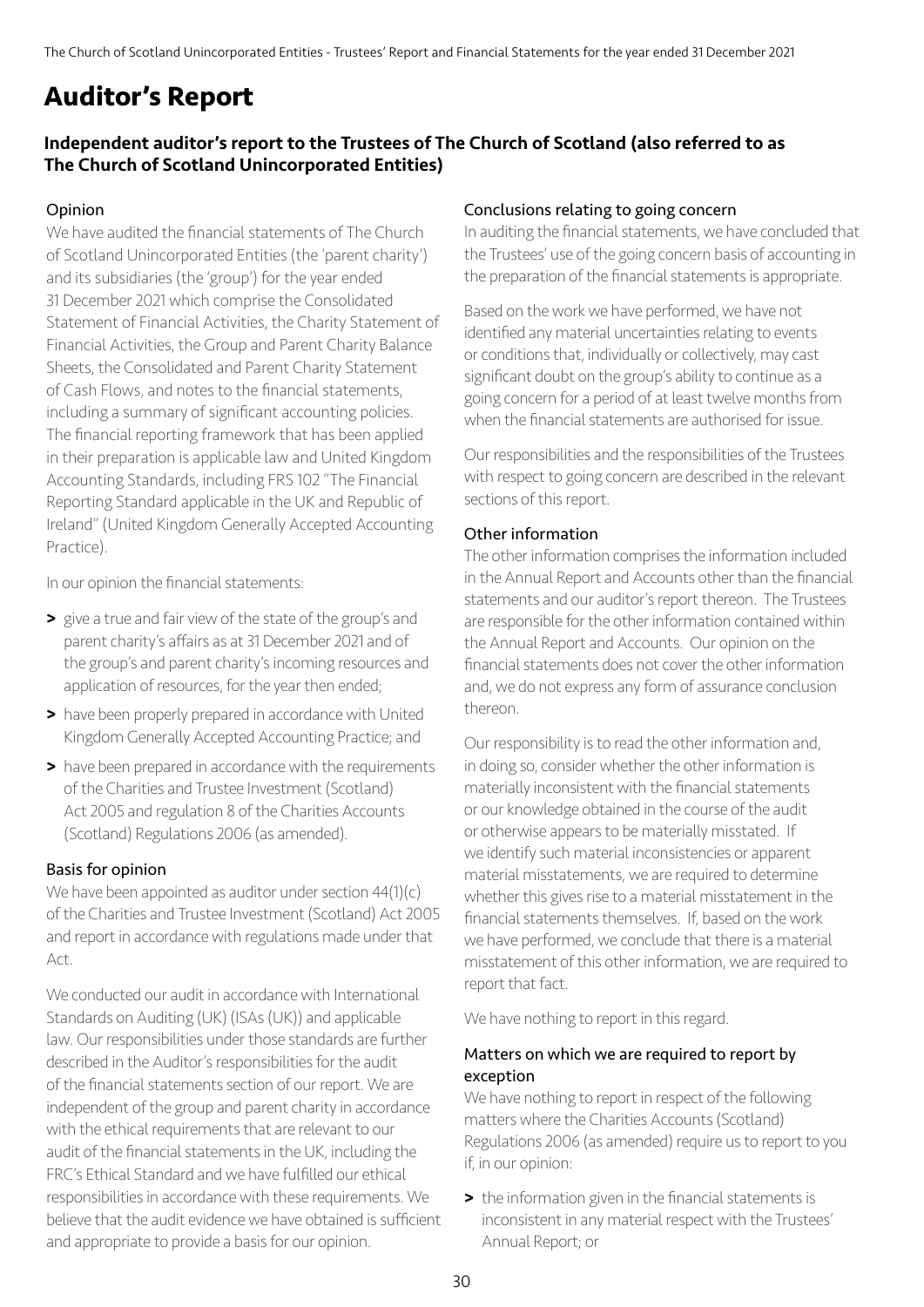# Auditor's Report

### Independent auditor's report to the Trustees of The Church of Scotland (also referred to as The Church of Scotland Unincorporated Entities)

#### Opinion

We have audited the financial statements of The Church of Scotland Unincorporated Entities (the 'parent charity') and its subsidiaries (the 'group') for the year ended 31 December 2021 which comprise the Consolidated Statement of Financial Activities, the Charity Statement of Financial Activities, the Group and Parent Charity Balance Sheets, the Consolidated and Parent Charity Statement of Cash Flows, and notes to the financial statements, including a summary of significant accounting policies. The financial reporting framework that has been applied in their preparation is applicable law and United Kingdom Accounting Standards, including FRS 102 "The Financial Reporting Standard applicable in the UK and Republic of Ireland" (United Kingdom Generally Accepted Accounting Practice).

In our opinion the financial statements:

- give a true and fair view of the state of the group's and parent charity's affairs as at 31 December 2021 and of the group's and parent charity's incoming resources and application of resources, for the year then ended;
- have been properly prepared in accordance with United Kingdom Generally Accepted Accounting Practice; and
- have been prepared in accordance with the requirements of the Charities and Trustee Investment (Scotland) Act 2005 and regulation 8 of the Charities Accounts (Scotland) Regulations 2006 (as amended).

#### Basis for opinion

We have been appointed as auditor under section 44(1)(c) of the Charities and Trustee Investment (Scotland) Act 2005 and report in accordance with regulations made under that Act.

We conducted our audit in accordance with International Standards on Auditing (UK) (ISAs (UK)) and applicable law. Our responsibilities under those standards are further described in the Auditor's responsibilities for the audit of the financial statements section of our report. We are independent of the group and parent charity in accordance with the ethical requirements that are relevant to our audit of the financial statements in the UK, including the FRC's Ethical Standard and we have fulfilled our ethical responsibilities in accordance with these requirements. We believe that the audit evidence we have obtained is sufficient and appropriate to provide a basis for our opinion.

#### Conclusions relating to going concern

In auditing the financial statements, we have concluded that the Trustees' use of the going concern basis of accounting in the preparation of the financial statements is appropriate.

Based on the work we have performed, we have not identified any material uncertainties relating to events or conditions that, individually or collectively, may cast significant doubt on the group's ability to continue as a going concern for a period of at least twelve months from when the financial statements are authorised for issue.

Our responsibilities and the responsibilities of the Trustees with respect to going concern are described in the relevant sections of this report.

#### Other information

The other information comprises the information included in the Annual Report and Accounts other than the financial statements and our auditor's report thereon. The Trustees are responsible for the other information contained within the Annual Report and Accounts. Our opinion on the financial statements does not cover the other information and, we do not express any form of assurance conclusion thereon.

Our responsibility is to read the other information and, in doing so, consider whether the other information is materially inconsistent with the financial statements or our knowledge obtained in the course of the audit or otherwise appears to be materially misstated. If we identify such material inconsistencies or apparent material misstatements, we are required to determine whether this gives rise to a material misstatement in the financial statements themselves. If, based on the work we have performed, we conclude that there is a material misstatement of this other information, we are required to report that fact.

We have nothing to report in this regard.

#### Matters on which we are required to report by exception

We have nothing to report in respect of the following matters where the Charities Accounts (Scotland) Regulations 2006 (as amended) require us to report to you if, in our opinion:

- the information given in the financial statements is inconsistent in any material respect with the Trustees' Annual Report; or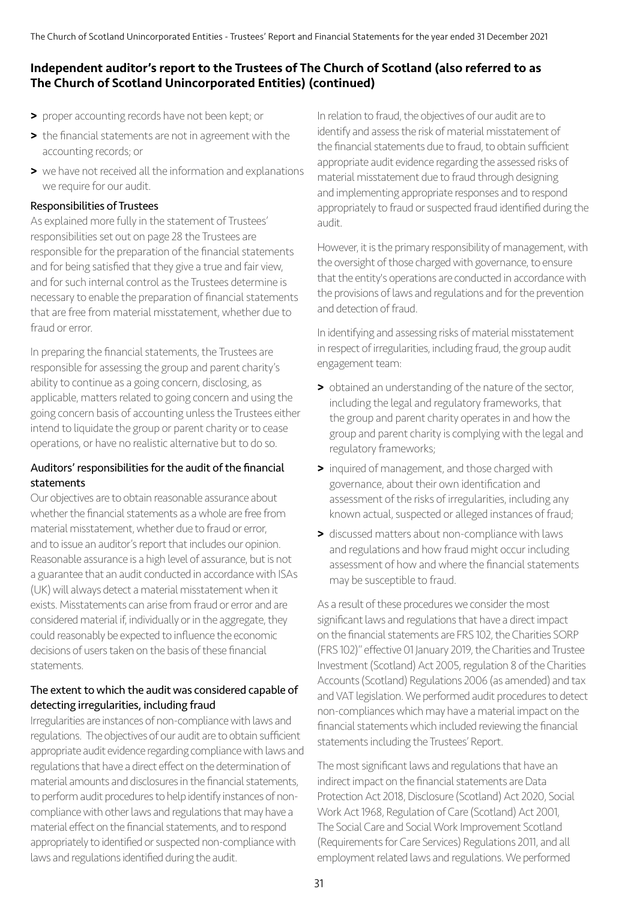## Independent auditor's report to the Trustees of The Church of Scotland (also referred to as The Church of Scotland Unincorporated Entities) (continued)

- proper accounting records have not been kept; or
- the financial statements are not in agreement with the accounting records; or
- we have not received all the information and explanations we require for our audit.

### Responsibilities of Trustees

As explained more fully in the statement of Trustees' responsibilities set out on page 28 the Trustees are responsible for the preparation of the financial statements and for being satisfied that they give a true and fair view, and for such internal control as the Trustees determine is necessary to enable the preparation of financial statements that are free from material misstatement, whether due to fraud or error.

In preparing the financial statements, the Trustees are responsible for assessing the group and parent charity's ability to continue as a going concern, disclosing, as applicable, matters related to going concern and using the going concern basis of accounting unless the Trustees either intend to liquidate the group or parent charity or to cease operations, or have no realistic alternative but to do so.

### Auditors' responsibilities for the audit of the financial statements

Our objectives are to obtain reasonable assurance about whether the financial statements as a whole are free from material misstatement, whether due to fraud or error, and to issue an auditor's report that includes our opinion. Reasonable assurance is a high level of assurance, but is not a guarantee that an audit conducted in accordance with ISAs (UK) will always detect a material misstatement when it exists. Misstatements can arise from fraud or error and are considered material if, individually or in the aggregate, they could reasonably be expected to influence the economic decisions of users taken on the basis of these financial statements.

### The extent to which the audit was considered capable of detecting irregularities, including fraud

Irregularities are instances of non-compliance with laws and regulations. The objectives of our audit are to obtain sufficient appropriate audit evidence regarding compliance with laws and regulations that have a direct effect on the determination of material amounts and disclosures in the financial statements, to perform audit procedures to help identify instances of non-compliance with other laws and regulations that may have a material effect on the financial statements, and to respond appropriately to identified or suspected non-compliance with laws and regulations identified during the audit.

In relation to fraud, the objectives of our audit are to identify and assess the risk of material misstatement of the financial statements due to fraud, to obtain sufficient appropriate audit evidence regarding the assessed risks of material misstatement due to fraud through designing and implementing appropriate responses and to respond appropriately to fraud or suspected fraud identified during the audit.

However, it is the primary responsibility of management, with the oversight of those charged with governance, to ensure that the entity's operations are conducted in accordance with the provisions of laws and regulations and for the prevention and detection of fraud.

In identifying and assessing risks of material misstatement in respect of irregularities, including fraud, the group audit engagement team:

- obtained an understanding of the nature of the sector, including the legal and regulatory frameworks, that the group and parent charity operates in and how the group and parent charity is complying with the legal and regulatory frameworks;
- inquired of management, and those charged with governance, about their own identification and assessment of the risks of irregularities, including any known actual, suspected or alleged instances of fraud;
- discussed matters about non-compliance with laws and regulations and how fraud might occur including assessment of how and where the financial statements may be susceptible to fraud.

As a result of these procedures we consider the most significant laws and regulations that have a direct impact on the financial statements are FRS 102, the Charities SORP (FRS 102)" effective 01 January 2019, the Charities and Trustee Investment (Scotland) Act 2005, regulation 8 of the Charities Accounts (Scotland) Regulations 2006 (as amended) and tax and VAT legislation. We performed audit procedures to detect non-compliances which may have a material impact on the financial statements which included reviewing the financial statements including the Trustees' Report.

The most significant laws and regulations that have an indirect impact on the financial statements are Data Protection Act 2018, Disclosure (Scotland) Act 2020, Social Work Act 1968, Regulation of Care (Scotland) Act 2001, The Social Care and Social Work Improvement Scotland (Requirements for Care Services) Regulations 2011, and all employment related laws and regulations. We performed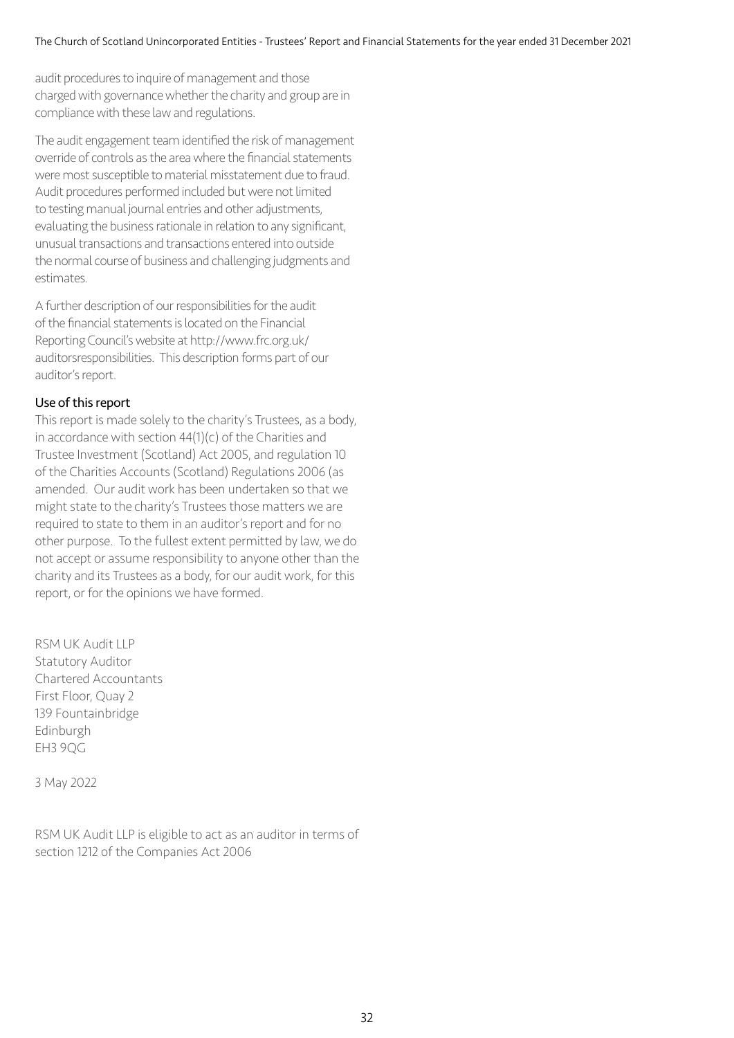audit procedures to inquire of management and those charged with governance whether the charity and group are in compliance with these law and regulations.

The audit engagement team identified the risk of management override of controls as the area where the financial statements were most susceptible to material misstatement due to fraud. Audit procedures performed included but were not limited to testing manual journal entries and other adjustments, evaluating the business rationale in relation to any significant, unusual transactions and transactions entered into outside the normal course of business and challenging judgments and estimates.

A further description of our responsibilities for the audit of the financial statements is located on the Financial Reporting Council's website at http://www.frc.org.uk/auditorsresponsibilities. This description forms part of our auditor's report.

## Use of this report

This report is made solely to the charity's Trustees, as a body, in accordance with section 44(1)(c) of the Charities and Trustee Investment (Scotland) Act 2005, and regulation 10 of the Charities Accounts (Scotland) Regulations 2006 (as amended. Our audit work has been undertaken so that we might state to the charity's Trustees those matters we are required to state to them in an auditor's report and for no other purpose. To the fullest extent permitted by law, we do not accept or assume responsibility to anyone other than the charity and its Trustees as a body, for our audit work, for this report, or for the opinions we have formed.

RSM UK Audit LLP
Statutory Auditor
Chartered Accountants
First Floor, Quay 2
139 Fountainbridge
Edinburgh
EH3 9QG

3 May 2022

RSM UK Audit LLP is eligible to act as an auditor in terms of section 1212 of the Companies Act 2006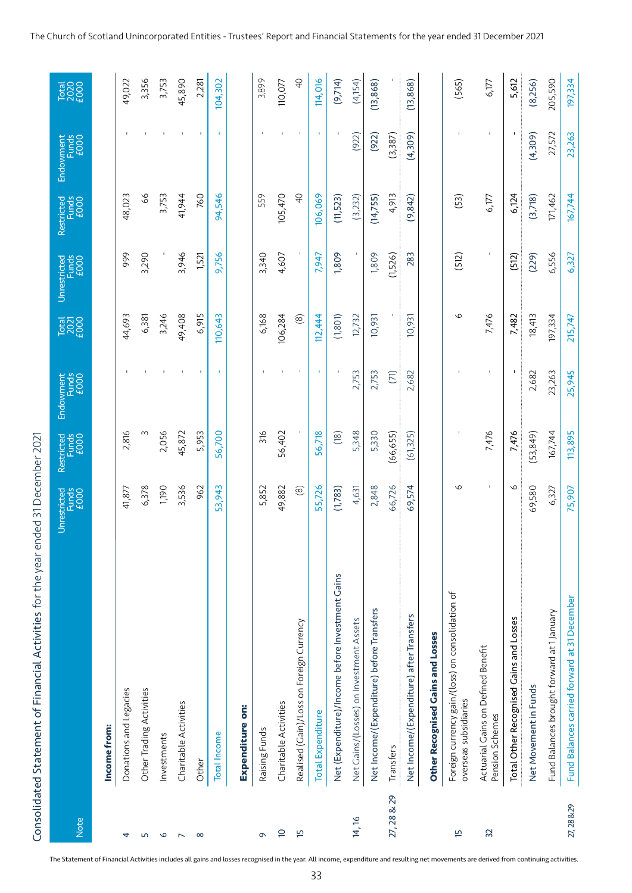## Consolidated Statement of Financial Activities for the year ended 31 December 2021

| Note | | Unrestricted Funds £000 | Restricted Funds £000 | Endowment Funds £000 | Total 2021 £000 | Unrestricted Funds £000 | Restricted Funds £000 | Endowment Funds £000 | Total 2020 £000 |
|---|---|---|---|---|---|---|---|---|---|
| | **Income from:** | | | | | | | | |
| 4 | Donations and Legacies | 41,877 | 2,816 | - | 44,693 | 999 | 48,023 | - | 49,022 |
| 5 | Other Trading Activities | 6,378 | 3 | - | 6,381 | 3,290 | 66 | - | 3,356 |
| 6 | Investments | 1,190 | 2,056 | - | 3,246 | - | 3,753 | - | 3,753 |
| 7 | Charitable Activities | 3,536 | 45,872 | - | 49,408 | 3,946 | 41,944 | - | 45,890 |
| 8 | Other | 962 | 5,953 | - | 6,915 | 1,521 | 760 | - | 2,281 |
| | Total Income | 53,943 | 56,700 | - | 110,643 | 9,756 | 94,546 | - | 104,302 |
| | **Expenditure on:** | | | | | | | | |
| 9 | Raising Funds | 5,852 | 316 | - | 6,168 | 3,340 | 559 | - | 3,899 |
| 10 | Charitable Activities | 49,882 | 56,402 | - | 106,284 | 4,607 | 105,470 | - | 110,077 |
| 15 | Realised (Gain)/Loss on Foreign Currency | (8) | - | - | (8) | - | 40 | - | 40 |
| | Total Expenditure | 55,726 | 56,718 | - | 112,444 | 7,947 | 106,069 | - | 114,016 |
| | Net (Expenditure)/Income before Investment Gains | (1,783) | (18) | - | (1,801) | 1,809 | (11,523) | - | (9,714) |
| 14, 16 | Net Gains/(Losses) on Investment Assets | 4,631 | 5,348 | 2,753 | 12,732 | - | (3,232) | (922) | (4,154) |
| | Net Income/(Expenditure) before Transfers | 2,848 | 5,330 | 2,753 | 10,931 | 1,809 | (14,755) | (922) | (13,868) |
| 27, 28 & 29 | Transfers | 66,726 | (66,655) | (71) | - | (1,526) | 4,913 | (3,387) | - |
| | Net Income/(Expenditure) after Transfers | 69,574 | (61,325) | 2,682 | 10,931 | 283 | (9,842) | (4,309) | (13,868) |
| | **Other Recognised Gains and Losses** | | | | | | | | |
| 15 | Foreign currency gain/(loss) on consolidation of overseas subsidiaries | 6 | - | - | 6 | (512) | (53) | - | (565) |
| 32 | Actuarial Gains on Defined Benefit Pension Schemes | - | 7,476 | - | 7,476 | - | 6,177 | - | 6,177 |
| | Total Other Recognised Gains and Losses | 6 | 7,476 | - | 7,482 | (512) | 6,124 | - | 5,612 |
| | Net Movement in Funds | 69,580 | (53,849) | 2,682 | 18,413 | (229) | (3,718) | (4,309) | (8,256) |
| | Fund Balances brought forward at 1 January | 6,327 | 167,744 | 23,263 | 197,334 | 6,556 | 171,462 | 27,572 | 205,590 |
| 27, 28 & 29 | Fund Balances carried forward at 31 December | 75,907 | 113,895 | 25,945 | 215,747 | 6,327 | 167,744 | 23,263 | 197,334 |

The Statement of Financial Activities includes all gains and losses recognised in the year. All income, expenditure and resulting net movements are derived from continuing activities.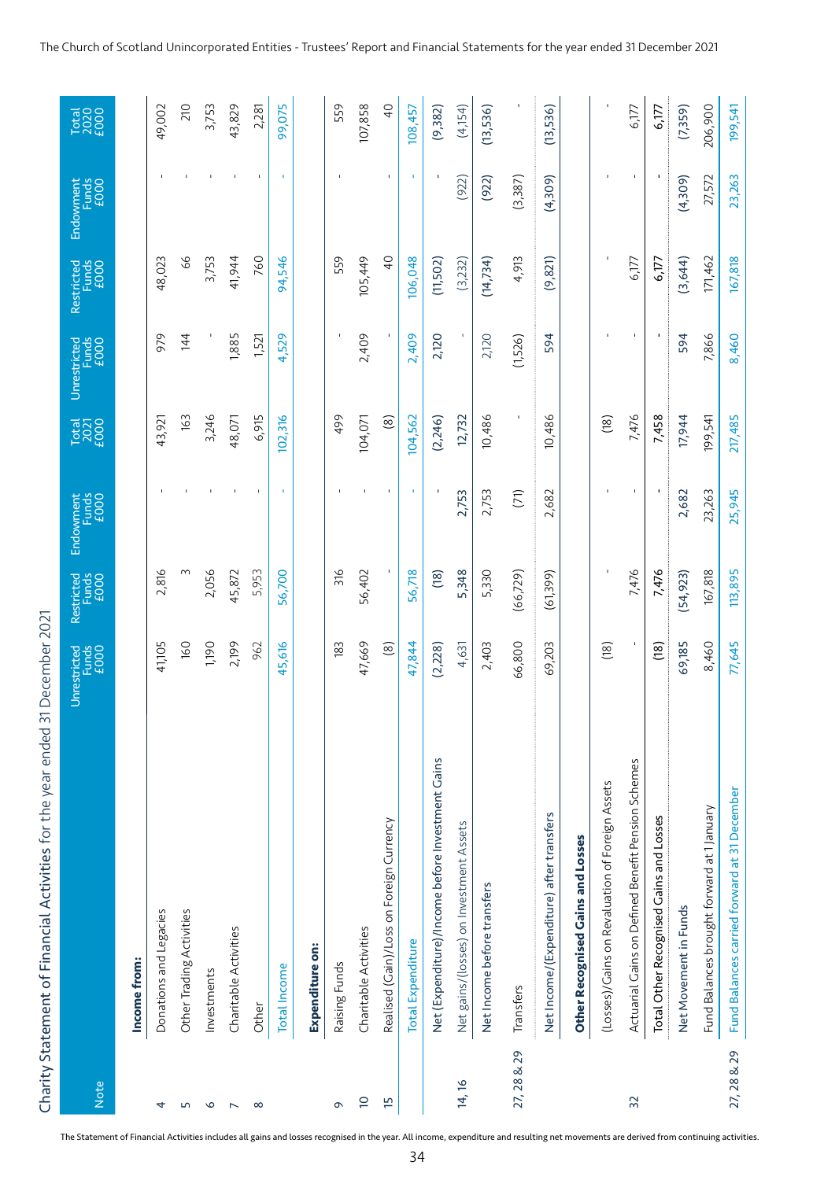## Charity Statement of Financial Activities for the year ended 31 December 2021

| Note | | Unrestricted Funds £000 | Restricted Funds £000 | Endowment Funds £000 | Total 2021 £000 | Unrestricted Funds £000 | Restricted Funds £000 | Endowment Funds £000 | Total 2020 £000 |
|---|---|---|---|---|---|---|---|---|---|
| | **Income from:** | | | | | | | | |
| 4 | Donations and Legacies | 41,105 | 2,816 | - | 43,921 | 979 | 48,023 | - | 49,002 |
| 5 | Other Trading Activities | 160 | 3 | - | 163 | 144 | 66 | - | 210 |
| 6 | Investments | 1,190 | 2,056 | - | 3,246 | - | 3,753 | - | 3,753 |
| 7 | Charitable Activities | 2,199 | 45,872 | - | 48,071 | 1,885 | 41,944 | - | 43,829 |
| 8 | Other | 962 | 5,953 | - | 6,915 | 1,521 | 760 | - | 2,281 |
| | Total Income | 45,616 | 56,700 | - | 102,316 | 4,529 | 94,546 | - | 99,075 |
| | **Expenditure on:** | | | | | | | | |
| 9 | Raising Funds | 183 | 316 | - | 499 | - | 559 | - | 559 |
| 10 | Charitable Activities | 47,669 | 56,402 | - | 104,071 | 2,409 | 105,449 | - | 107,858 |
| 15 | Realised (Gain)/Loss on Foreign Currency | (8) | - | - | (8) | - | 40 | - | 40 |
| | Total Expenditure | 47,844 | 56,718 | - | 104,562 | 2,409 | 106,048 | - | 108,457 |
| | Net (Expenditure)/Income before Investment Gains | (2,228) | (18) | - | (2,246) | 2,120 | (11,502) | - | (9,382) |
| 14, 16 | Net gains/(losses) on Investment Assets | 4,631 | 5,348 | 2,753 | 12,732 | - | (3,232) | (922) | (4,154) |
| | Net Income before transfers | 2,403 | 5,330 | 2,753 | 10,486 | 2,120 | (14,734) | (922) | (13,536) |
| 27, 28 & 29 | Transfers | 66,800 | (66,729) | (71) | - | (1,526) | 4,913 | (3,387) | - |
| | Net Income/(Expenditure) after transfers | 69,203 | (61,399) | 2,682 | 10,486 | 594 | (9,821) | (4,309) | (13,536) |
| | **Other Recognised Gains and Losses** | | | | | | | | |
| | (Losses)/Gains on Revaluation of Foreign Assets | (18) | - | - | (18) | - | - | - | - |
| 32 | Actuarial Gains on Defined Benefit Pension Schemes | - | 7,476 | - | 7,476 | - | 6,177 | - | 6,177 |
| | Total Other Recognised Gains and Losses | (18) | 7,476 | - | 7,458 | - | 6,177 | - | 6,177 |
| | Net Movement in Funds | 69,185 | (54,923) | 2,682 | 17,944 | 594 | (3,644) | (4,309) | (7,359) |
| | Fund Balances brought forward at 1 January | 8,460 | 167,818 | 23,263 | 199,541 | 7,866 | 171,462 | 27,572 | 206,900 |
| 27, 28 & 29 | Fund Balances carried forward at 31 December | 77,645 | 113,895 | 25,945 | 217,485 | 8,460 | 167,818 | 23,263 | 199,541 |

The Statement of Financial Activities includes all gains and losses recognised in the year. All income, expenditure and resulting net movements are derived from continuing activities.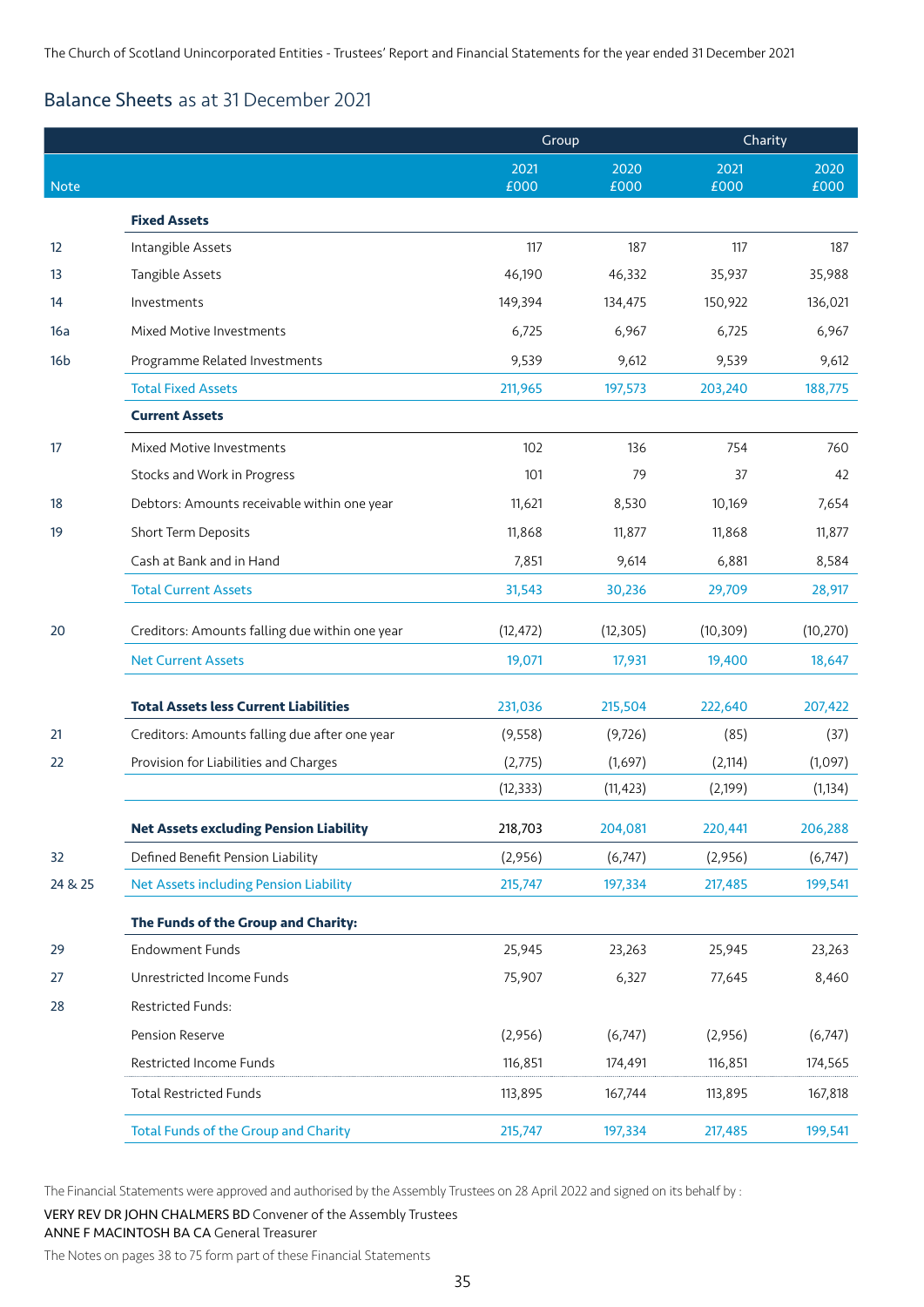## Balance Sheets as at 31 December 2021

| Note | | Group 2021 £000 | Group 2020 £000 | Charity 2021 £000 | Charity 2020 £000 |
|---|---|---|---|---|---|
| | **Fixed Assets** | | | | |
| 12 | Intangible Assets | 117 | 187 | 117 | 187 |
| 13 | Tangible Assets | 46,190 | 46,332 | 35,937 | 35,988 |
| 14 | Investments | 149,394 | 134,475 | 150,922 | 136,021 |
| 16a | Mixed Motive Investments | 6,725 | 6,967 | 6,725 | 6,967 |
| 16b | Programme Related Investments | 9,539 | 9,612 | 9,539 | 9,612 |
| | Total Fixed Assets | 211,965 | 197,573 | 203,240 | 188,775 |
| | **Current Assets** | | | | |
| 17 | Mixed Motive Investments | 102 | 136 | 754 | 760 |
| | Stocks and Work in Progress | 101 | 79 | 37 | 42 |
| 18 | Debtors: Amounts receivable within one year | 11,621 | 8,530 | 10,169 | 7,654 |
| 19 | Short Term Deposits | 11,868 | 11,877 | 11,868 | 11,877 |
| | Cash at Bank and in Hand | 7,851 | 9,614 | 6,881 | 8,584 |
| | Total Current Assets | 31,543 | 30,236 | 29,709 | 28,917 |
| 20 | Creditors: Amounts falling due within one year | (12,472) | (12,305) | (10,309) | (10,270) |
| | Net Current Assets | 19,071 | 17,931 | 19,400 | 18,647 |
| | **Total Assets less Current Liabilities** | 231,036 | 215,504 | 222,640 | 207,422 |
| 21 | Creditors: Amounts falling due after one year | (9,558) | (9,726) | (85) | (37) |
| 22 | Provision for Liabilities and Charges | (2,775) | (1,697) | (2,114) | (1,097) |
| | | (12,333) | (11,423) | (2,199) | (1,134) |
| | **Net Assets excluding Pension Liability** | 218,703 | 204,081 | 220,441 | 206,288 |
| 32 | Defined Benefit Pension Liability | (2,956) | (6,747) | (2,956) | (6,747) |
| 24 & 25 | Net Assets including Pension Liability | 215,747 | 197,334 | 217,485 | 199,541 |
| | **The Funds of the Group and Charity:** | | | | |
| 29 | Endowment Funds | 25,945 | 23,263 | 25,945 | 23,263 |
| 27 | Unrestricted Income Funds | 75,907 | 6,327 | 77,645 | 8,460 |
| 28 | Restricted Funds: | | | | |
| | Pension Reserve | (2,956) | (6,747) | (2,956) | (6,747) |
| | Restricted Income Funds | 116,851 | 174,491 | 116,851 | 174,565 |
| | Total Restricted Funds | 113,895 | 167,744 | 113,895 | 167,818 |
| | Total Funds of the Group and Charity | 215,747 | 197,334 | 217,485 | 199,541 |

The Financial Statements were approved and authorised by the Assembly Trustees on 28 April 2022 and signed on its behalf by :

VERY REV DR JOHN CHALMERS BD Convener of the Assembly Trustees
ANNE F MACINTOSH BA CA General Treasurer

The Notes on pages 38 to 75 form part of these Financial Statements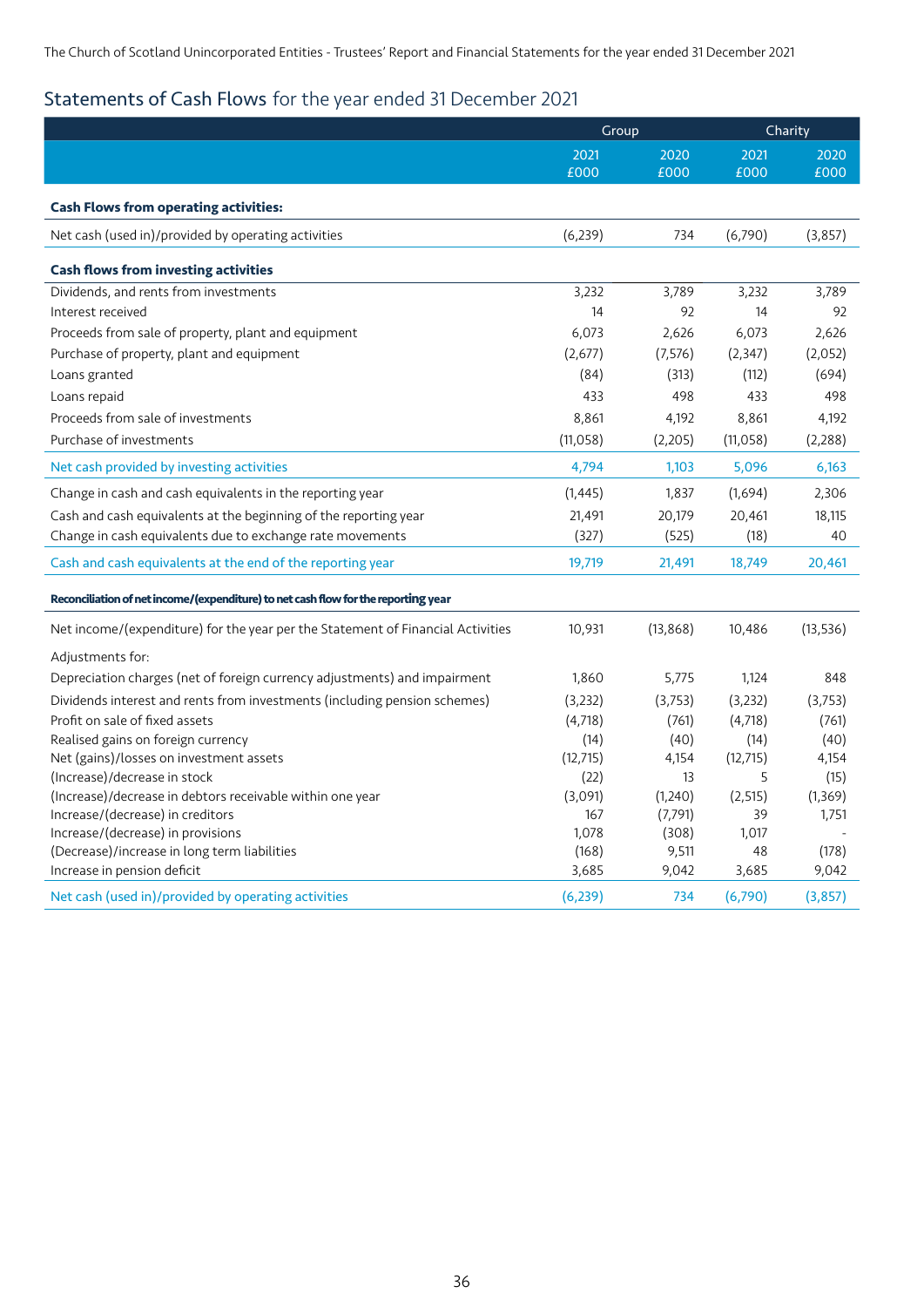## Statements of Cash Flows for the year ended 31 December 2021

| | Group | | Charity | |
|---|---|---|---|---|
| | 2021 £000 | 2020 £000 | 2021 £000 | 2020 £000 |
| **Cash Flows from operating activities:** | | | | |
| Net cash (used in)/provided by operating activities | (6,239) | 734 | (6,790) | (3,857) |
| **Cash flows from investing activities** | | | | |
| Dividends, and rents from investments | 3,232 | 3,789 | 3,232 | 3,789 |
| Interest received | 14 | 92 | 14 | 92 |
| Proceeds from sale of property, plant and equipment | 6,073 | 2,626 | 6,073 | 2,626 |
| Purchase of property, plant and equipment | (2,677) | (7,576) | (2,347) | (2,052) |
| Loans granted | (84) | (313) | (112) | (694) |
| Loans repaid | 433 | 498 | 433 | 498 |
| Proceeds from sale of investments | 8,861 | 4,192 | 8,861 | 4,192 |
| Purchase of investments | (11,058) | (2,205) | (11,058) | (2,288) |
| Net cash provided by investing activities | 4,794 | 1,103 | 5,096 | 6,163 |
| Change in cash and cash equivalents in the reporting year | (1,445) | 1,837 | (1,694) | 2,306 |
| Cash and cash equivalents at the beginning of the reporting year | 21,491 | 20,179 | 20,461 | 18,115 |
| Change in cash equivalents due to exchange rate movements | (327) | (525) | (18) | 40 |
| Cash and cash equivalents at the end of the reporting year | 19,719 | 21,491 | 18,749 | 20,461 |
| **Reconciliation of net income/(expenditure) to net cash flow for the reporting year** | | | | |
| Net income/(expenditure) for the year per the Statement of Financial Activities | 10,931 | (13,868) | 10,486 | (13,536) |
| Adjustments for: | | | | |
| Depreciation charges (net of foreign currency adjustments) and impairment | 1,860 | 5,775 | 1,124 | 848 |
| Dividends interest and rents from investments (including pension schemes) | (3,232) | (3,753) | (3,232) | (3,753) |
| Profit on sale of fixed assets | (4,718) | (761) | (4,718) | (761) |
| Realised gains on foreign currency | (14) | (40) | (14) | (40) |
| Net (gains)/losses on investment assets | (12,715) | 4,154 | (12,715) | 4,154 |
| (Increase)/decrease in stock | (22) | 13 | 5 | (15) |
| (Increase)/decrease in debtors receivable within one year | (3,091) | (1,240) | (2,515) | (1,369) |
| Increase/(decrease) in creditors | 167 | (7,791) | 39 | 1,751 |
| Increase/(decrease) in provisions | 1,078 | (308) | 1,017 | - |
| (Decrease)/increase in long term liabilities | (168) | 9,511 | 48 | (178) |
| Increase in pension deficit | 3,685 | 9,042 | 3,685 | 9,042 |
| Net cash (used in)/provided by operating activities | (6,239) | 734 | (6,790) | (3,857) |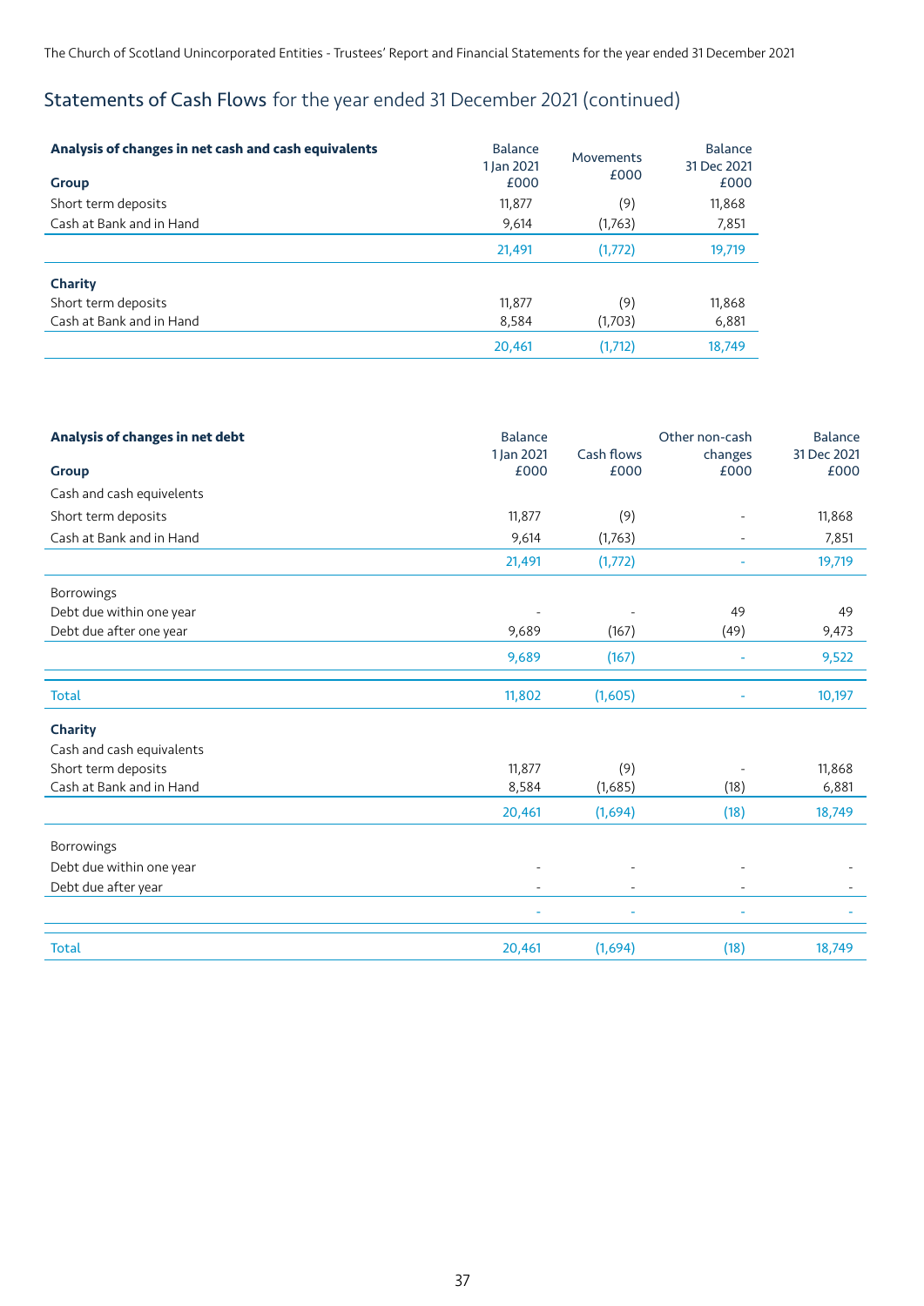## Statements of Cash Flows for the year ended 31 December 2021 (continued)

| **Analysis of changes in net cash and cash equivalents** | Balance 1 Jan 2021 | Movements | Balance 31 Dec 2021 |
| --- | --- | --- | --- |
| **Group** | £000 | £000 | £000 |
| Short term deposits | 11,877 | (9) | 11,868 |
| Cash at Bank and in Hand | 9,614 | (1,763) | 7,851 |
| | 21,491 | (1,772) | 19,719 |
| **Charity** | | | |
| Short term deposits | 11,877 | (9) | 11,868 |
| Cash at Bank and in Hand | 8,584 | (1,703) | 6,881 |
| | 20,461 | (1,712) | 18,749 |

| **Analysis of changes in net debt** | Balance 1 Jan 2021 | Cash flows | Other non-cash changes | Balance 31 Dec 2021 |
| --- | --- | --- | --- | --- |
| **Group** | £000 | £000 | £000 | £000 |
| Cash and cash equivelents | | | | |
| Short term deposits | 11,877 | (9) | - | 11,868 |
| Cash at Bank and in Hand | 9,614 | (1,763) | - | 7,851 |
| | 21,491 | (1,772) | - | 19,719 |
| Borrowings | | | | |
| Debt due within one year | - | - | 49 | 49 |
| Debt due after one year | 9,689 | (167) | (49) | 9,473 |
| | 9,689 | (167) | - | 9,522 |
| Total | 11,802 | (1,605) | - | 10,197 |
| **Charity** | | | | |
| Cash and cash equivelents | | | | |
| Short term deposits | 11,877 | (9) | - | 11,868 |
| Cash at Bank and in Hand | 8,584 | (1,685) | (18) | 6,881 |
| | 20,461 | (1,694) | (18) | 18,749 |
| Borrowings | | | | |
| Debt due within one year | - | - | - | - |
| Debt due after year | - | - | - | - |
| | - | - | - | - |
| Total | 20,461 | (1,694) | (18) | 18,749 |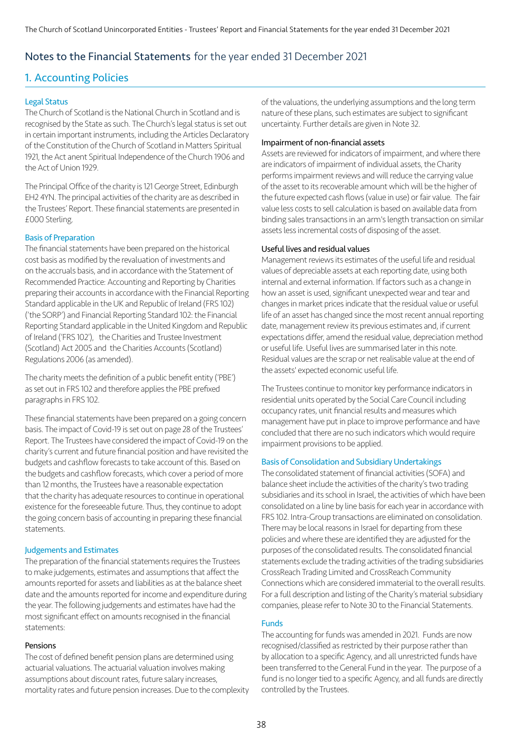# Notes to the Financial Statements for the year ended 31 December 2021

## 1. Accounting Policies

### Legal Status

The Church of Scotland is the National Church in Scotland and is recognised by the State as such. The Church's legal status is set out in certain important instruments, including the Articles Declaratory of the Constitution of the Church of Scotland in Matters Spiritual 1921, the Act anent Spiritual Independence of the Church 1906 and the Act of Union 1929.

The Principal Office of the charity is 121 George Street, Edinburgh EH2 4YN. The principal activities of the charity are as described in the Trustees' Report. These financial statements are presented in £000 Sterling.

### Basis of Preparation

The financial statements have been prepared on the historical cost basis as modified by the revaluation of investments and on the accruals basis, and in accordance with the Statement of Recommended Practice: Accounting and Reporting by Charities preparing their accounts in accordance with the Financial Reporting Standard applicable in the UK and Republic of Ireland (FRS 102) ('the SORP') and Financial Reporting Standard 102: the Financial Reporting Standard applicable in the United Kingdom and Republic of Ireland ('FRS 102'), the Charities and Trustee Investment (Scotland) Act 2005 and the Charities Accounts (Scotland) Regulations 2006 (as amended).

The charity meets the definition of a public benefit entity ('PBE') as set out in FRS 102 and therefore applies the PBE prefixed paragraphs in FRS 102.

These financial statements have been prepared on a going concern basis. The impact of Covid-19 is set out on page 28 of the Trustees' Report. The Trustees have considered the impact of Covid-19 on the charity's current and future financial position and have revisited the budgets and cashflow forecasts to take account of this. Based on the budgets and cashflow forecasts, which cover a period of more than 12 months, the Trustees have a reasonable expectation that the charity has adequate resources to continue in operational existence for the foreseeable future. Thus, they continue to adopt the going concern basis of accounting in preparing these financial statements.

### Judgements and Estimates

The preparation of the financial statements requires the Trustees to make judgements, estimates and assumptions that affect the amounts reported for assets and liabilities as at the balance sheet date and the amounts reported for income and expenditure during the year. The following judgements and estimates have had the most significant effect on amounts recognised in the financial statements:

#### Pensions

The cost of defined benefit pension plans are determined using actuarial valuations. The actuarial valuation involves making assumptions about discount rates, future salary increases, mortality rates and future pension increases. Due to the complexity of the valuations, the underlying assumptions and the long term nature of these plans, such estimates are subject to significant uncertainty. Further details are given in Note 32.

#### Impairment of non-financial assets

Assets are reviewed for indicators of impairment, and where there are indicators of impairment of individual assets, the Charity performs impairment reviews and will reduce the carrying value of the asset to its recoverable amount which will be the higher of the future expected cash flows (value in use) or fair value. The fair value less costs to sell calculation is based on available data from binding sales transactions in an arm's length transaction on similar assets less incremental costs of disposing of the asset.

#### Useful lives and residual values

Management reviews its estimates of the useful life and residual values of depreciable assets at each reporting date, using both internal and external information. If factors such as a change in how an asset is used, significant unexpected wear and tear and changes in market prices indicate that the residual value or useful life of an asset has changed since the most recent annual reporting date, management review its previous estimates and, if current expectations differ, amend the residual value, depreciation method or useful life. Useful lives are summarised later in this note. Residual values are the scrap or net realisable value at the end of the assets' expected economic useful life.

The Trustees continue to monitor key performance indicators in residential units operated by the Social Care Council including occupancy rates, unit financial results and measures which management have put in place to improve performance and have concluded that there are no such indicators which would require impairment provisions to be applied.

### Basis of Consolidation and Subsidiary Undertakings

The consolidated statement of financial activities (SOFA) and balance sheet include the activities of the charity's two trading subsidiaries and its school in Israel, the activities of which have been consolidated on a line by line basis for each year in accordance with FRS 102. Intra-Group transactions are eliminated on consolidation. There may be local reasons in Israel for departing from these policies and where these are identified they are adjusted for the purposes of the consolidated results. The consolidated financial statements exclude the trading activities of the trading subsidiaries CrossReach Trading Limited and CrossReach Community Connections which are considered immaterial to the overall results. For a full description and listing of the Charity's material subsidiary companies, please refer to Note 30 to the Financial Statements.

### Funds

The accounting for funds was amended in 2021. Funds are now recognised/classified as restricted by their purpose rather than by allocation to a specific Agency, and all unrestricted funds have been transferred to the General Fund in the year. The purpose of a fund is no longer tied to a specific Agency, and all funds are directly controlled by the Trustees.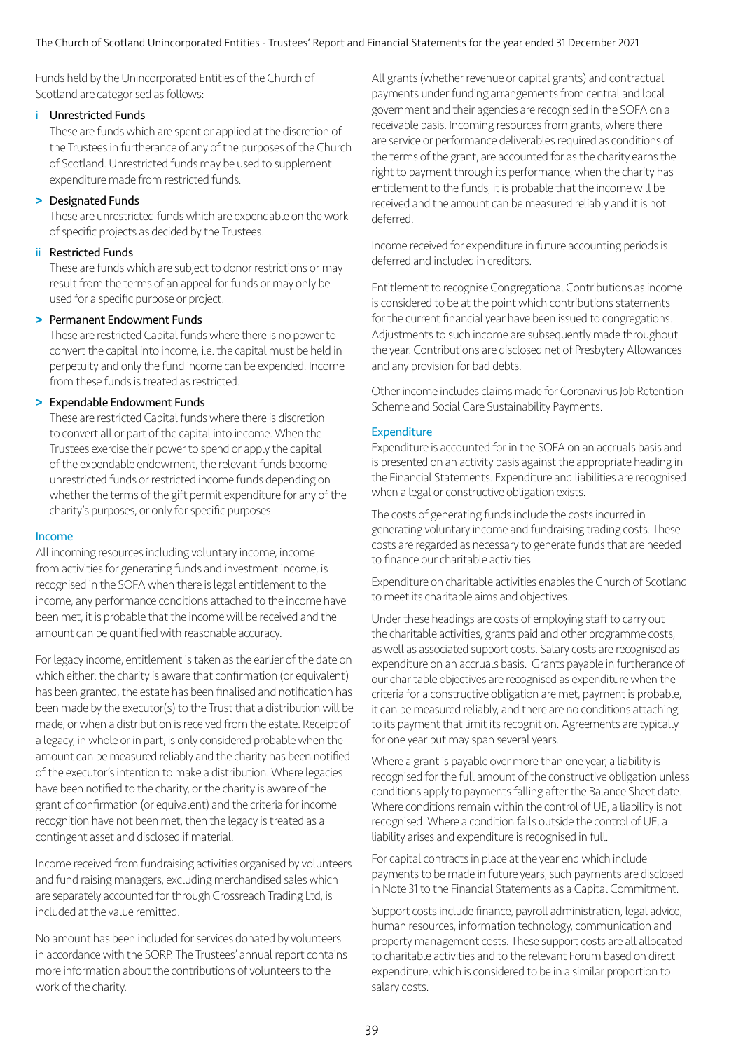Funds held by the Unincorporated Entities of the Church of Scotland are categorised as follows:

i **Unrestricted Funds**

These are funds which are spent or applied at the discretion of the Trustees in furtherance of any of the purposes of the Church of Scotland. Unrestricted funds may be used to supplement expenditure made from restricted funds.

> **Designated Funds**

These are unrestricted funds which are expendable on the work of specific projects as decided by the Trustees.

ii **Restricted Funds**

These are funds which are subject to donor restrictions or may result from the terms of an appeal for funds or may only be used for a specific purpose or project.

> **Permanent Endowment Funds**

These are restricted Capital funds where there is no power to convert the capital into income, i.e. the capital must be held in perpetuity and only the fund income can be expended. Income from these funds is treated as restricted.

> **Expendable Endowment Funds**

These are restricted Capital funds where there is discretion to convert all or part of the capital into income. When the Trustees exercise their power to spend or apply the capital of the expendable endowment, the relevant funds become unrestricted funds or restricted income funds depending on whether the terms of the gift permit expenditure for any of the charity's purposes, or only for specific purposes.

### Income

All incoming resources including voluntary income, income from activities for generating funds and investment income, is recognised in the SOFA when there is legal entitlement to the income, any performance conditions attached to the income have been met, it is probable that the income will be received and the amount can be quantified with reasonable accuracy.

For legacy income, entitlement is taken as the earlier of the date on which either: the charity is aware that confirmation (or equivalent) has been granted, the estate has been finalised and notification has been made by the executor(s) to the Trust that a distribution will be made, or when a distribution is received from the estate. Receipt of a legacy, in whole or in part, is only considered probable when the amount can be measured reliably and the charity has been notified of the executor's intention to make a distribution. Where legacies have been notified to the charity, or the charity is aware of the grant of confirmation (or equivalent) and the criteria for income recognition have not been met, then the legacy is treated as a contingent asset and disclosed if material.

Income received from fundraising activities organised by volunteers and fund raising managers, excluding merchandised sales which are separately accounted for through Crossreach Trading Ltd, is included at the value remitted.

No amount has been included for services donated by volunteers in accordance with the SORP. The Trustees' annual report contains more information about the contributions of volunteers to the work of the charity.

All grants (whether revenue or capital grants) and contractual payments under funding arrangements from central and local government and their agencies are recognised in the SOFA on a receivable basis. Incoming resources from grants, where there are service or performance deliverables required as conditions of the terms of the grant, are accounted for as the charity earns the right to payment through its performance, when the charity has entitlement to the funds, it is probable that the income will be received and the amount can be measured reliably and it is not deferred.

Income received for expenditure in future accounting periods is deferred and included in creditors.

Entitlement to recognise Congregational Contributions as income is considered to be at the point which contributions statements for the current financial year have been issued to congregations. Adjustments to such income are subsequently made throughout the year. Contributions are disclosed net of Presbytery Allowances and any provision for bad debts.

Other income includes claims made for Coronavirus Job Retention Scheme and Social Care Sustainability Payments.

### Expenditure

Expenditure is accounted for in the SOFA on an accruals basis and is presented on an activity basis against the appropriate heading in the Financial Statements. Expenditure and liabilities are recognised when a legal or constructive obligation exists.

The costs of generating funds include the costs incurred in generating voluntary income and fundraising trading costs. These costs are regarded as necessary to generate funds that are needed to finance our charitable activities.

Expenditure on charitable activities enables the Church of Scotland to meet its charitable aims and objectives.

Under these headings are costs of employing staff to carry out the charitable activities, grants paid and other programme costs, as well as associated support costs. Salary costs are recognised as expenditure on an accruals basis. Grants payable in furtherance of our charitable objectives are recognised as expenditure when the criteria for a constructive obligation are met, payment is probable, it can be measured reliably, and there are no conditions attaching to its payment that limit its recognition. Agreements are typically for one year but may span several years.

Where a grant is payable over more than one year, a liability is recognised for the full amount of the constructive obligation unless conditions apply to payments falling after the Balance Sheet date. Where conditions remain within the control of UE, a liability is not recognised. Where a condition falls outside the control of UE, a liability arises and expenditure is recognised in full.

For capital contracts in place at the year end which include payments to be made in future years, such payments are disclosed in Note 31 to the Financial Statements as a Capital Commitment.

Support costs include finance, payroll administration, legal advice, human resources, information technology, communication and property management costs. These support costs are all allocated to charitable activities and to the relevant Forum based on direct expenditure, which is considered to be in a similar proportion to salary costs.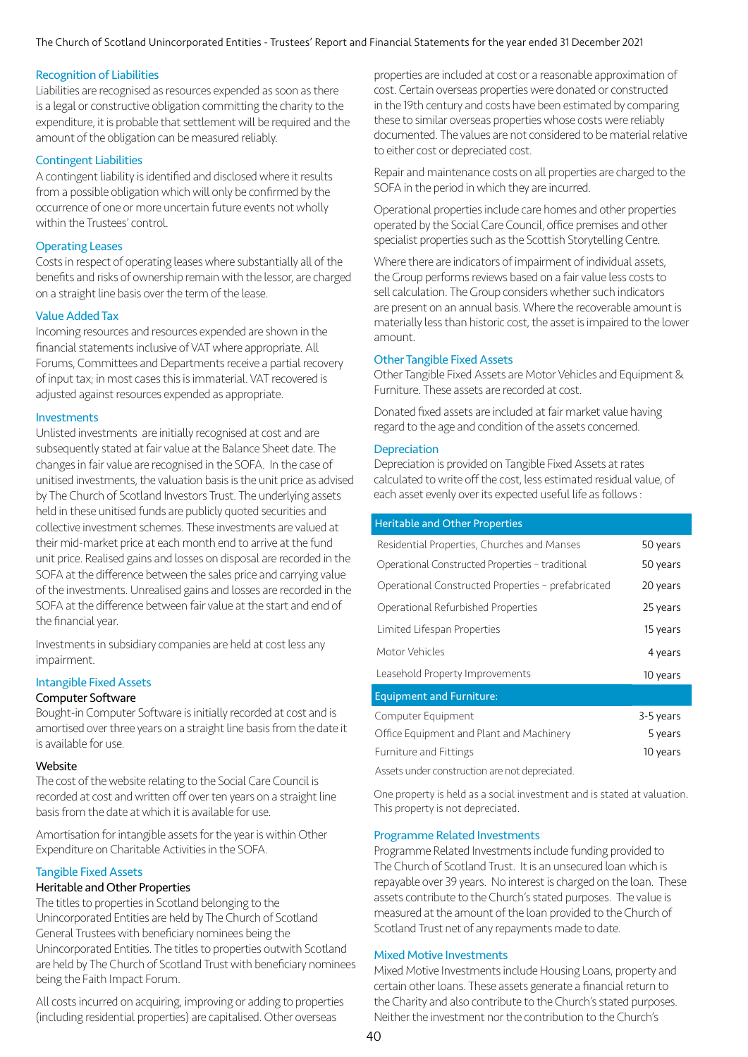### Recognition of Liabilities

Liabilities are recognised as resources expended as soon as there is a legal or constructive obligation committing the charity to the expenditure, it is probable that settlement will be required and the amount of the obligation can be measured reliably.

### Contingent Liabilities

A contingent liability is identified and disclosed where it results from a possible obligation which will only be confirmed by the occurrence of one or more uncertain future events not wholly within the Trustees' control.

### Operating Leases

Costs in respect of operating leases where substantially all of the benefits and risks of ownership remain with the lessor, are charged on a straight line basis over the term of the lease.

### Value Added Tax

Incoming resources and resources expended are shown in the financial statements inclusive of VAT where appropriate. All Forums, Committees and Departments receive a partial recovery of input tax; in most cases this is immaterial. VAT recovered is adjusted against resources expended as appropriate.

### Investments

Unlisted investments are initially recognised at cost and are subsequently stated at fair value at the Balance Sheet date. The changes in fair value are recognised in the SOFA. In the case of unitised investments, the valuation basis is the unit price as advised by The Church of Scotland Investors Trust. The underlying assets held in these unitised funds are publicly quoted securities and collective investment schemes. These investments are valued at their mid-market price at each month end to arrive at the fund unit price. Realised gains and losses on disposal are recorded in the SOFA at the difference between the sales price and carrying value of the investments. Unrealised gains and losses are recorded in the SOFA at the difference between fair value at the start and end of the financial year.

Investments in subsidiary companies are held at cost less any impairment.

### Intangible Fixed Assets

**Computer Software**

Bought-in Computer Software is initially recorded at cost and is amortised over three years on a straight line basis from the date it is available for use.

**Website**

The cost of the website relating to the Social Care Council is recorded at cost and written off over ten years on a straight line basis from the date at which it is available for use.

Amortisation for intangible assets for the year is within Other Expenditure on Charitable Activities in the SOFA.

### Tangible Fixed Assets

**Heritable and Other Properties**

The titles to properties in Scotland belonging to the Unincorporated Entities are held by The Church of Scotland General Trustees with beneficiary nominees being the Unincorporated Entities. The titles to properties outwith Scotland are held by The Church of Scotland Trust with beneficiary nominees being the Faith Impact Forum.

All costs incurred on acquiring, improving or adding to properties (including residential properties) are capitalised. Other overseas properties are included at cost or a reasonable approximation of cost. Certain overseas properties were donated or constructed in the 19th century and costs have been estimated by comparing these to similar overseas properties whose costs were reliably documented. The values are not considered to be material relative to either cost or depreciated cost.

Repair and maintenance costs on all properties are charged to the SOFA in the period in which they are incurred.

Operational properties include care homes and other properties operated by the Social Care Council, office premises and other specialist properties such as the Scottish Storytelling Centre.

Where there are indicators of impairment of individual assets, the Group performs reviews based on a fair value less costs to sell calculation. The Group considers whether such indicators are present on an annual basis. Where the recoverable amount is materially less than historic cost, the asset is impaired to the lower amount.

### Other Tangible Fixed Assets

Other Tangible Fixed Assets are Motor Vehicles and Equipment & Furniture. These assets are recorded at cost.

Donated fixed assets are included at fair market value having regard to the age and condition of the assets concerned.

### Depreciation

Depreciation is provided on Tangible Fixed Assets at rates calculated to write off the cost, less estimated residual value, of each asset evenly over its expected useful life as follows :

| Heritable and Other Properties | |
|---|---|
| Residential Properties, Churches and Manses | 50 years |
| Operational Constructed Properties – traditional | 50 years |
| Operational Constructed Properties – prefabricated | 20 years |
| Operational Refurbished Properties | 25 years |
| Limited Lifespan Properties | 15 years |
| Motor Vehicles | 4 years |
| Leasehold Property Improvements | 10 years |
| **Equipment and Furniture:** | |
| Computer Equipment | 3-5 years |
| Office Equipment and Plant and Machinery | 5 years |
| Furniture and Fittings | 10 years |

Assets under construction are not depreciated.

One property is held as a social investment and is stated at valuation. This property is not depreciated.

### Programme Related Investments

Programme Related Investments include funding provided to The Church of Scotland Trust. It is an unsecured loan which is repayable over 39 years. No interest is charged on the loan. These assets contribute to the Church's stated purposes. The value is measured at the amount of the loan provided to the Church of Scotland Trust net of any repayments made to date.

### Mixed Motive Investments

Mixed Motive Investments include Housing Loans, property and certain other loans. These assets generate a financial return to the Charity and also contribute to the Church's stated purposes. Neither the investment nor the contribution to the Church's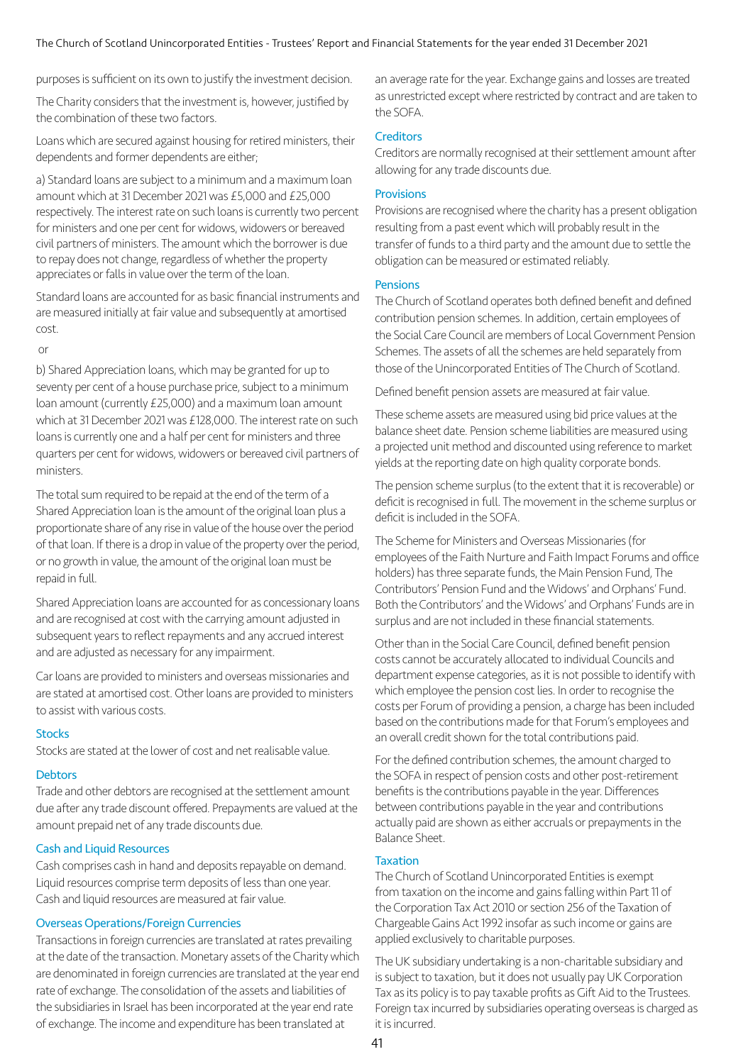purposes is sufficient on its own to justify the investment decision.

The Charity considers that the investment is, however, justified by the combination of these two factors.

Loans which are secured against housing for retired ministers, their dependents and former dependents are either;

a) Standard loans are subject to a minimum and a maximum loan amount which at 31 December 2021 was £5,000 and £25,000 respectively. The interest rate on such loans is currently two percent for ministers and one per cent for widows, widowers or bereaved civil partners of ministers. The amount which the borrower is due to repay does not change, regardless of whether the property appreciates or falls in value over the term of the loan.

Standard loans are accounted for as basic financial instruments and are measured initially at fair value and subsequently at amortised cost.

or

b) Shared Appreciation loans, which may be granted for up to seventy per cent of a house purchase price, subject to a minimum loan amount (currently £25,000) and a maximum loan amount which at 31 December 2021 was £128,000. The interest rate on such loans is currently one and a half per cent for ministers and three quarters per cent for widows, widowers or bereaved civil partners of ministers.

The total sum required to be repaid at the end of the term of a Shared Appreciation loan is the amount of the original loan plus a proportionate share of any rise in value of the house over the period of that loan. If there is a drop in value of the property over the period, or no growth in value, the amount of the original loan must be repaid in full.

Shared Appreciation loans are accounted for as concessionary loans and are recognised at cost with the carrying amount adjusted in subsequent years to reflect repayments and any accrued interest and are adjusted as necessary for any impairment.

Car loans are provided to ministers and overseas missionaries and are stated at amortised cost. Other loans are provided to ministers to assist with various costs.

### Stocks

Stocks are stated at the lower of cost and net realisable value.

### Debtors

Trade and other debtors are recognised at the settlement amount due after any trade discount offered. Prepayments are valued at the amount prepaid net of any trade discounts due.

### Cash and Liquid Resources

Cash comprises cash in hand and deposits repayable on demand. Liquid resources comprise term deposits of less than one year. Cash and liquid resources are measured at fair value.

### Overseas Operations/Foreign Currencies

Transactions in foreign currencies are translated at rates prevailing at the date of the transaction. Monetary assets of the Charity which are denominated in foreign currencies are translated at the year end rate of exchange. The consolidation of the assets and liabilities of the subsidiaries in Israel has been incorporated at the year end rate of exchange. The income and expenditure has been translated at an average rate for the year. Exchange gains and losses are treated as unrestricted except where restricted by contract and are taken to the SOFA.

### Creditors

Creditors are normally recognised at their settlement amount after allowing for any trade discounts due.

### Provisions

Provisions are recognised where the charity has a present obligation resulting from a past event which will probably result in the transfer of funds to a third party and the amount due to settle the obligation can be measured or estimated reliably.

### Pensions

The Church of Scotland operates both defined benefit and defined contribution pension schemes. In addition, certain employees of the Social Care Council are members of Local Government Pension Schemes. The assets of all the schemes are held separately from those of the Unincorporated Entities of The Church of Scotland.

Defined benefit pension assets are measured at fair value.

These scheme assets are measured using bid price values at the balance sheet date. Pension scheme liabilities are measured using a projected unit method and discounted using reference to market yields at the reporting date on high quality corporate bonds.

The pension scheme surplus (to the extent that it is recoverable) or deficit is recognised in full. The movement in the scheme surplus or deficit is included in the SOFA.

The Scheme for Ministers and Overseas Missionaries (for employees of the Faith Nurture and Faith Impact Forums and office holders) has three separate funds, the Main Pension Fund, The Contributors' Pension Fund and the Widows' and Orphans' Fund. Both the Contributors' and the Widows' and Orphans' Funds are in surplus and are not included in these financial statements.

Other than in the Social Care Council, defined benefit pension costs cannot be accurately allocated to individual Councils and department expense categories, as it is not possible to identify with which employee the pension cost lies. In order to recognise the costs per Forum of providing a pension, a charge has been included based on the contributions made for that Forum's employees and an overall credit shown for the total contributions paid.

For the defined contribution schemes, the amount charged to the SOFA in respect of pension costs and other post-retirement benefits is the contributions payable in the year. Differences between contributions payable in the year and contributions actually paid are shown as either accruals or prepayments in the Balance Sheet.

### Taxation

The Church of Scotland Unincorporated Entities is exempt from taxation on the income and gains falling within Part 11 of the Corporation Tax Act 2010 or section 256 of the Taxation of Chargeable Gains Act 1992 insofar as such income or gains are applied exclusively to charitable purposes.

The UK subsidiary undertaking is a non-charitable subsidiary and is subject to taxation, but it does not usually pay UK Corporation Tax as its policy is to pay taxable profits as Gift Aid to the Trustees. Foreign tax incurred by subsidiaries operating overseas is charged as it is incurred.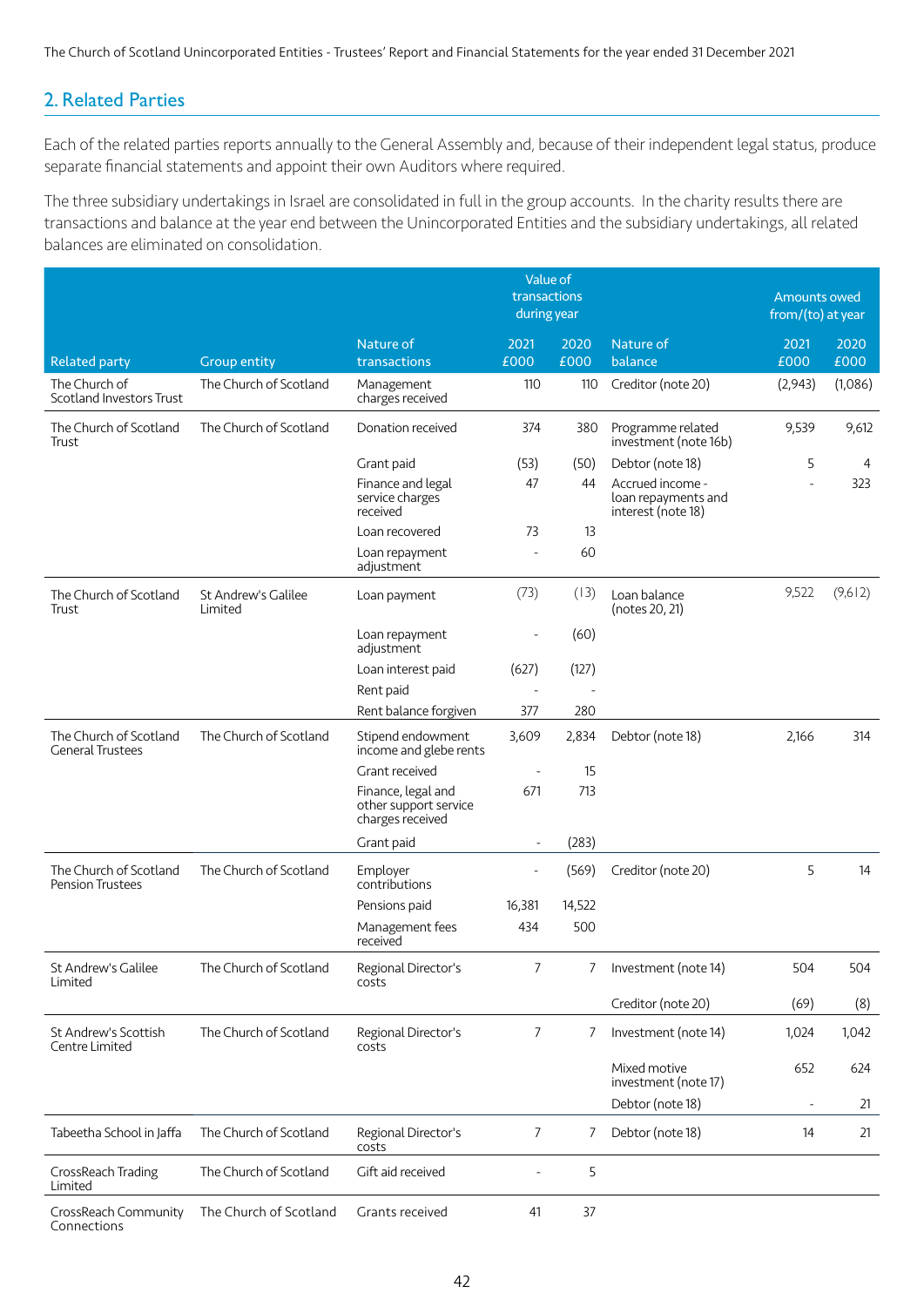## 2. Related Parties

Each of the related parties reports annually to the General Assembly and, because of their independent legal status, produce separate financial statements and appoint their own Auditors where required.

The three subsidiary undertakings in Israel are consolidated in full in the group accounts. In the charity results there are transactions and balance at the year end between the Unincorporated Entities and the subsidiary undertakings, all related balances are eliminated on consolidation.

| | | | Value of transactions during year | | | Amounts owed from/(to) at year | |
|---|---|---|---|---|---|---|---|
| Related party | Group entity | Nature of transactions | 2021 £000 | 2020 £000 | Nature of balance | 2021 £000 | 2020 £000 |
| The Church of Scotland Investors Trust | The Church of Scotland | Management charges received | 110 | 110 | Creditor (note 20) | (2,943) | (1,086) |
| The Church of Scotland Trust | The Church of Scotland | Donation received | 374 | 380 | Programme related investment (note 16b) | 9,539 | 9,612 |
| | | Grant paid | (53) | (50) | Debtor (note 18) | 5 | 4 |
| | | Finance and legal service charges received | 47 | 44 | Accrued income - loan repayments and interest (note 18) | - | 323 |
| | | Loan recovered | 73 | 13 | | | |
| | | Loan repayment adjustment | - | 60 | | | |
| The Church of Scotland Trust | St Andrew's Galilee Limited | Loan payment | (73) | (13) | Loan balance (notes 20, 21) | 9,522 | (9,612) |
| | | Loan repayment adjustment | - | (60) | | | |
| | | Loan interest paid | (627) | (127) | | | |
| | | Rent paid | - | - | | | |
| | | Rent balance forgiven | 377 | 280 | | | |
| The Church of Scotland General Trustees | The Church of Scotland | Stipend endowment income and glebe rents | 3,609 | 2,834 | Debtor (note 18) | 2,166 | 314 |
| | | Grant received | - | 15 | | | |
| | | Finance, legal and other support service charges received | 671 | 713 | | | |
| | | Grant paid | - | (283) | | | |
| The Church of Scotland Pension Trustees | The Church of Scotland | Employer contributions | - | (569) | Creditor (note 20) | 5 | 14 |
| | | Pensions paid | 16,381 | 14,522 | | | |
| | | Management fees received | 434 | 500 | | | |
| St Andrew's Galilee Limited | The Church of Scotland | Regional Director's costs | 7 | 7 | Investment (note 14) | 504 | 504 |
| | | | | | Creditor (note 20) | (69) | (8) |
| St Andrew's Scottish Centre Limited | The Church of Scotland | Regional Director's costs | 7 | 7 | Investment (note 14) | 1,024 | 1,042 |
| | | | | | Mixed motive investment (note 17) | 652 | 624 |
| | | | | | Debtor (note 18) | - | 21 |
| Tabeetha School in Jaffa | The Church of Scotland | Regional Director's costs | 7 | 7 | Debtor (note 18) | 14 | 21 |
| CrossReach Trading Limited | The Church of Scotland | Gift aid received | - | 5 | | | |
| CrossReach Community Connections | The Church of Scotland | Grants received | 41 | 37 | | | |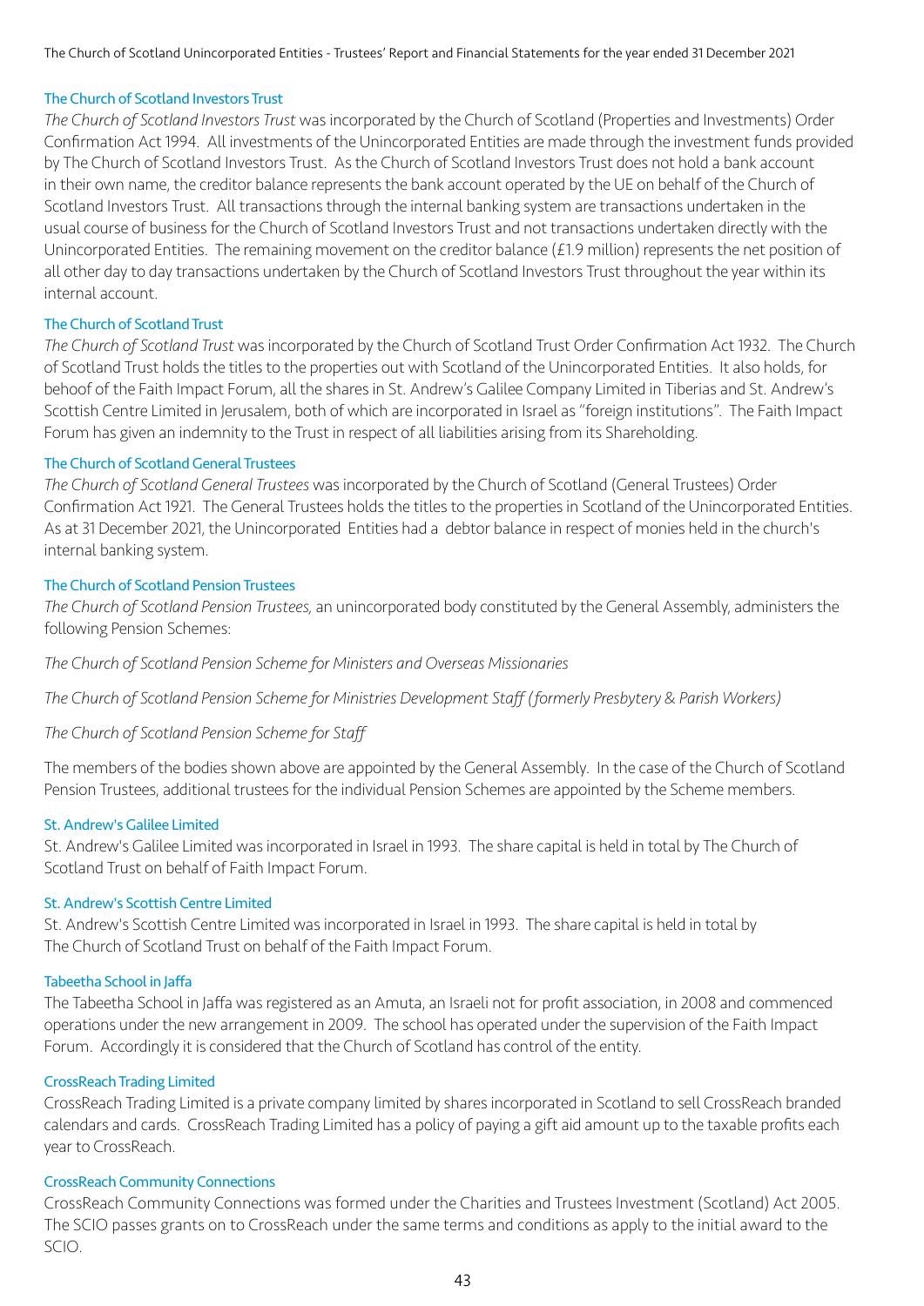### The Church of Scotland Investors Trust

*The Church of Scotland Investors Trust* was incorporated by the Church of Scotland (Properties and Investments) Order Confirmation Act 1994. All investments of the Unincorporated Entities are made through the investment funds provided by The Church of Scotland Investors Trust. As the Church of Scotland Investors Trust does not hold a bank account in their own name, the creditor balance represents the bank account operated by the UE on behalf of the Church of Scotland Investors Trust. All transactions through the internal banking system are transactions undertaken in the usual course of business for the Church of Scotland Investors Trust and not transactions undertaken directly with the Unincorporated Entities. The remaining movement on the creditor balance (£1.9 million) represents the net position of all other day to day transactions undertaken by the Church of Scotland Investors Trust throughout the year within its internal account.

### The Church of Scotland Trust

*The Church of Scotland Trust* was incorporated by the Church of Scotland Trust Order Confirmation Act 1932. The Church of Scotland Trust holds the titles to the properties out with Scotland of the Unincorporated Entities. It also holds, for behoof of the Faith Impact Forum, all the shares in St. Andrew's Galilee Company Limited in Tiberias and St. Andrew's Scottish Centre Limited in Jerusalem, both of which are incorporated in Israel as "foreign institutions". The Faith Impact Forum has given an indemnity to the Trust in respect of all liabilities arising from its Shareholding.

### The Church of Scotland General Trustees

*The Church of Scotland General Trustees* was incorporated by the Church of Scotland (General Trustees) Order Confirmation Act 1921. The General Trustees holds the titles to the properties in Scotland of the Unincorporated Entities. As at 31 December 2021, the Unincorporated Entities had a debtor balance in respect of monies held in the church's internal banking system.

### The Church of Scotland Pension Trustees

*The Church of Scotland Pension Trustees,* an unincorporated body constituted by the General Assembly, administers the following Pension Schemes:

*The Church of Scotland Pension Scheme for Ministers and Overseas Missionaries*

*The Church of Scotland Pension Scheme for Ministries Development Staff (formerly Presbytery & Parish Workers)*

*The Church of Scotland Pension Scheme for Staff*

The members of the bodies shown above are appointed by the General Assembly. In the case of the Church of Scotland Pension Trustees, additional trustees for the individual Pension Schemes are appointed by the Scheme members.

### St. Andrew's Galilee Limited

St. Andrew's Galilee Limited was incorporated in Israel in 1993. The share capital is held in total by The Church of Scotland Trust on behalf of Faith Impact Forum.

### St. Andrew's Scottish Centre Limited

St. Andrew's Scottish Centre Limited was incorporated in Israel in 1993. The share capital is held in total by The Church of Scotland Trust on behalf of the Faith Impact Forum.

### Tabeetha School in Jaffa

The Tabeetha School in Jaffa was registered as an Amuta, an Israeli not for profit association, in 2008 and commenced operations under the new arrangement in 2009. The school has operated under the supervision of the Faith Impact Forum. Accordingly it is considered that the Church of Scotland has control of the entity.

### CrossReach Trading Limited

CrossReach Trading Limited is a private company limited by shares incorporated in Scotland to sell CrossReach branded calendars and cards. CrossReach Trading Limited has a policy of paying a gift aid amount up to the taxable profits each year to CrossReach.

### CrossReach Community Connections

CrossReach Community Connections was formed under the Charities and Trustees Investment (Scotland) Act 2005. The SCIO passes grants on to CrossReach under the same terms and conditions as apply to the initial award to the SCIO.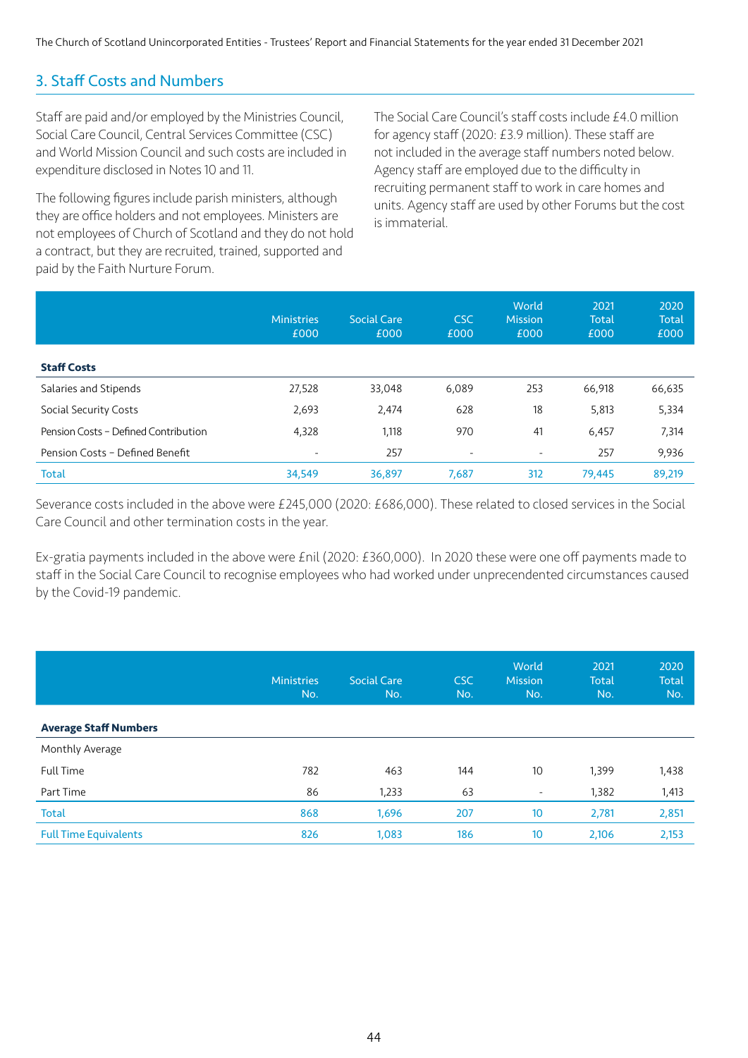## 3. Staff Costs and Numbers

Staff are paid and/or employed by the Ministries Council, Social Care Council, Central Services Committee (CSC) and World Mission Council and such costs are included in expenditure disclosed in Notes 10 and 11.

The following figures include parish ministers, although they are office holders and not employees. Ministers are not employees of Church of Scotland and they do not hold a contract, but they are recruited, trained, supported and paid by the Faith Nurture Forum.

The Social Care Council's staff costs include £4.0 million for agency staff (2020: £3.9 million). These staff are not included in the average staff numbers noted below. Agency staff are employed due to the difficulty in recruiting permanent staff to work in care homes and units. Agency staff are used by other Forums but the cost is immaterial.

| | Ministries £000 | Social Care £000 | CSC £000 | World Mission £000 | 2021 Total £000 | 2020 Total £000 |
|---|---|---|---|---|---|---|
| **Staff Costs** | | | | | | |
| Salaries and Stipends | 27,528 | 33,048 | 6,089 | 253 | 66,918 | 66,635 |
| Social Security Costs | 2,693 | 2,474 | 628 | 18 | 5,813 | 5,334 |
| Pension Costs – Defined Contribution | 4,328 | 1,118 | 970 | 41 | 6,457 | 7,314 |
| Pension Costs – Defined Benefit | - | 257 | - | - | 257 | 9,936 |
| Total | 34,549 | 36,897 | 7,687 | 312 | 79,445 | 89,219 |

Severance costs included in the above were £245,000 (2020: £686,000). These related to closed services in the Social Care Council and other termination costs in the year.

Ex-gratia payments included in the above were £nil (2020: £360,000). In 2020 these were one off payments made to staff in the Social Care Council to recognise employees who had worked under unprecendented circumstances caused by the Covid-19 pandemic.

| | Ministries No. | Social Care No. | CSC No. | World Mission No. | 2021 Total No. | 2020 Total No. |
|---|---|---|---|---|---|---|
| **Average Staff Numbers** | | | | | | |
| Monthly Average | | | | | | |
| Full Time | 782 | 463 | 144 | 10 | 1,399 | 1,438 |
| Part Time | 86 | 1,233 | 63 | - | 1,382 | 1,413 |
| Total | 868 | 1,696 | 207 | 10 | 2,781 | 2,851 |
| Full Time Equivalents | 826 | 1,083 | 186 | 10 | 2,106 | 2,153 |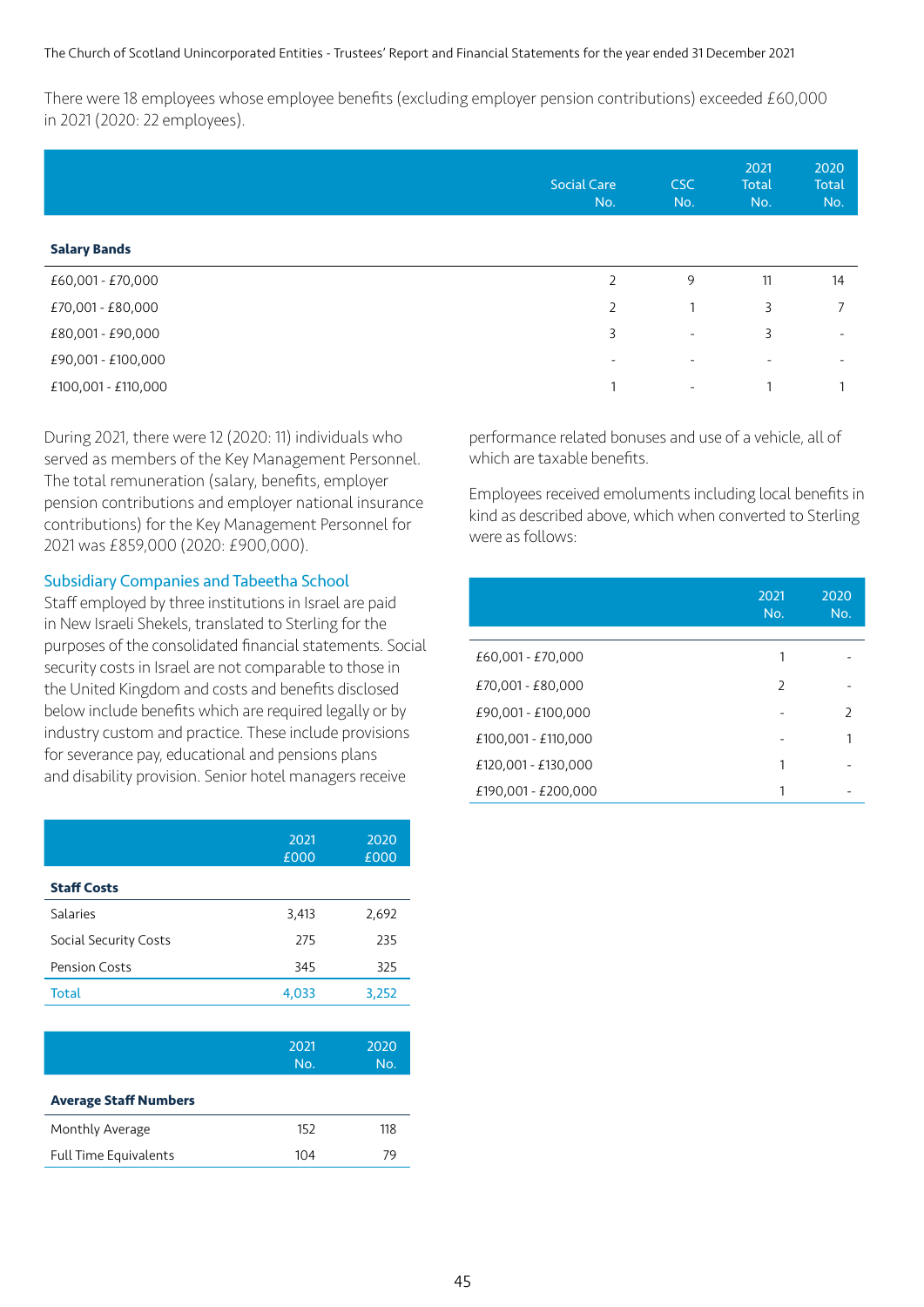There were 18 employees whose employee benefits (excluding employer pension contributions) exceeded £60,000 in 2021 (2020: 22 employees).

| Salary Bands | Social Care No. | CSC No. | 2021 Total No. | 2020 Total No. |
|---|---|---|---|---|
| £60,001 - £70,000 | 2 | 9 | 11 | 14 |
| £70,001 - £80,000 | 2 | 1 | 3 | 7 |
| £80,001 - £90,000 | 3 | - | 3 | - |
| £90,001 - £100,000 | - | - | - | - |
| £100,001 - £110,000 | 1 | - | 1 | 1 |

During 2021, there were 12 (2020: 11) individuals who served as members of the Key Management Personnel. The total remuneration (salary, benefits, employer pension contributions and employer national insurance contributions) for the Key Management Personnel for 2021 was £859,000 (2020: £900,000).

## Subsidiary Companies and Tabeetha School

Staff employed by three institutions in Israel are paid in New Israeli Shekels, translated to Sterling for the purposes of the consolidated financial statements. Social security costs in Israel are not comparable to those in the United Kingdom and costs and benefits disclosed below include benefits which are required legally or by industry custom and practice. These include provisions for severance pay, educational and pensions plans and disability provision. Senior hotel managers receive performance related bonuses and use of a vehicle, all of which are taxable benefits.

Employees received emoluments including local benefits in kind as described above, which when converted to Sterling were as follows:

| | 2021 No. | 2020 No. |
|---|---|---|
| £60,001 - £70,000 | 1 | - |
| £70,001 - £80,000 | 2 | - |
| £90,001 - £100,000 | - | 2 |
| £100,001 - £110,000 | - | 1 |
| £120,001 - £130,000 | 1 | - |
| £190,001 - £200,000 | 1 | - |

| Staff Costs | 2021 £000 | 2020 £000 |
|---|---|---|
| Salaries | 3,413 | 2,692 |
| Social Security Costs | 275 | 235 |
| Pension Costs | 345 | 325 |
| Total | 4,033 | 3,252 |

| Average Staff Numbers | 2021 No. | 2020 No. |
|---|---|---|
| Monthly Average | 152 | 118 |
| Full Time Equivalents | 104 | 79 |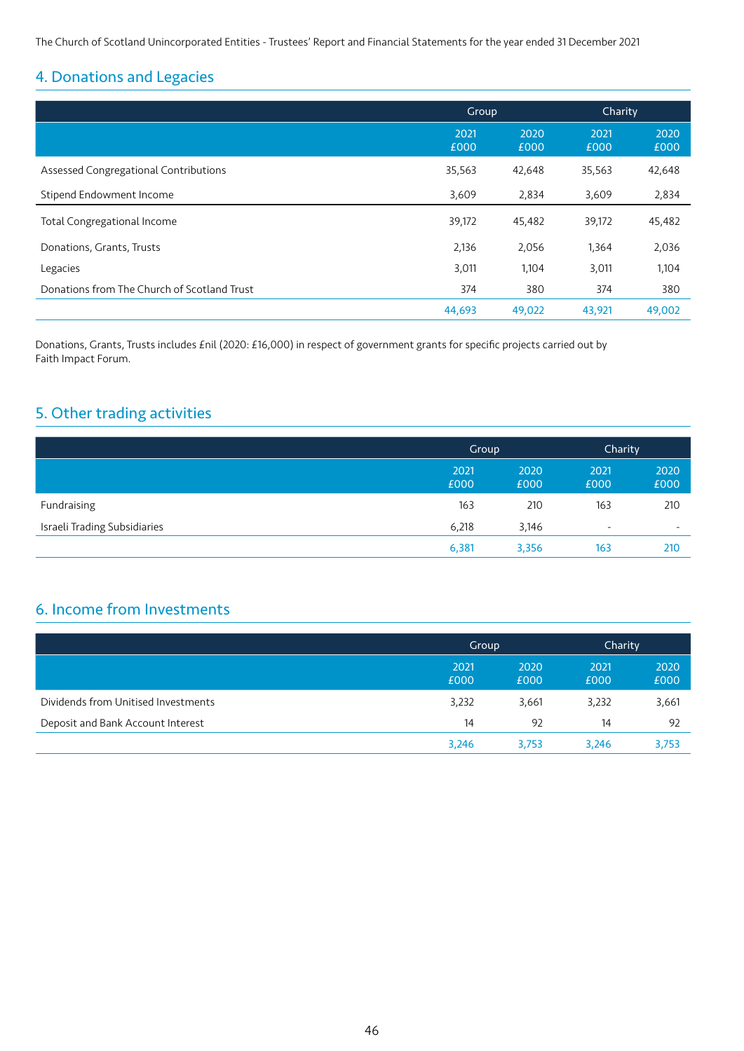## 4. Donations and Legacies

| | Group | | Charity | |
|---|---|---|---|---|
| | 2021 £000 | 2020 £000 | 2021 £000 | 2020 £000 |
| Assessed Congregational Contributions | 35,563 | 42,648 | 35,563 | 42,648 |
| Stipend Endowment Income | 3,609 | 2,834 | 3,609 | 2,834 |
| Total Congregational Income | 39,172 | 45,482 | 39,172 | 45,482 |
| Donations, Grants, Trusts | 2,136 | 2,056 | 1,364 | 2,036 |
| Legacies | 3,011 | 1,104 | 3,011 | 1,104 |
| Donations from The Church of Scotland Trust | 374 | 380 | 374 | 380 |
| | 44,693 | 49,022 | 43,921 | 49,002 |

Donations, Grants, Trusts includes £nil (2020: £16,000) in respect of government grants for specific projects carried out by Faith Impact Forum.

## 5. Other trading activities

| | Group | | Charity | |
|---|---|---|---|---|
| | 2021 £000 | 2020 £000 | 2021 £000 | 2020 £000 |
| Fundraising | 163 | 210 | 163 | 210 |
| Israeli Trading Subsidiaries | 6,218 | 3,146 | - | - |
| | 6,381 | 3,356 | 163 | 210 |

## 6. Income from Investments

| | Group | | Charity | |
|---|---|---|---|---|
| | 2021 £000 | 2020 £000 | 2021 £000 | 2020 £000 |
| Dividends from Unitised Investments | 3,232 | 3,661 | 3,232 | 3,661 |
| Deposit and Bank Account Interest | 14 | 92 | 14 | 92 |
| | 3,246 | 3,753 | 3,246 | 3,753 |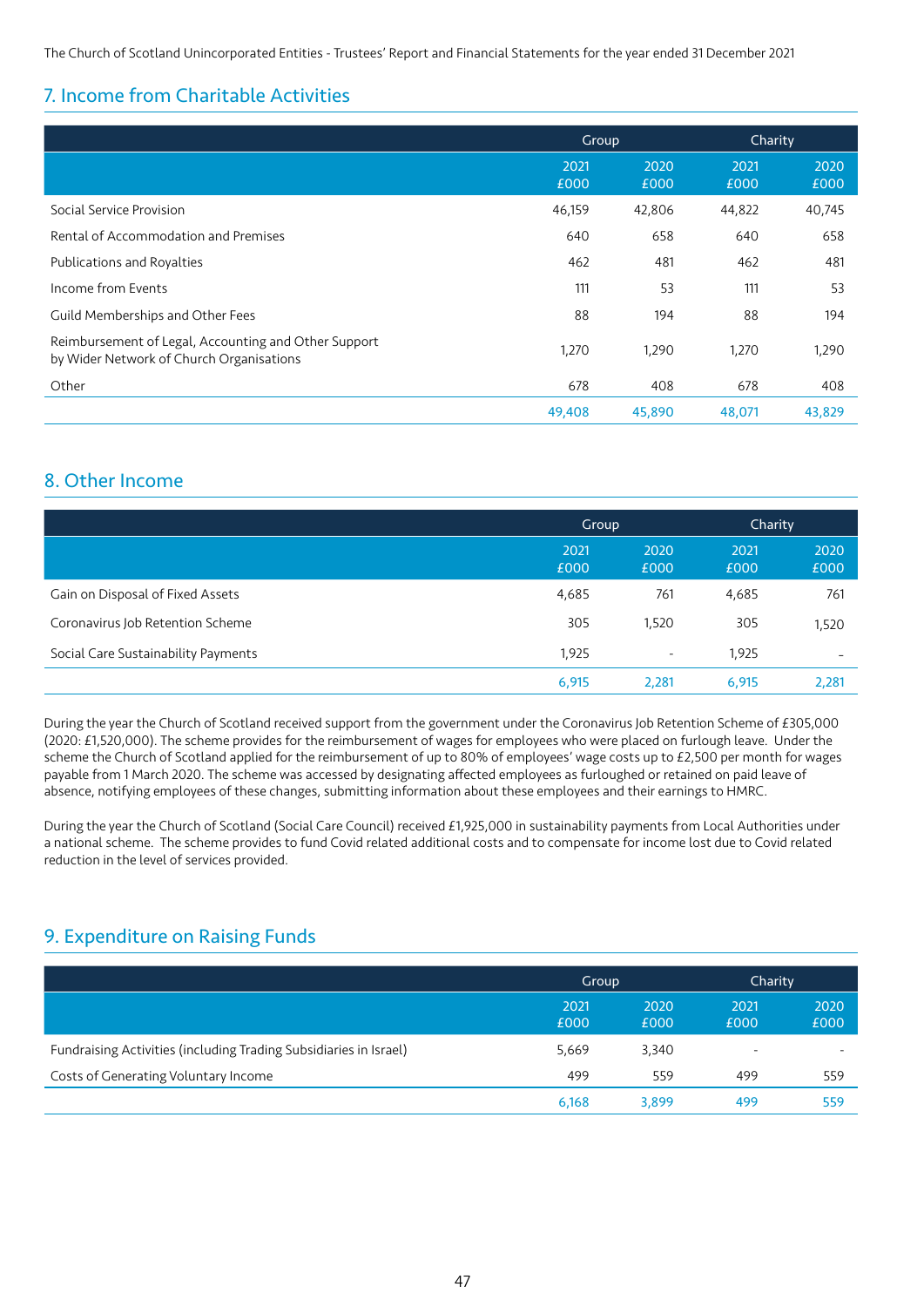## 7. Income from Charitable Activities

| | Group | | Charity | |
|---|---|---|---|---|
| | 2021<br>£000 | 2020<br>£000 | 2021<br>£000 | 2020<br>£000 |
| Social Service Provision | 46,159 | 42,806 | 44,822 | 40,745 |
| Rental of Accommodation and Premises | 640 | 658 | 640 | 658 |
| Publications and Royalties | 462 | 481 | 462 | 481 |
| Income from Events | 111 | 53 | 111 | 53 |
| Guild Memberships and Other Fees | 88 | 194 | 88 | 194 |
| Reimbursement of Legal, Accounting and Other Support by Wider Network of Church Organisations | 1,270 | 1,290 | 1,270 | 1,290 |
| Other | 678 | 408 | 678 | 408 |
| | 49,408 | 45,890 | 48,071 | 43,829 |

## 8. Other Income

| | Group | | Charity | |
|---|---|---|---|---|
| | 2021<br>£000 | 2020<br>£000 | 2021<br>£000 | 2020<br>£000 |
| Gain on Disposal of Fixed Assets | 4,685 | 761 | 4,685 | 761 |
| Coronavirus Job Retention Scheme | 305 | 1,520 | 305 | 1,520 |
| Social Care Sustainability Payments | 1,925 | - | 1,925 | - |
| | 6,915 | 2,281 | 6,915 | 2,281 |

During the year the Church of Scotland received support from the government under the Coronavirus Job Retention Scheme of £305,000 (2020: £1,520,000). The scheme provides for the reimbursement of wages for employees who were placed on furlough leave. Under the scheme the Church of Scotland applied for the reimbursement of up to 80% of employees' wage costs up to £2,500 per month for wages payable from 1 March 2020. The scheme was accessed by designating affected employees as furloughed or retained on paid leave of absence, notifying employees of these changes, submitting information about these employees and their earnings to HMRC.

During the year the Church of Scotland (Social Care Council) received £1,925,000 in sustainability payments from Local Authorities under a national scheme. The scheme provides to fund Covid related additional costs and to compensate for income lost due to Covid related reduction in the level of services provided.

## 9. Expenditure on Raising Funds

| | Group | | Charity | |
|---|---|---|---|---|
| | 2021<br>£000 | 2020<br>£000 | 2021<br>£000 | 2020<br>£000 |
| Fundraising Activities (including Trading Subsidiaries in Israel) | 5,669 | 3,340 | - | - |
| Costs of Generating Voluntary Income | 499 | 559 | 499 | 559 |
| | 6,168 | 3,899 | 499 | 559 |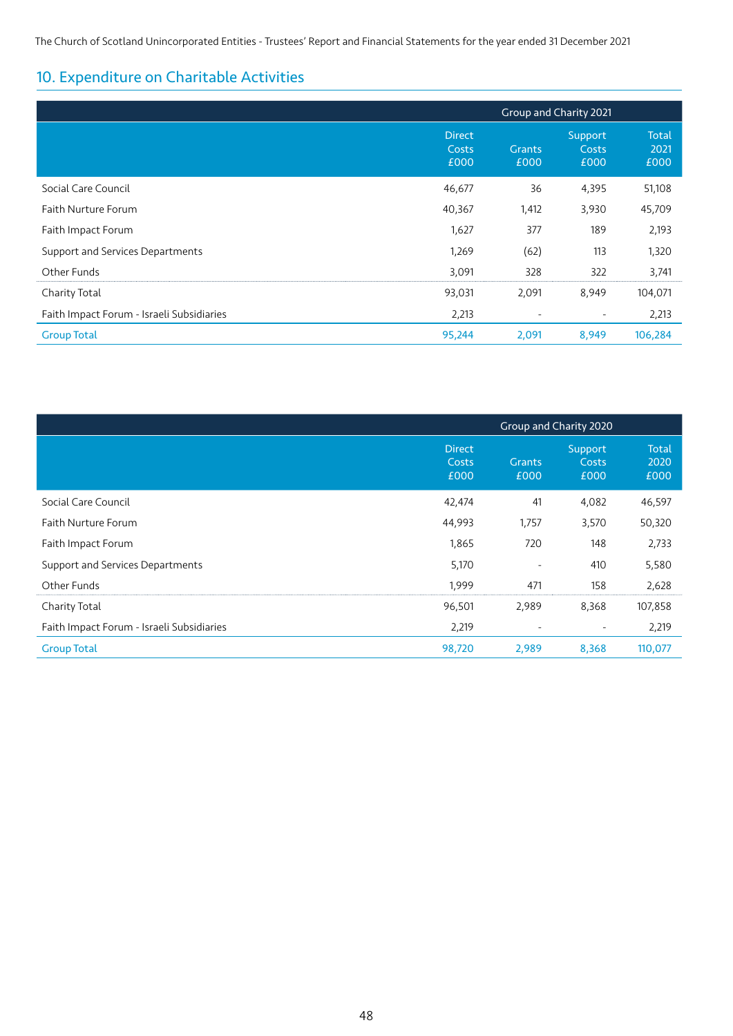## 10. Expenditure on Charitable Activities

| | Group and Charity 2021 | | | |
|---|---|---|---|---|
| | Direct Costs £000 | Grants £000 | Support Costs £000 | Total 2021 £000 |
| Social Care Council | 46,677 | 36 | 4,395 | 51,108 |
| Faith Nurture Forum | 40,367 | 1,412 | 3,930 | 45,709 |
| Faith Impact Forum | 1,627 | 377 | 189 | 2,193 |
| Support and Services Departments | 1,269 | (62) | 113 | 1,320 |
| Other Funds | 3,091 | 328 | 322 | 3,741 |
| Charity Total | 93,031 | 2,091 | 8,949 | 104,071 |
| Faith Impact Forum - Israeli Subsidiaries | 2,213 | - | - | 2,213 |
| Group Total | 95,244 | 2,091 | 8,949 | 106,284 |

| | Group and Charity 2020 | | | |
|---|---|---|---|---|
| | Direct Costs £000 | Grants £000 | Support Costs £000 | Total 2020 £000 |
| Social Care Council | 42,474 | 41 | 4,082 | 46,597 |
| Faith Nurture Forum | 44,993 | 1,757 | 3,570 | 50,320 |
| Faith Impact Forum | 1,865 | 720 | 148 | 2,733 |
| Support and Services Departments | 5,170 | - | 410 | 5,580 |
| Other Funds | 1,999 | 471 | 158 | 2,628 |
| Charity Total | 96,501 | 2,989 | 8,368 | 107,858 |
| Faith Impact Forum - Israeli Subsidiaries | 2,219 | - | - | 2,219 |
| Group Total | 98,720 | 2,989 | 8,368 | 110,077 |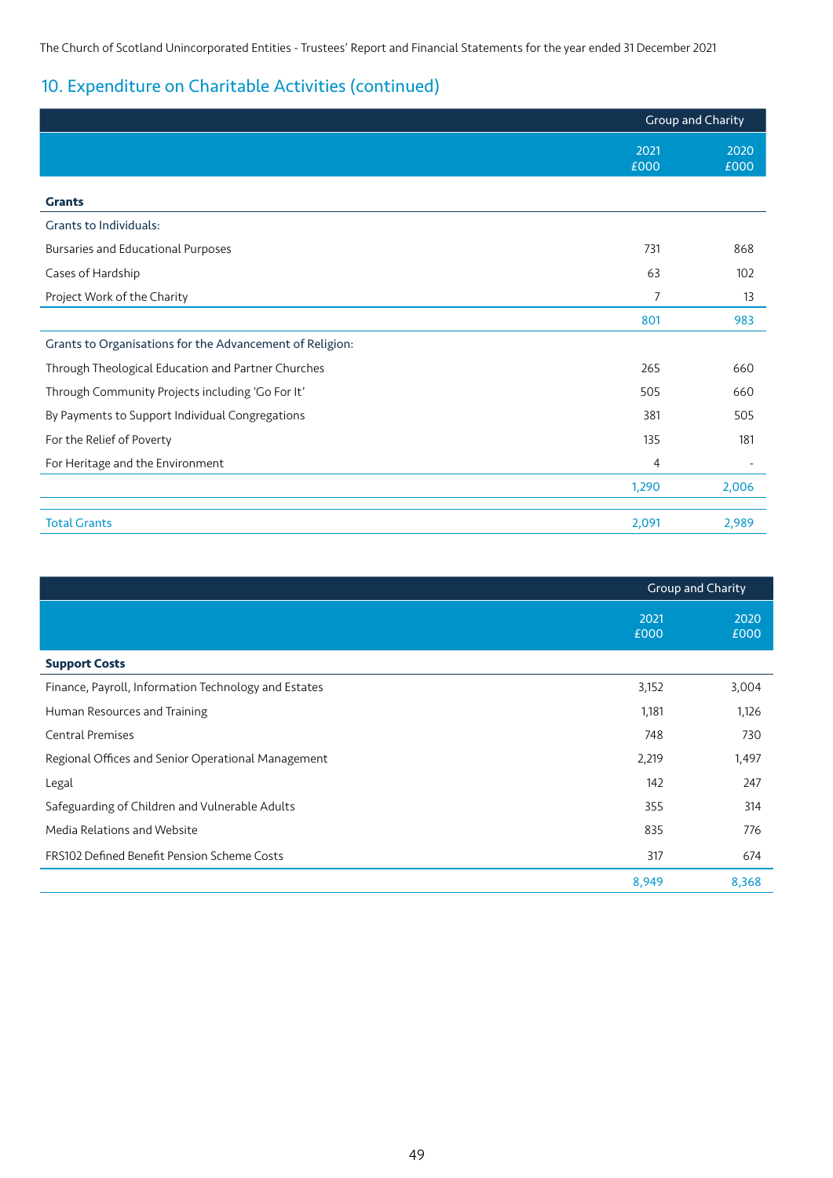## 10. Expenditure on Charitable Activities (continued)

| | Group and Charity | |
|---|---|---|
| | 2021<br>£000 | 2020<br>£000 |
| **Grants** | | |
| Grants to Individuals: | | |
| Bursaries and Educational Purposes | 731 | 868 |
| Cases of Hardship | 63 | 102 |
| Project Work of the Charity | 7 | 13 |
| | 801 | 983 |
| Grants to Organisations for the Advancement of Religion: | | |
| Through Theological Education and Partner Churches | 265 | 660 |
| Through Community Projects including 'Go For It' | 505 | 660 |
| By Payments to Support Individual Congregations | 381 | 505 |
| For the Relief of Poverty | 135 | 181 |
| For Heritage and the Environment | 4 | - |
| | 1,290 | 2,006 |
| Total Grants | 2,091 | 2,989 |

| | Group and Charity | |
|---|---|---|
| | 2021<br>£000 | 2020<br>£000 |
| **Support Costs** | | |
| Finance, Payroll, Information Technology and Estates | 3,152 | 3,004 |
| Human Resources and Training | 1,181 | 1,126 |
| Central Premises | 748 | 730 |
| Regional Offices and Senior Operational Management | 2,219 | 1,497 |
| Legal | 142 | 247 |
| Safeguarding of Children and Vulnerable Adults | 355 | 314 |
| Media Relations and Website | 835 | 776 |
| FRS102 Defined Benefit Pension Scheme Costs | 317 | 674 |
| | 8,949 | 8,368 |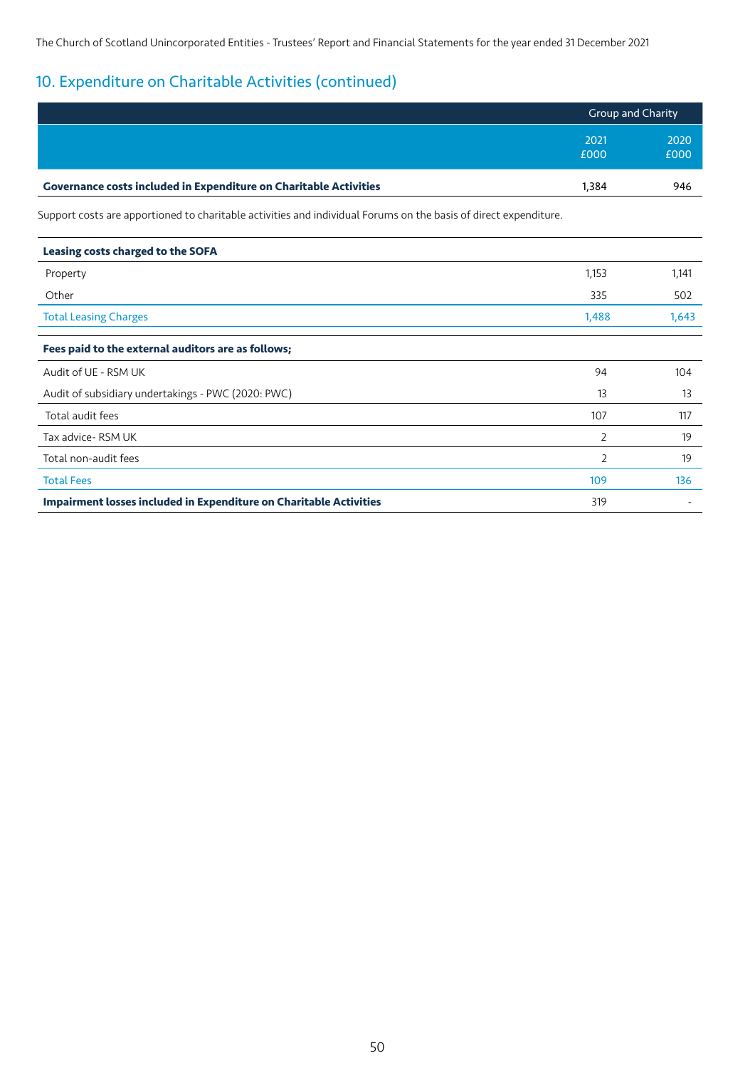## 10. Expenditure on Charitable Activities (continued)

| | Group and Charity | |
|---|---|---|
| | 2021 £000 | 2020 £000 |
| **Governance costs included in Expenditure on Charitable Activities** | 1,384 | 946 |

Support costs are apportioned to charitable activities and individual Forums on the basis of direct expenditure.

| | 2021 £000 | 2020 £000 |
|---|---|---|
| **Leasing costs charged to the SOFA** | | |
| Property | 1,153 | 1,141 |
| Other | 335 | 502 |
| Total Leasing Charges | 1,488 | 1,643 |
| **Fees paid to the external auditors are as follows;** | | |
| Audit of UE - RSM UK | 94 | 104 |
| Audit of subsidiary undertakings - PWC (2020: PWC) | 13 | 13 |
| Total audit fees | 107 | 117 |
| Tax advice- RSM UK | 2 | 19 |
| Total non-audit fees | 2 | 19 |
| Total Fees | 109 | 136 |
| **Impairment losses included in Expenditure on Charitable Activities** | 319 | - |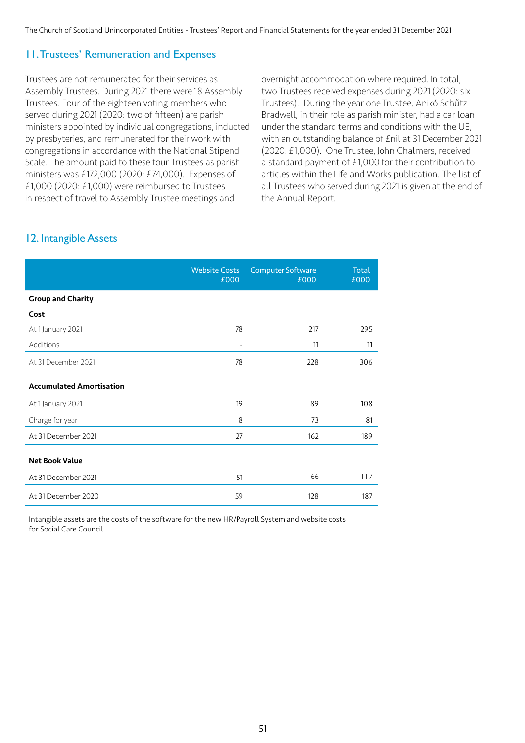## 11. Trustees' Remuneration and Expenses

Trustees are not remunerated for their services as Assembly Trustees. During 2021 there were 18 Assembly Trustees. Four of the eighteen voting members who served during 2021 (2020: two of fifteen) are parish ministers appointed by individual congregations, inducted by presbyteries, and remunerated for their work with congregations in accordance with the National Stipend Scale. The amount paid to these four Trustees as parish ministers was £172,000 (2020: £74,000). Expenses of £1,000 (2020: £1,000) were reimbursed to Trustees in respect of travel to Assembly Trustee meetings and overnight accommodation where required. In total, two Trustees received expenses during 2021 (2020: six Trustees). During the year one Trustee, Anikó Schűtz Bradwell, in their role as parish minister, had a car loan under the standard terms and conditions with the UE, with an outstanding balance of £nil at 31 December 2021 (2020: £1,000). One Trustee, John Chalmers, received a standard payment of £1,000 for their contribution to articles within the Life and Works publication. The list of all Trustees who served during 2021 is given at the end of the Annual Report.

## 12. Intangible Assets

| | Website Costs £000 | Computer Software £000 | Total £000 |
|---|---|---|---|
| **Group and Charity** | | | |
| **Cost** | | | |
| At 1 January 2021 | 78 | 217 | 295 |
| Additions | - | 11 | 11 |
| At 31 December 2021 | 78 | 228 | 306 |
| **Accumulated Amortisation** | | | |
| At 1 January 2021 | 19 | 89 | 108 |
| Charge for year | 8 | 73 | 81 |
| At 31 December 2021 | 27 | 162 | 189 |
| **Net Book Value** | | | |
| At 31 December 2021 | 51 | 66 | 117 |
| At 31 December 2020 | 59 | 128 | 187 |

Intangible assets are the costs of the software for the new HR/Payroll System and website costs for Social Care Council.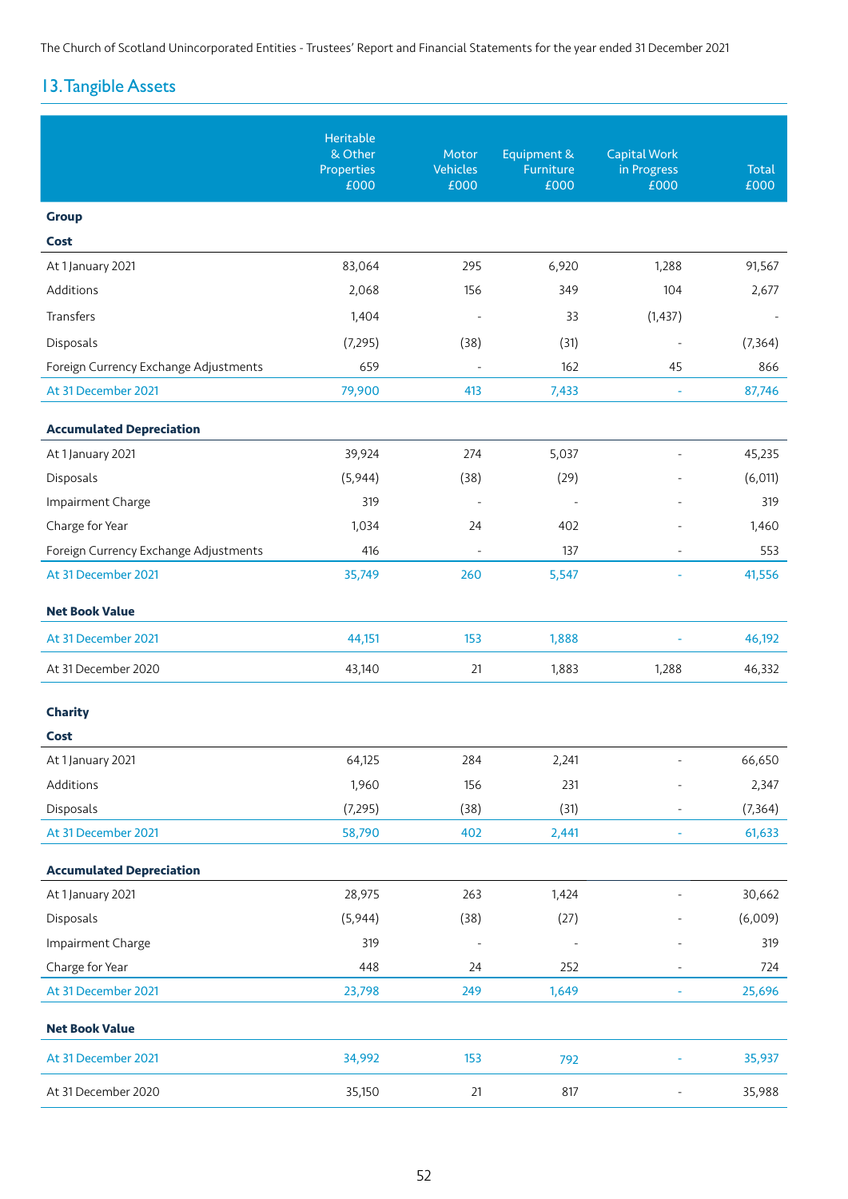## 13. Tangible Assets

| | Heritable & Other Properties £000 | Motor Vehicles £000 | Equipment & Furniture £000 | Capital Work in Progress £000 | Total £000 |
|---|---|---|---|---|---|
| **Group** | | | | | |
| **Cost** | | | | | |
| At 1 January 2021 | 83,064 | 295 | 6,920 | 1,288 | 91,567 |
| Additions | 2,068 | 156 | 349 | 104 | 2,677 |
| Transfers | 1,404 | - | 33 | (1,437) | - |
| Disposals | (7,295) | (38) | (31) | - | (7,364) |
| Foreign Currency Exchange Adjustments | 659 | - | 162 | 45 | 866 |
| At 31 December 2021 | 79,900 | 413 | 7,433 | - | 87,746 |
| **Accumulated Depreciation** | | | | | |
| At 1 January 2021 | 39,924 | 274 | 5,037 | - | 45,235 |
| Disposals | (5,944) | (38) | (29) | - | (6,011) |
| Impairment Charge | 319 | - | - | - | 319 |
| Charge for Year | 1,034 | 24 | 402 | - | 1,460 |
| Foreign Currency Exchange Adjustments | 416 | - | 137 | - | 553 |
| At 31 December 2021 | 35,749 | 260 | 5,547 | - | 41,556 |
| **Net Book Value** | | | | | |
| At 31 December 2021 | 44,151 | 153 | 1,888 | - | 46,192 |
| At 31 December 2020 | 43,140 | 21 | 1,883 | 1,288 | 46,332 |
| **Charity** | | | | | |
| **Cost** | | | | | |
| At 1 January 2021 | 64,125 | 284 | 2,241 | - | 66,650 |
| Additions | 1,960 | 156 | 231 | - | 2,347 |
| Disposals | (7,295) | (38) | (31) | - | (7,364) |
| At 31 December 2021 | 58,790 | 402 | 2,441 | - | 61,633 |
| **Accumulated Depreciation** | | | | | |
| At 1 January 2021 | 28,975 | 263 | 1,424 | - | 30,662 |
| Disposals | (5,944) | (38) | (27) | - | (6,009) |
| Impairment Charge | 319 | - | - | - | 319 |
| Charge for Year | 448 | 24 | 252 | - | 724 |
| At 31 December 2021 | 23,798 | 249 | 1,649 | - | 25,696 |
| **Net Book Value** | | | | | |
| At 31 December 2021 | 34,992 | 153 | 792 | - | 35,937 |
| At 31 December 2020 | 35,150 | 21 | 817 | - | 35,988 |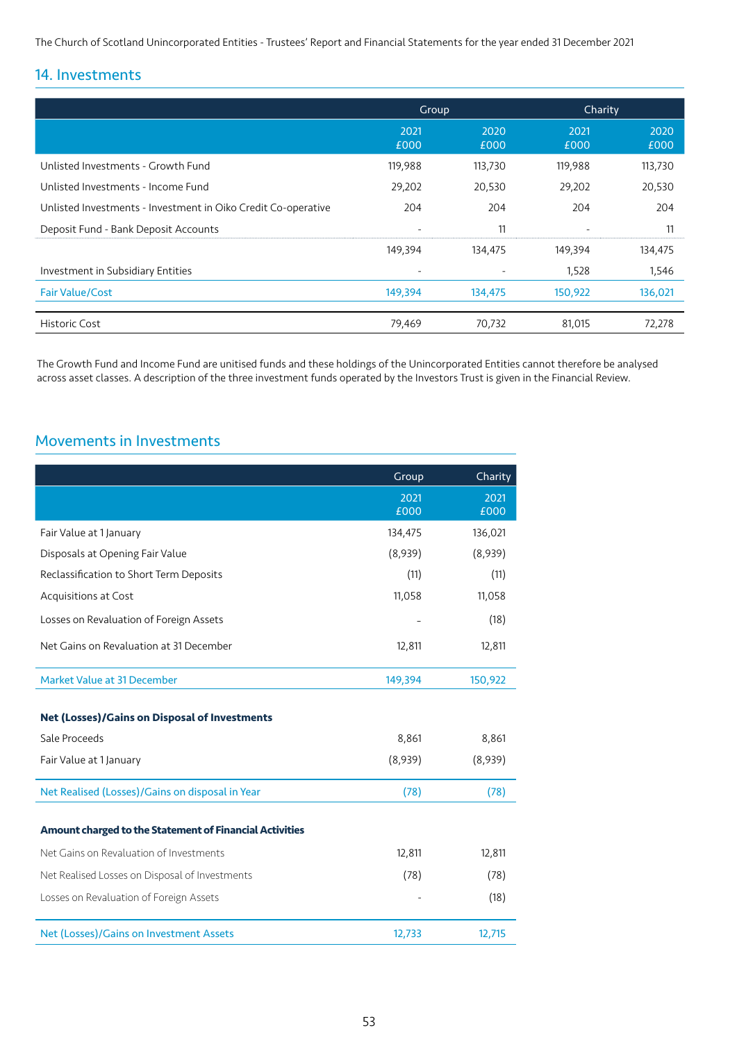## 14. Investments

| | Group | | Charity | |
|---|---|---|---|---|
| | 2021 £000 | 2020 £000 | 2021 £000 | 2020 £000 |
| Unlisted Investments - Growth Fund | 119,988 | 113,730 | 119,988 | 113,730 |
| Unlisted Investments - Income Fund | 29,202 | 20,530 | 29,202 | 20,530 |
| Unlisted Investments - Investment in Oiko Credit Co-operative | 204 | 204 | 204 | 204 |
| Deposit Fund - Bank Deposit Accounts | - | 11 | - | 11 |
| | 149,394 | 134,475 | 149,394 | 134,475 |
| Investment in Subsidiary Entities | - | - | 1,528 | 1,546 |
| Fair Value/Cost | 149,394 | 134,475 | 150,922 | 136,021 |
| Historic Cost | 79,469 | 70,732 | 81,015 | 72,278 |

The Growth Fund and Income Fund are unitised funds and these holdings of the Unincorporated Entities cannot therefore be analysed across asset classes. A description of the three investment funds operated by the Investors Trust is given in the Financial Review.

## Movements in Investments

| | Group | Charity |
|---|---|---|
| | 2021 £000 | 2021 £000 |
| Fair Value at 1 January | 134,475 | 136,021 |
| Disposals at Opening Fair Value | (8,939) | (8,939) |
| Reclassification to Short Term Deposits | (11) | (11) |
| Acquisitions at Cost | 11,058 | 11,058 |
| Losses on Revaluation of Foreign Assets | - | (18) |
| Net Gains on Revaluation at 31 December | 12,811 | 12,811 |
| Market Value at 31 December | 149,394 | 150,922 |
| **Net (Losses)/Gains on Disposal of Investments** | | |
| Sale Proceeds | 8,861 | 8,861 |
| Fair Value at 1 January | (8,939) | (8,939) |
| Net Realised (Losses)/Gains on disposal in Year | (78) | (78) |
| **Amount charged to the Statement of Financial Activities** | | |
| Net Gains on Revaluation of Investments | 12,811 | 12,811 |
| Net Realised Losses on Disposal of Investments | (78) | (78) |
| Losses on Revaluation of Foreign Assets | - | (18) |
| Net (Losses)/Gains on Investment Assets | 12,733 | 12,715 |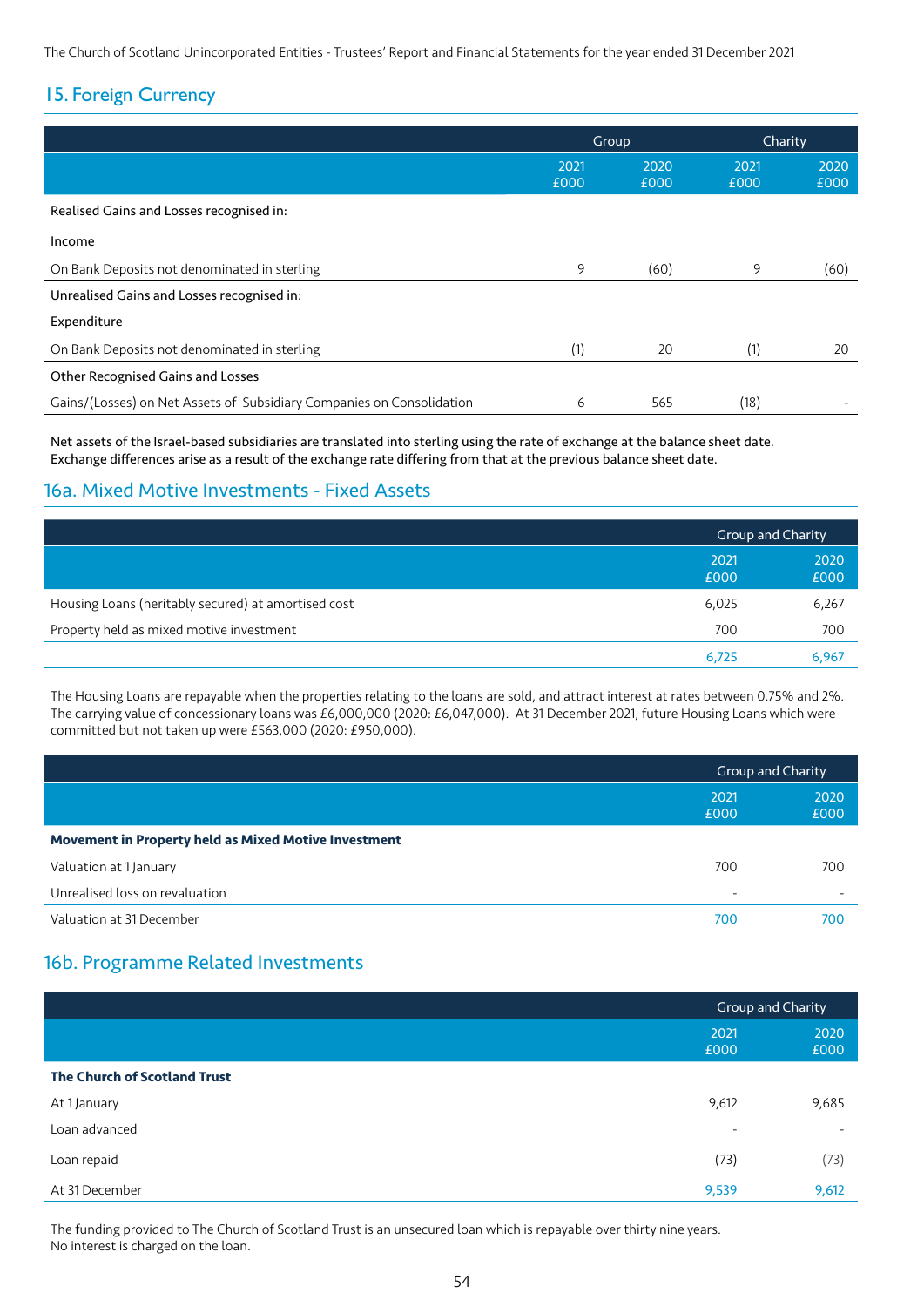## 15. Foreign Currency

| | Group | | Charity | |
|---|---|---|---|---|
| | 2021 £000 | 2020 £000 | 2021 £000 | 2020 £000 |
| Realised Gains and Losses recognised in: | | | | |
| Income | | | | |
| On Bank Deposits not denominated in sterling | 9 | (60) | 9 | (60) |
| Unrealised Gains and Losses recognised in: | | | | |
| Expenditure | | | | |
| On Bank Deposits not denominated in sterling | (1) | 20 | (1) | 20 |
| Other Recognised Gains and Losses | | | | |
| Gains/(Losses) on Net Assets of Subsidiary Companies on Consolidation | 6 | 565 | (18) | - |

Net assets of the Israel-based subsidiaries are translated into sterling using the rate of exchange at the balance sheet date. Exchange differences arise as a result of the exchange rate differing from that at the previous balance sheet date.

## 16a. Mixed Motive Investments - Fixed Assets

| | Group and Charity | |
|---|---|---|
| | 2021 £000 | 2020 £000 |
| Housing Loans (heritably secured) at amortised cost | 6,025 | 6,267 |
| Property held as mixed motive investment | 700 | 700 |
| | 6,725 | 6,967 |

The Housing Loans are repayable when the properties relating to the loans are sold, and attract interest at rates between 0.75% and 2%. The carrying value of concessionary loans was £6,000,000 (2020: £6,047,000). At 31 December 2021, future Housing Loans which were committed but not taken up were £563,000 (2020: £950,000).

| | Group and Charity | |
|---|---|---|
| | 2021 £000 | 2020 £000 |
| **Movement in Property held as Mixed Motive Investment** | | |
| Valuation at 1 January | 700 | 700 |
| Unrealised loss on revaluation | - | - |
| Valuation at 31 December | 700 | 700 |

## 16b. Programme Related Investments

| | Group and Charity | |
|---|---|---|
| | 2021 £000 | 2020 £000 |
| **The Church of Scotland Trust** | | |
| At 1 January | 9,612 | 9,685 |
| Loan advanced | - | - |
| Loan repaid | (73) | (73) |
| At 31 December | 9,539 | 9,612 |

The funding provided to The Church of Scotland Trust is an unsecured loan which is repayable over thirty nine years.
No interest is charged on the loan.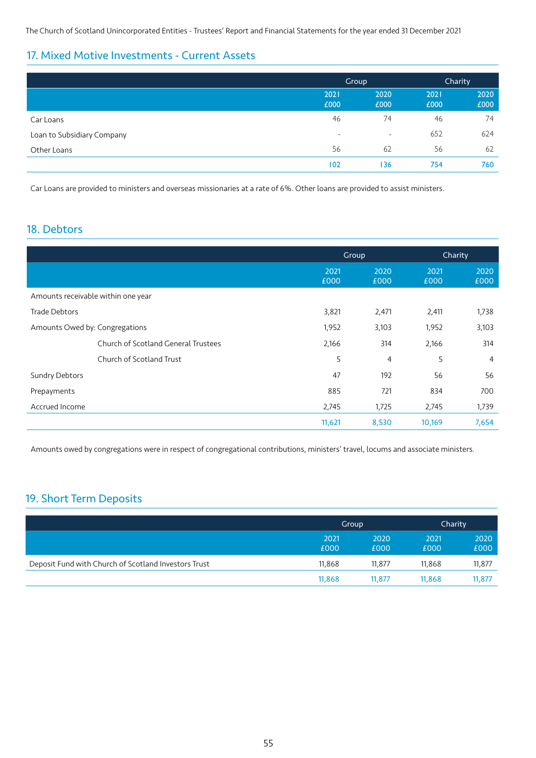## 17. Mixed Motive Investments - Current Assets

| | Group | | Charity | |
|---|---|---|---|---|
| | 2021 £000 | 2020 £000 | 2021 £000 | 2020 £000 |
| Car Loans | 46 | 74 | 46 | 74 |
| Loan to Subsidiary Company | - | - | 652 | 624 |
| Other Loans | 56 | 62 | 56 | 62 |
| | 102 | 136 | 754 | 760 |

Car Loans are provided to ministers and overseas missionaries at a rate of 6%. Other loans are provided to assist ministers.

## 18. Debtors

| | Group | | Charity | |
|---|---|---|---|---|
| | 2021 £000 | 2020 £000 | 2021 £000 | 2020 £000 |
| Amounts receivable within one year | | | | |
| Trade Debtors | 3,821 | 2,471 | 2,411 | 1,738 |
| Amounts Owed by: Congregations | 1,952 | 3,103 | 1,952 | 3,103 |
| Church of Scotland General Trustees | 2,166 | 314 | 2,166 | 314 |
| Church of Scotland Trust | 5 | 4 | 5 | 4 |
| Sundry Debtors | 47 | 192 | 56 | 56 |
| Prepayments | 885 | 721 | 834 | 700 |
| Accrued Income | 2,745 | 1,725 | 2,745 | 1,739 |
| | 11,621 | 8,530 | 10,169 | 7,654 |

Amounts owed by congregations were in respect of congregational contributions, ministers' travel, locums and associate ministers.

## 19. Short Term Deposits

| | Group | | Charity | |
|---|---|---|---|---|
| | 2021 £000 | 2020 £000 | 2021 £000 | 2020 £000 |
| Deposit Fund with Church of Scotland Investors Trust | 11,868 | 11,877 | 11,868 | 11,877 |
| | 11,868 | 11,877 | 11,868 | 11,877 |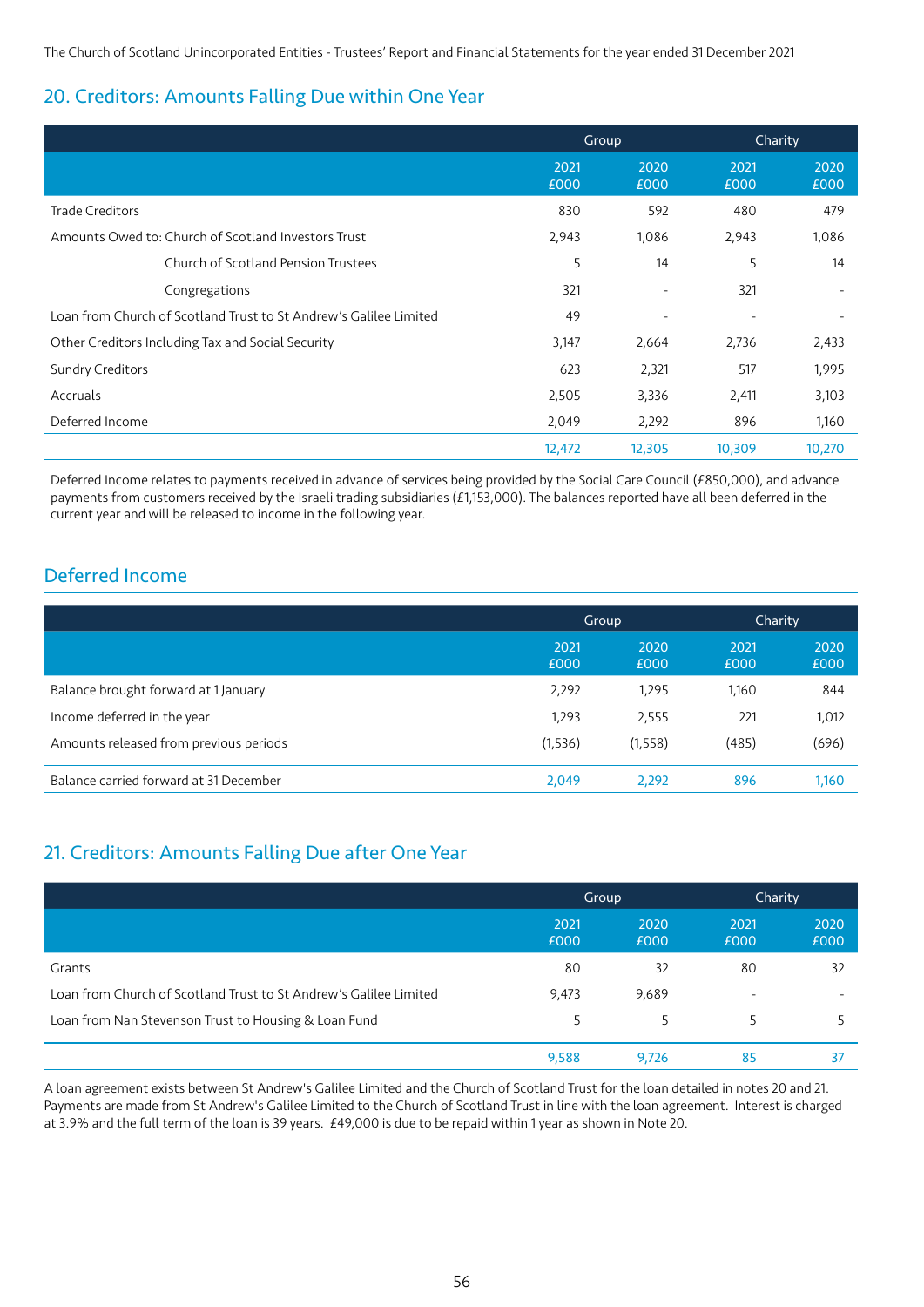## 20. Creditors: Amounts Falling Due within One Year

| | Group | | Charity | |
|---|---|---|---|---|
| | 2021 £000 | 2020 £000 | 2021 £000 | 2020 £000 |
| Trade Creditors | 830 | 592 | 480 | 479 |
| Amounts Owed to: Church of Scotland Investors Trust | 2,943 | 1,086 | 2,943 | 1,086 |
| Church of Scotland Pension Trustees | 5 | 14 | 5 | 14 |
| Congregations | 321 | - | 321 | - |
| Loan from Church of Scotland Trust to St Andrew's Galilee Limited | 49 | - | - | - |
| Other Creditors Including Tax and Social Security | 3,147 | 2,664 | 2,736 | 2,433 |
| Sundry Creditors | 623 | 2,321 | 517 | 1,995 |
| Accruals | 2,505 | 3,336 | 2,411 | 3,103 |
| Deferred Income | 2,049 | 2,292 | 896 | 1,160 |
| | 12,472 | 12,305 | 10,309 | 10,270 |

Deferred Income relates to payments received in advance of services being provided by the Social Care Council (£850,000), and advance payments from customers received by the Israeli trading subsidiaries (£1,153,000). The balances reported have all been deferred in the current year and will be released to income in the following year.

## Deferred Income

| | Group | | Charity | |
|---|---|---|---|---|
| | 2021 £000 | 2020 £000 | 2021 £000 | 2020 £000 |
| Balance brought forward at 1 January | 2,292 | 1,295 | 1,160 | 844 |
| Income deferred in the year | 1,293 | 2,555 | 221 | 1,012 |
| Amounts released from previous periods | (1,536) | (1,558) | (485) | (696) |
| Balance carried forward at 31 December | 2,049 | 2,292 | 896 | 1,160 |

## 21. Creditors: Amounts Falling Due after One Year

| | Group | | Charity | |
|---|---|---|---|---|
| | 2021 £000 | 2020 £000 | 2021 £000 | 2020 £000 |
| Grants | 80 | 32 | 80 | 32 |
| Loan from Church of Scotland Trust to St Andrew's Galilee Limited | 9,473 | 9,689 | - | - |
| Loan from Nan Stevenson Trust to Housing & Loan Fund | 5 | 5 | 5 | 5 |
| | 9,588 | 9,726 | 85 | 37 |

A loan agreement exists between St Andrew's Galilee Limited and the Church of Scotland Trust for the loan detailed in notes 20 and 21. Payments are made from St Andrew's Galilee Limited to the Church of Scotland Trust in line with the loan agreement. Interest is charged at 3.9% and the full term of the loan is 39 years. £49,000 is due to be repaid within 1 year as shown in Note 20.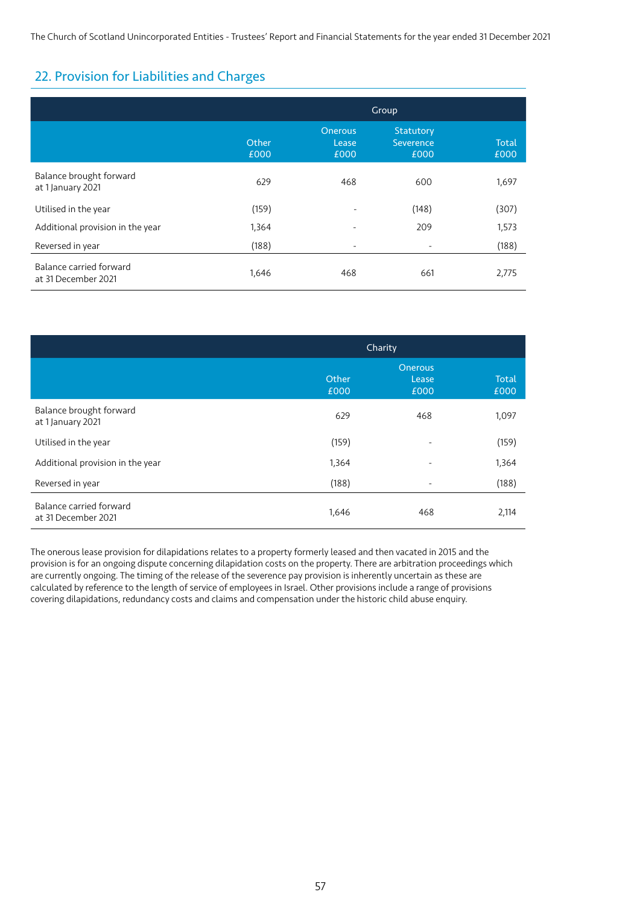## 22. Provision for Liabilities and Charges

| | Group | | | |
|---|---|---|---|---|
| | Other £000 | Onerous Lease £000 | Statutory Severence £000 | Total £000 |
| Balance brought forward at 1 January 2021 | 629 | 468 | 600 | 1,697 |
| Utilised in the year | (159) | - | (148) | (307) |
| Additional provision in the year | 1,364 | - | 209 | 1,573 |
| Reversed in year | (188) | - | - | (188) |
| Balance carried forward at 31 December 2021 | 1,646 | 468 | 661 | 2,775 |

| | Charity | | |
|---|---|---|---|
| | Other £000 | Onerous Lease £000 | Total £000 |
| Balance brought forward at 1 January 2021 | 629 | 468 | 1,097 |
| Utilised in the year | (159) | - | (159) |
| Additional provision in the year | 1,364 | - | 1,364 |
| Reversed in year | (188) | - | (188) |
| Balance carried forward at 31 December 2021 | 1,646 | 468 | 2,114 |

The onerous lease provision for dilapidations relates to a property formerly leased and then vacated in 2015 and the provision is for an ongoing dispute concerning dilapidation costs on the property. There are arbitration proceedings which are currently ongoing. The timing of the release of the severence pay provision is inherently uncertain as these are calculated by reference to the length of service of employees in Israel. Other provisions include a range of provisions covering dilapidations, redundancy costs and claims and compensation under the historic child abuse enquiry.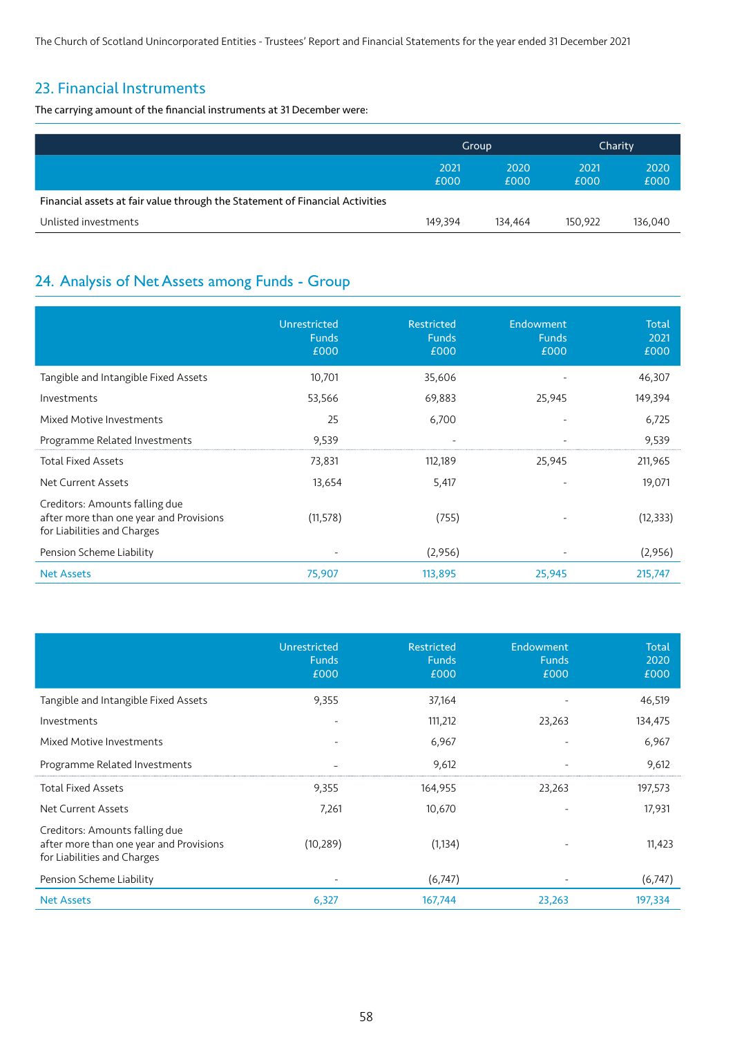## 23. Financial Instruments

The carrying amount of the financial instruments at 31 December were:

| | Group | | Charity | |
|---|---|---|---|---|
| | 2021 £000 | 2020 £000 | 2021 £000 | 2020 £000 |
| Financial assets at fair value through the Statement of Financial Activities | | | | |
| Unlisted investments | 149,394 | 134,464 | 150,922 | 136,040 |

## 24. Analysis of Net Assets among Funds - Group

| | Unrestricted Funds £000 | Restricted Funds £000 | Endowment Funds £000 | Total 2021 £000 |
|---|---|---|---|---|
| Tangible and Intangible Fixed Assets | 10,701 | 35,606 | - | 46,307 |
| Investments | 53,566 | 69,883 | 25,945 | 149,394 |
| Mixed Motive Investments | 25 | 6,700 | - | 6,725 |
| Programme Related Investments | 9,539 | - | - | 9,539 |
| Total Fixed Assets | 73,831 | 112,189 | 25,945 | 211,965 |
| Net Current Assets | 13,654 | 5,417 | - | 19,071 |
| Creditors: Amounts falling due after more than one year and Provisions for Liabilities and Charges | (11,578) | (755) | - | (12,333) |
| Pension Scheme Liability | - | (2,956) | - | (2,956) |
| Net Assets | 75,907 | 113,895 | 25,945 | 215,747 |

| | Unrestricted Funds £000 | Restricted Funds £000 | Endowment Funds £000 | Total 2020 £000 |
|---|---|---|---|---|
| Tangible and Intangible Fixed Assets | 9,355 | 37,164 | - | 46,519 |
| Investments | - | 111,212 | 23,263 | 134,475 |
| Mixed Motive Investments | - | 6,967 | - | 6,967 |
| Programme Related Investments | - | 9,612 | - | 9,612 |
| Total Fixed Assets | 9,355 | 164,955 | 23,263 | 197,573 |
| Net Current Assets | 7,261 | 10,670 | - | 17,931 |
| Creditors: Amounts falling due after more than one year and Provisions for Liabilities and Charges | (10,289) | (1,134) | - | 11,423 |
| Pension Scheme Liability | - | (6,747) | - | (6,747) |
| Net Assets | 6,327 | 167,744 | 23,263 | 197,334 |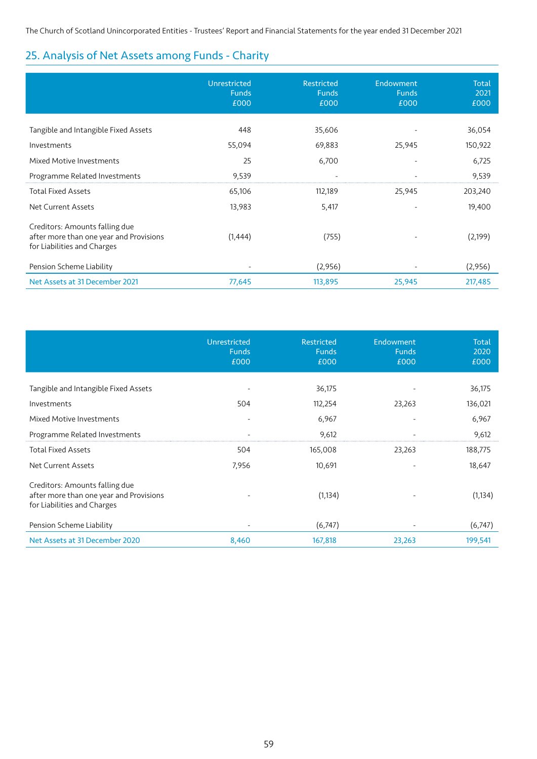## 25. Analysis of Net Assets among Funds - Charity

| | Unrestricted Funds £000 | Restricted Funds £000 | Endowment Funds £000 | Total 2021 £000 |
|---|---|---|---|---|
| Tangible and Intangible Fixed Assets | 448 | 35,606 | - | 36,054 |
| Investments | 55,094 | 69,883 | 25,945 | 150,922 |
| Mixed Motive Investments | 25 | 6,700 | - | 6,725 |
| Programme Related Investments | 9,539 | - | - | 9,539 |
| Total Fixed Assets | 65,106 | 112,189 | 25,945 | 203,240 |
| Net Current Assets | 13,983 | 5,417 | - | 19,400 |
| Creditors: Amounts falling due after more than one year and Provisions for Liabilities and Charges | (1,444) | (755) | - | (2,199) |
| Pension Scheme Liability | - | (2,956) | - | (2,956) |
| Net Assets at 31 December 2021 | 77,645 | 113,895 | 25,945 | 217,485 |

| | Unrestricted Funds £000 | Restricted Funds £000 | Endowment Funds £000 | Total 2020 £000 |
|---|---|---|---|---|
| Tangible and Intangible Fixed Assets | - | 36,175 | - | 36,175 |
| Investments | 504 | 112,254 | 23,263 | 136,021 |
| Mixed Motive Investments | - | 6,967 | - | 6,967 |
| Programme Related Investments | - | 9,612 | - | 9,612 |
| Total Fixed Assets | 504 | 165,008 | 23,263 | 188,775 |
| Net Current Assets | 7,956 | 10,691 | - | 18,647 |
| Creditors: Amounts falling due after more than one year and Provisions for Liabilities and Charges | - | (1,134) | - | (1,134) |
| Pension Scheme Liability | - | (6,747) | - | (6,747) |
| Net Assets at 31 December 2020 | 8,460 | 167,818 | 23,263 | 199,541 |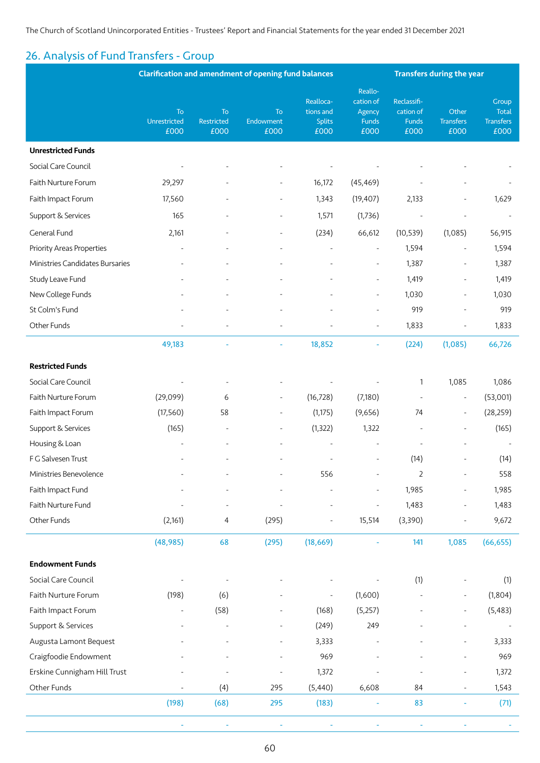The Church of Scotland Unincorporated Entities - Trustees' Report and Financial Statements for the year ended 31 December 2021

## 26. Analysis of Fund Transfers - Group

| | Clarification and amendment of opening fund balances | | | | | Transfers during the year | | |
|---|---|---|---|---|---|---|---|---|
| | To Unrestricted £000 | To Restricted £000 | To Endowment £000 | Reallocations and Splits £000 | Reallocation of Agency Funds £000 | Reclassification of Funds £000 | Other Transfers £000 | Group Total Transfers £000 |
| **Unrestricted Funds** | | | | | | | | |
| Social Care Council | - | - | - | - | - | - | - | - |
| Faith Nurture Forum | 29,297 | - | - | 16,172 | (45,469) | - | - | - |
| Faith Impact Forum | 17,560 | - | - | 1,343 | (19,407) | 2,133 | - | 1,629 |
| Support & Services | 165 | - | - | 1,571 | (1,736) | - | - | - |
| General Fund | 2,161 | - | - | (234) | 66,612 | (10,539) | (1,085) | 56,915 |
| Priority Areas Properties | - | - | - | - | - | 1,594 | - | 1,594 |
| Ministries Candidates Bursaries | - | - | - | - | - | 1,387 | - | 1,387 |
| Study Leave Fund | - | - | - | - | - | 1,419 | - | 1,419 |
| New College Funds | - | - | - | - | - | 1,030 | - | 1,030 |
| St Colm's Fund | - | - | - | - | - | 919 | - | 919 |
| Other Funds | - | - | - | - | - | 1,833 | - | 1,833 |
| | 49,183 | - | - | 18,852 | - | (224) | (1,085) | 66,726 |
| **Restricted Funds** | | | | | | | | |
| Social Care Council | - | - | - | - | - | 1 | 1,085 | 1,086 |
| Faith Nurture Forum | (29,099) | 6 | - | (16,728) | (7,180) | - | - | (53,001) |
| Faith Impact Forum | (17,560) | 58 | - | (1,175) | (9,656) | 74 | - | (28,259) |
| Support & Services | (165) | - | - | (1,322) | 1,322 | - | - | (165) |
| Housing & Loan | - | - | - | - | - | - | - | - |
| F G Salvesen Trust | - | - | - | - | - | (14) | - | (14) |
| Ministries Benevolence | - | - | - | 556 | - | 2 | - | 558 |
| Faith Impact Fund | - | - | - | - | - | 1,985 | - | 1,985 |
| Faith Nurture Fund | - | - | - | - | - | 1,483 | - | 1,483 |
| Other Funds | (2,161) | 4 | (295) | - | 15,514 | (3,390) | - | 9,672 |
| | (48,985) | 68 | (295) | (18,669) | - | 141 | 1,085 | (66,655) |
| **Endowment Funds** | | | | | | | | |
| Social Care Council | - | - | - | - | - | (1) | - | (1) |
| Faith Nurture Forum | (198) | (6) | - | - | (1,600) | - | - | (1,804) |
| Faith Impact Forum | - | (58) | - | (168) | (5,257) | - | - | (5,483) |
| Support & Services | - | - | - | (249) | 249 | - | - | - |
| Augusta Lamont Bequest | - | - | - | 3,333 | - | - | - | 3,333 |
| Craigfoodie Endowment | - | - | - | 969 | - | - | - | 969 |
| Erskine Cunnigham Hill Trust | - | - | - | 1,372 | - | - | - | 1,372 |
| Other Funds | - | (4) | 295 | (5,440) | 6,608 | 84 | - | 1,543 |
| | (198) | (68) | 295 | (183) | - | 83 | - | (71) |
| | - | - | - | - | - | - | - | - |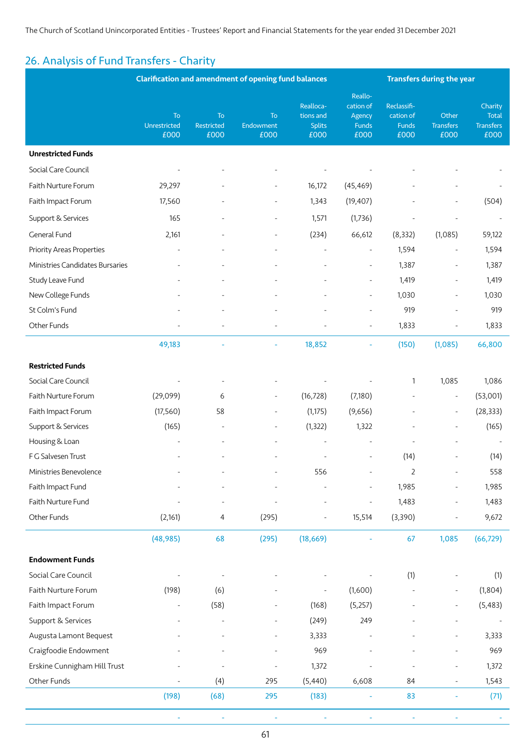## 26. Analysis of Fund Transfers - Charity

| | Clarification and amendment of opening fund balances | | | | Transfers during the year | | | |
|---|---|---|---|---|---|---|---|---|
| | To Unrestricted £000 | To Restricted £000 | To Endowment £000 | Reallocations and Splits £000 | Reallocation of Agency Funds £000 | Reclassification of Funds £000 | Other Transfers £000 | Charity Total Transfers £000 |
| **Unrestricted Funds** | | | | | | | | |
| Social Care Council | - | - | - | - | - | - | - | - |
| Faith Nurture Forum | 29,297 | - | - | 16,172 | (45,469) | - | - | - |
| Faith Impact Forum | 17,560 | - | - | 1,343 | (19,407) | - | - | (504) |
| Support & Services | 165 | - | - | 1,571 | (1,736) | - | - | - |
| General Fund | 2,161 | - | - | (234) | 66,612 | (8,332) | (1,085) | 59,122 |
| Priority Areas Properties | - | - | - | - | - | 1,594 | - | 1,594 |
| Ministries Candidates Bursaries | - | - | - | - | - | 1,387 | - | 1,387 |
| Study Leave Fund | - | - | - | - | - | 1,419 | - | 1,419 |
| New College Funds | - | - | - | - | - | 1,030 | - | 1,030 |
| St Colm's Fund | - | - | - | - | - | 919 | - | 919 |
| Other Funds | - | - | - | - | - | 1,833 | - | 1,833 |
| | 49,183 | - | - | 18,852 | - | (150) | (1,085) | 66,800 |
| **Restricted Funds** | | | | | | | | |
| Social Care Council | - | - | - | - | - | 1 | 1,085 | 1,086 |
| Faith Nurture Forum | (29,099) | 6 | - | (16,728) | (7,180) | - | - | (53,001) |
| Faith Impact Forum | (17,560) | 58 | - | (1,175) | (9,656) | - | - | (28,333) |
| Support & Services | (165) | - | - | (1,322) | 1,322 | - | - | (165) |
| Housing & Loan | - | - | - | - | - | - | - | - |
| F G Salvesen Trust | - | - | - | - | - | (14) | - | (14) |
| Ministries Benevolence | - | - | - | 556 | - | 2 | - | 558 |
| Faith Impact Fund | - | - | - | - | - | 1,985 | - | 1,985 |
| Faith Nurture Fund | - | - | - | - | - | 1,483 | - | 1,483 |
| Other Funds | (2,161) | 4 | (295) | - | 15,514 | (3,390) | - | 9,672 |
| | (48,985) | 68 | (295) | (18,669) | - | 67 | 1,085 | (66,729) |
| **Endowment Funds** | | | | | | | | |
| Social Care Council | - | - | - | - | - | (1) | - | (1) |
| Faith Nurture Forum | (198) | (6) | - | - | (1,600) | - | - | (1,804) |
| Faith Impact Forum | - | (58) | - | (168) | (5,257) | - | - | (5,483) |
| Support & Services | - | - | - | (249) | 249 | - | - | - |
| Augusta Lamont Bequest | - | - | - | 3,333 | - | - | - | 3,333 |
| Craigfoodie Endowment | - | - | - | 969 | - | - | - | 969 |
| Erskine Cunnigham Hill Trust | - | - | - | 1,372 | - | - | - | 1,372 |
| Other Funds | - | (4) | 295 | (5,440) | 6,608 | 84 | - | 1,543 |
| | (198) | (68) | 295 | (183) | - | 83 | - | (71) |
| | - | - | - | - | - | - | - | - |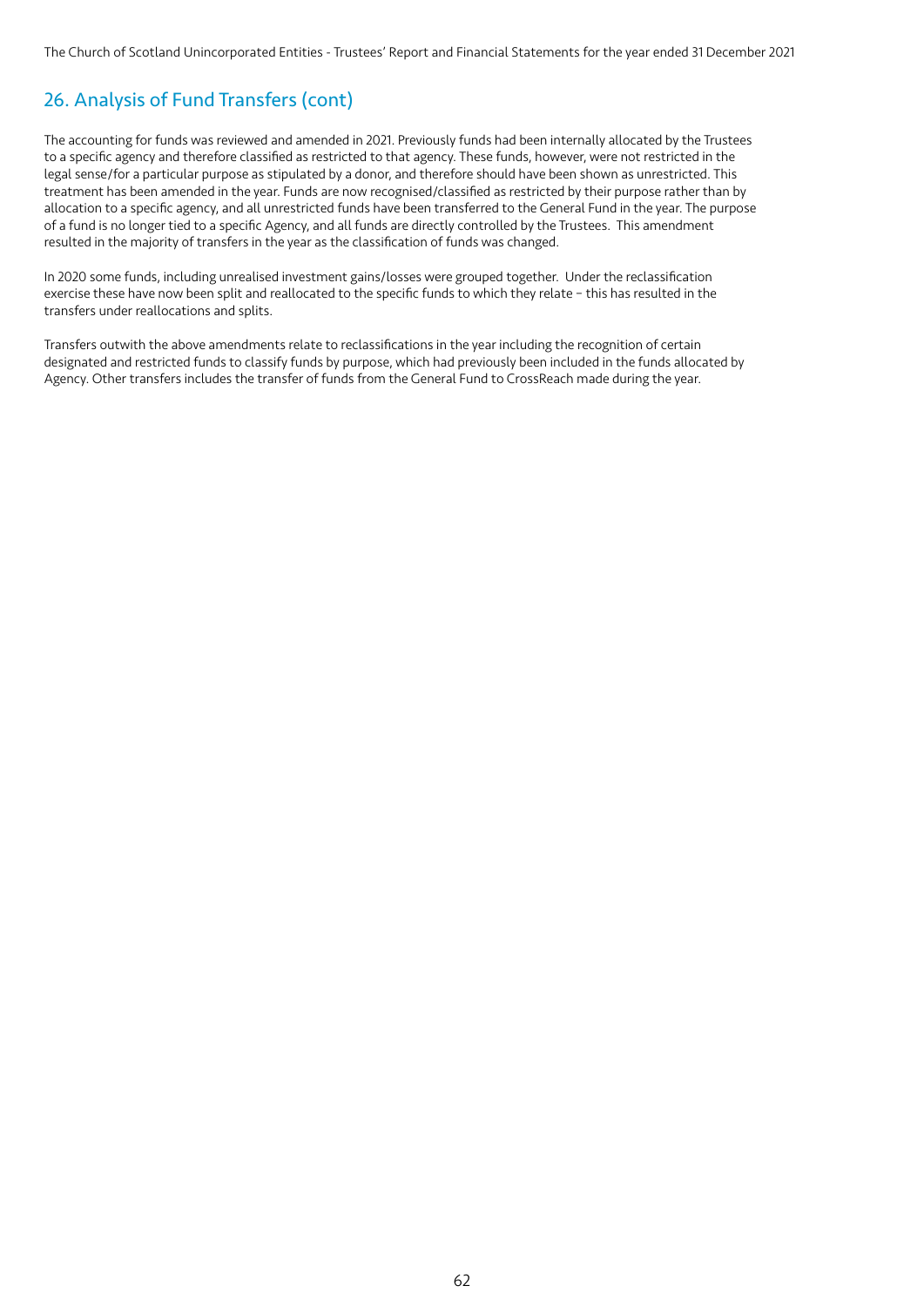## 26. Analysis of Fund Transfers (cont)

The accounting for funds was reviewed and amended in 2021. Previously funds had been internally allocated by the Trustees to a specific agency and therefore classified as restricted to that agency. These funds, however, were not restricted in the legal sense/for a particular purpose as stipulated by a donor, and therefore should have been shown as unrestricted. This treatment has been amended in the year. Funds are now recognised/classified as restricted by their purpose rather than by allocation to a specific agency, and all unrestricted funds have been transferred to the General Fund in the year. The purpose of a fund is no longer tied to a specific Agency, and all funds are directly controlled by the Trustees. This amendment resulted in the majority of transfers in the year as the classification of funds was changed.

In 2020 some funds, including unrealised investment gains/losses were grouped together. Under the reclassification exercise these have now been split and reallocated to the specific funds to which they relate – this has resulted in the transfers under reallocations and splits.

Transfers outwith the above amendments relate to reclassifications in the year including the recognition of certain designated and restricted funds to classify funds by purpose, which had previously been included in the funds allocated by Agency. Other transfers includes the transfer of funds from the General Fund to CrossReach made during the year.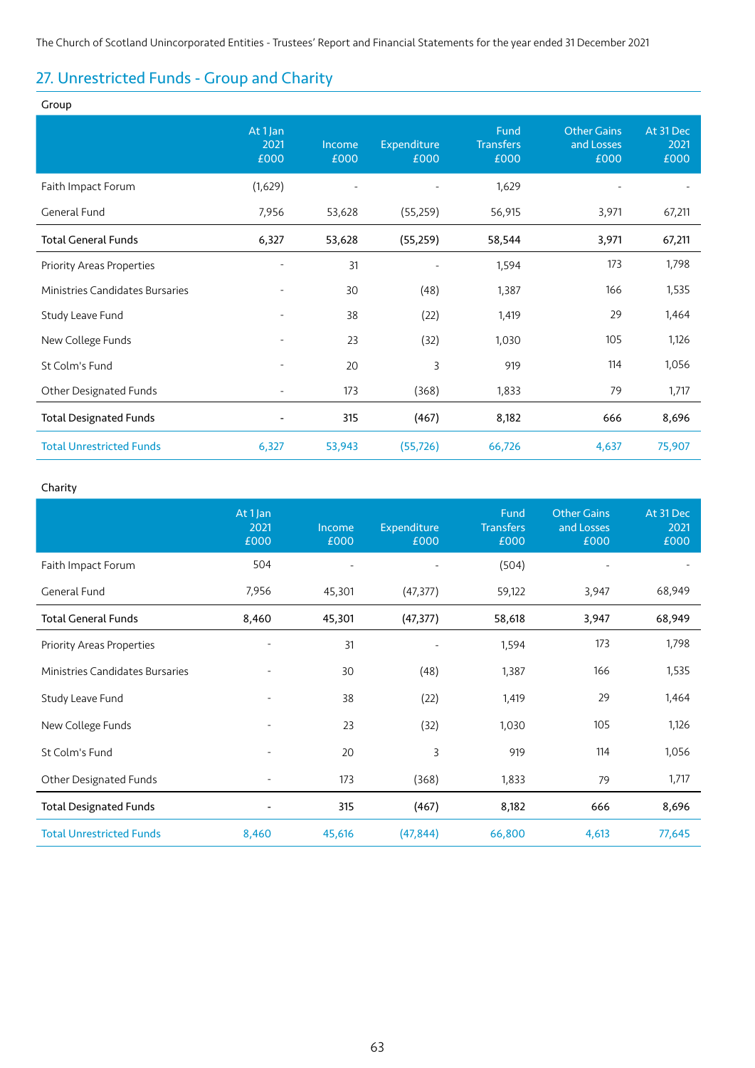## 27. Unrestricted Funds - Group and Charity

Group

| | At 1 Jan 2021 £000 | Income £000 | Expenditure £000 | Fund Transfers £000 | Other Gains and Losses £000 | At 31 Dec 2021 £000 |
|---|---|---|---|---|---|---|
| Faith Impact Forum | (1,629) | - | - | 1,629 | - | - |
| General Fund | 7,956 | 53,628 | (55,259) | 56,915 | 3,971 | 67,211 |
| **Total General Funds** | **6,327** | **53,628** | **(55,259)** | **58,544** | **3,971** | **67,211** |
| Priority Areas Properties | - | 31 | - | 1,594 | 173 | 1,798 |
| Ministries Candidates Bursaries | - | 30 | (48) | 1,387 | 166 | 1,535 |
| Study Leave Fund | - | 38 | (22) | 1,419 | 29 | 1,464 |
| New College Funds | - | 23 | (32) | 1,030 | 105 | 1,126 |
| St Colm's Fund | - | 20 | 3 | 919 | 114 | 1,056 |
| Other Designated Funds | - | 173 | (368) | 1,833 | 79 | 1,717 |
| **Total Designated Funds** | **-** | **315** | **(467)** | **8,182** | **666** | **8,696** |
| Total Unrestricted Funds | 6,327 | 53,943 | (55,726) | 66,726 | 4,637 | 75,907 |

Charity

| | At 1 Jan 2021 £000 | Income £000 | Expenditure £000 | Fund Transfers £000 | Other Gains and Losses £000 | At 31 Dec 2021 £000 |
|---|---|---|---|---|---|---|
| Faith Impact Forum | 504 | - | - | (504) | - | - |
| General Fund | 7,956 | 45,301 | (47,377) | 59,122 | 3,947 | 68,949 |
| **Total General Funds** | **8,460** | **45,301** | **(47,377)** | **58,618** | **3,947** | **68,949** |
| Priority Areas Properties | - | 31 | - | 1,594 | 173 | 1,798 |
| Ministries Candidates Bursaries | - | 30 | (48) | 1,387 | 166 | 1,535 |
| Study Leave Fund | - | 38 | (22) | 1,419 | 29 | 1,464 |
| New College Funds | - | 23 | (32) | 1,030 | 105 | 1,126 |
| St Colm's Fund | - | 20 | 3 | 919 | 114 | 1,056 |
| Other Designated Funds | - | 173 | (368) | 1,833 | 79 | 1,717 |
| **Total Designated Funds** | **-** | **315** | **(467)** | **8,182** | **666** | **8,696** |
| Total Unrestricted Funds | 8,460 | 45,616 | (47,844) | 66,800 | 4,613 | 77,645 |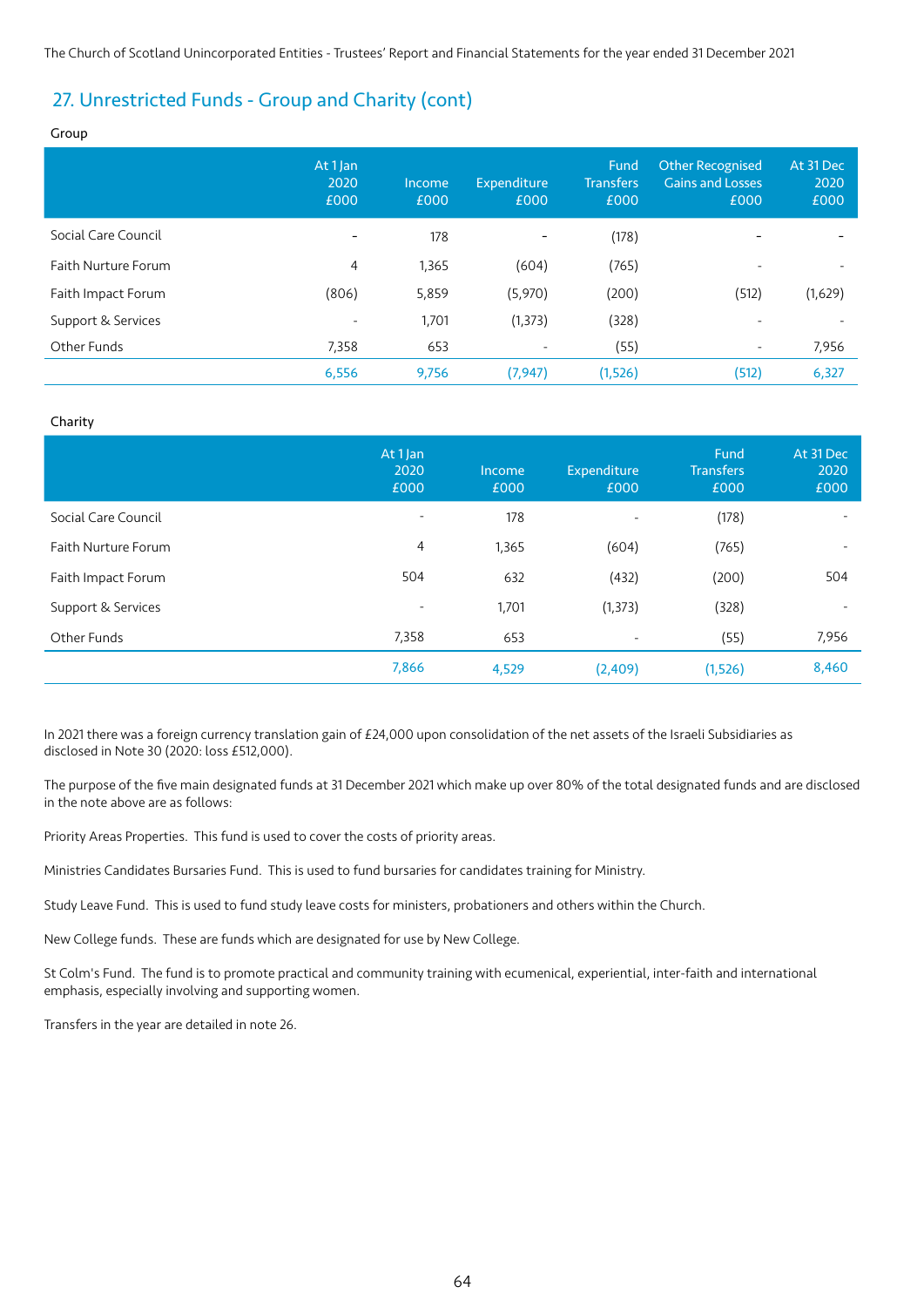The Church of Scotland Unincorporated Entities - Trustees' Report and Financial Statements for the year ended 31 December 2021

## 27. Unrestricted Funds - Group and Charity (cont)

Group

| | At 1 Jan 2020 £000 | Income £000 | Expenditure £000 | Fund Transfers £000 | Other Recognised Gains and Losses £000 | At 31 Dec 2020 £000 |
|---|---|---|---|---|---|---|
| Social Care Council | - | 178 | - | (178) | - | - |
| Faith Nurture Forum | 4 | 1,365 | (604) | (765) | - | - |
| Faith Impact Forum | (806) | 5,859 | (5,970) | (200) | (512) | (1,629) |
| Support & Services | - | 1,701 | (1,373) | (328) | - | - |
| Other Funds | 7,358 | 653 | - | (55) | - | 7,956 |
| | 6,556 | 9,756 | (7,947) | (1,526) | (512) | 6,327 |

Charity

| | At 1 Jan 2020 £000 | Income £000 | Expenditure £000 | Fund Transfers £000 | At 31 Dec 2020 £000 |
|---|---|---|---|---|---|
| Social Care Council | - | 178 | - | (178) | - |
| Faith Nurture Forum | 4 | 1,365 | (604) | (765) | - |
| Faith Impact Forum | 504 | 632 | (432) | (200) | 504 |
| Support & Services | - | 1,701 | (1,373) | (328) | - |
| Other Funds | 7,358 | 653 | - | (55) | 7,956 |
| | 7,866 | 4,529 | (2,409) | (1,526) | 8,460 |

In 2021 there was a foreign currency translation gain of £24,000 upon consolidation of the net assets of the Israeli Subsidiaries as disclosed in Note 30 (2020: loss £512,000).

The purpose of the five main designated funds at 31 December 2021 which make up over 80% of the total designated funds and are disclosed in the note above are as follows:

Priority Areas Properties. This fund is used to cover the costs of priority areas.

Ministries Candidates Bursaries Fund. This is used to fund bursaries for candidates training for Ministry.

Study Leave Fund. This is used to fund study leave costs for ministers, probationers and others within the Church.

New College funds. These are funds which are designated for use by New College.

St Colm's Fund. The fund is to promote practical and community training with ecumenical, experiential, inter-faith and international emphasis, especially involving and supporting women.

Transfers in the year are detailed in note 26.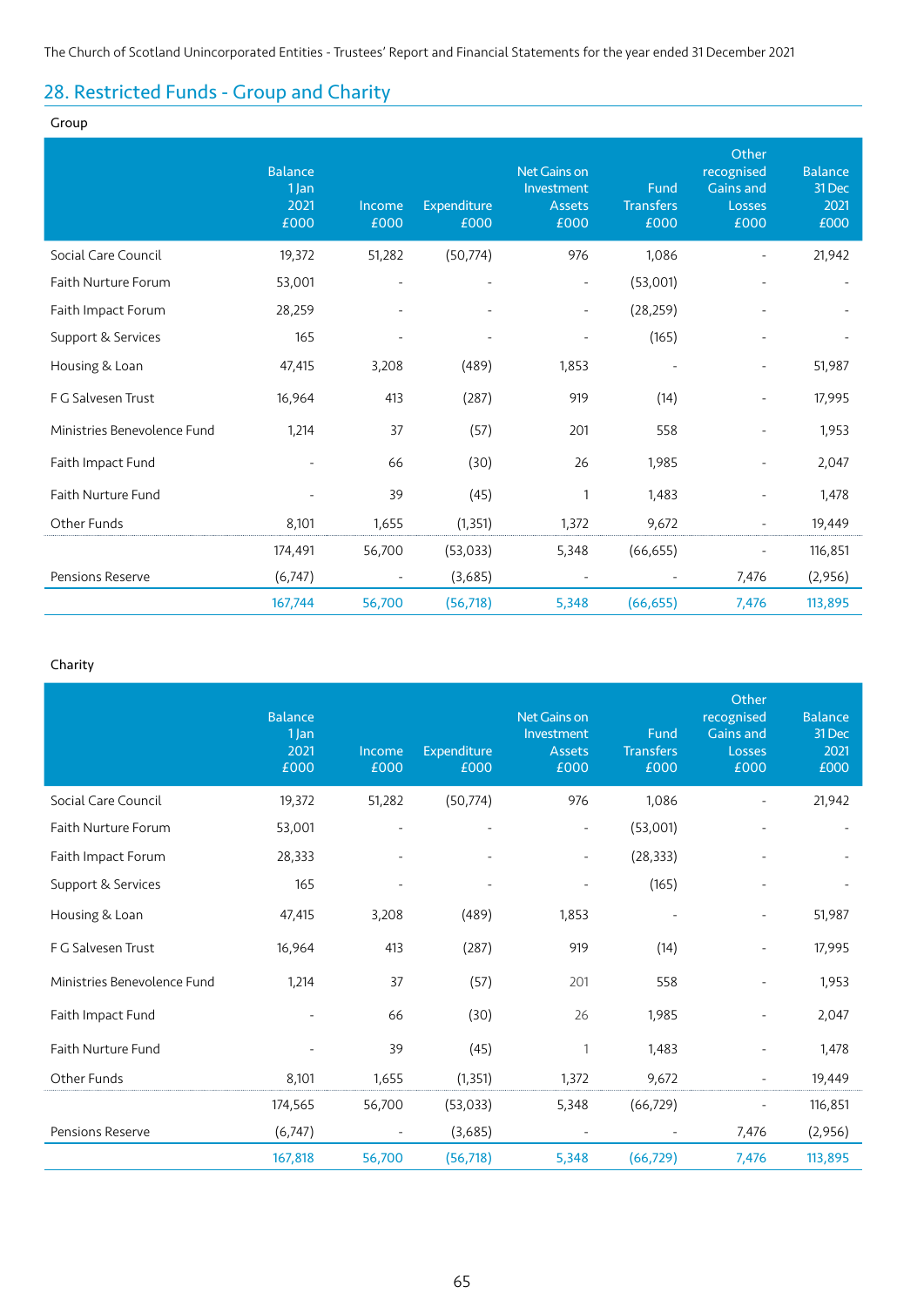## 28. Restricted Funds - Group and Charity

### Group

| | Balance 1 Jan 2021 £000 | Income £000 | Expenditure £000 | Net Gains on Investment Assets £000 | Fund Transfers £000 | Other recognised Gains and Losses £000 | Balance 31 Dec 2021 £000 |
|---|---|---|---|---|---|---|---|
| Social Care Council | 19,372 | 51,282 | (50,774) | 976 | 1,086 | - | 21,942 |
| Faith Nurture Forum | 53,001 | - | - | - | (53,001) | - | - |
| Faith Impact Forum | 28,259 | - | - | - | (28,259) | - | - |
| Support & Services | 165 | - | - | - | (165) | - | - |
| Housing & Loan | 47,415 | 3,208 | (489) | 1,853 | - | - | 51,987 |
| F G Salvesen Trust | 16,964 | 413 | (287) | 919 | (14) | - | 17,995 |
| Ministries Benevolence Fund | 1,214 | 37 | (57) | 201 | 558 | - | 1,953 |
| Faith Impact Fund | - | 66 | (30) | 26 | 1,985 | - | 2,047 |
| Faith Nurture Fund | - | 39 | (45) | 1 | 1,483 | - | 1,478 |
| Other Funds | 8,101 | 1,655 | (1,351) | 1,372 | 9,672 | - | 19,449 |
| | 174,491 | 56,700 | (53,033) | 5,348 | (66,655) | - | 116,851 |
| Pensions Reserve | (6,747) | - | (3,685) | - | - | 7,476 | (2,956) |
| | 167,744 | 56,700 | (56,718) | 5,348 | (66,655) | 7,476 | 113,895 |

### Charity

| | Balance 1 Jan 2021 £000 | Income £000 | Expenditure £000 | Net Gains on Investment Assets £000 | Fund Transfers £000 | Other recognised Gains and Losses £000 | Balance 31 Dec 2021 £000 |
|---|---|---|---|---|---|---|---|
| Social Care Council | 19,372 | 51,282 | (50,774) | 976 | 1,086 | - | 21,942 |
| Faith Nurture Forum | 53,001 | - | - | - | (53,001) | - | - |
| Faith Impact Forum | 28,333 | - | - | - | (28,333) | - | - |
| Support & Services | 165 | - | - | - | (165) | - | - |
| Housing & Loan | 47,415 | 3,208 | (489) | 1,853 | - | - | 51,987 |
| F G Salvesen Trust | 16,964 | 413 | (287) | 919 | (14) | - | 17,995 |
| Ministries Benevolence Fund | 1,214 | 37 | (57) | 201 | 558 | - | 1,953 |
| Faith Impact Fund | - | 66 | (30) | 26 | 1,985 | - | 2,047 |
| Faith Nurture Fund | - | 39 | (45) | 1 | 1,483 | - | 1,478 |
| Other Funds | 8,101 | 1,655 | (1,351) | 1,372 | 9,672 | - | 19,449 |
| | 174,565 | 56,700 | (53,033) | 5,348 | (66,729) | - | 116,851 |
| Pensions Reserve | (6,747) | - | (3,685) | - | - | 7,476 | (2,956) |
| | 167,818 | 56,700 | (56,718) | 5,348 | (66,729) | 7,476 | 113,895 |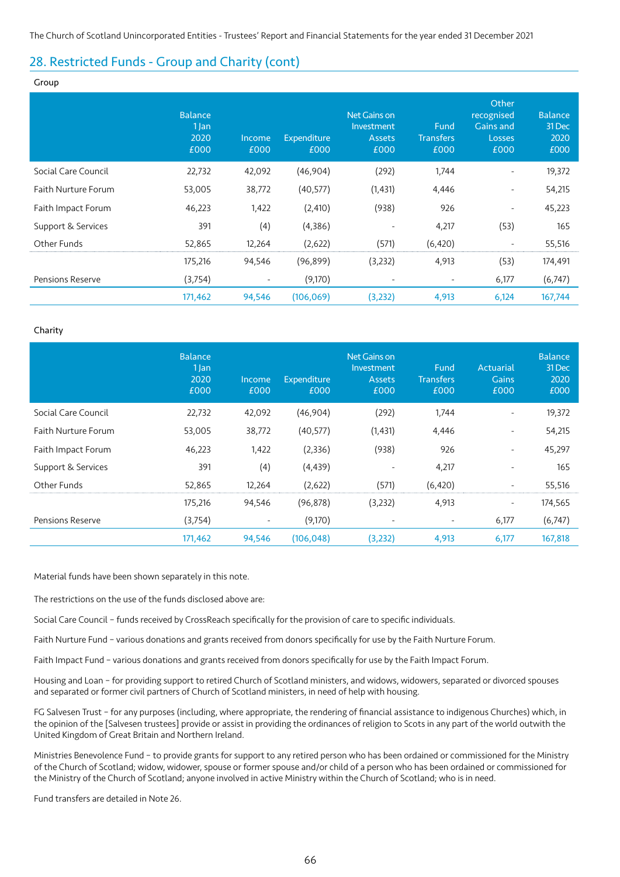## 28. Restricted Funds - Group and Charity (cont)

Group

| | Balance 1 Jan 2020 £000 | Income £000 | Expenditure £000 | Net Gains on Investment Assets £000 | Fund Transfers £000 | Other recognised Gains and Losses £000 | Balance 31 Dec 2020 £000 |
|---|---|---|---|---|---|---|---|
| Social Care Council | 22,732 | 42,092 | (46,904) | (292) | 1,744 | - | 19,372 |
| Faith Nurture Forum | 53,005 | 38,772 | (40,577) | (1,431) | 4,446 | - | 54,215 |
| Faith Impact Forum | 46,223 | 1,422 | (2,410) | (938) | 926 | - | 45,223 |
| Support & Services | 391 | (4) | (4,386) | - | 4,217 | (53) | 165 |
| Other Funds | 52,865 | 12,264 | (2,622) | (571) | (6,420) | - | 55,516 |
| | 175,216 | 94,546 | (96,899) | (3,232) | 4,913 | (53) | 174,491 |
| Pensions Reserve | (3,754) | - | (9,170) | - | - | 6,177 | (6,747) |
| | 171,462 | 94,546 | (106,069) | (3,232) | 4,913 | 6,124 | 167,744 |

Charity

| | Balance 1 Jan 2020 £000 | Income £000 | Expenditure £000 | Net Gains on Investment Assets £000 | Fund Transfers £000 | Actuarial Gains £000 | Balance 31 Dec 2020 £000 |
|---|---|---|---|---|---|---|---|
| Social Care Council | 22,732 | 42,092 | (46,904) | (292) | 1,744 | - | 19,372 |
| Faith Nurture Forum | 53,005 | 38,772 | (40,577) | (1,431) | 4,446 | - | 54,215 |
| Faith Impact Forum | 46,223 | 1,422 | (2,336) | (938) | 926 | - | 45,297 |
| Support & Services | 391 | (4) | (4,439) | - | 4,217 | - | 165 |
| Other Funds | 52,865 | 12,264 | (2,622) | (571) | (6,420) | - | 55,516 |
| | 175,216 | 94,546 | (96,878) | (3,232) | 4,913 | - | 174,565 |
| Pensions Reserve | (3,754) | - | (9,170) | - | - | 6,177 | (6,747) |
| | 171,462 | 94,546 | (106,048) | (3,232) | 4,913 | 6,177 | 167,818 |

Material funds have been shown separately in this note.

The restrictions on the use of the funds disclosed above are:

Social Care Council – funds received by CrossReach specifically for the provision of care to specific individuals.

Faith Nurture Fund – various donations and grants received from donors specifically for use by the Faith Nurture Forum.

Faith Impact Fund – various donations and grants received from donors specifically for use by the Faith Impact Forum.

Housing and Loan – for providing support to retired Church of Scotland ministers, and widows, widowers, separated or divorced spouses and separated or former civil partners of Church of Scotland ministers, in need of help with housing.

FG Salvesen Trust – for any purposes (including, where appropriate, the rendering of financial assistance to indigenous Churches) which, in the opinion of the [Salvesen trustees] provide or assist in providing the ordinances of religion to Scots in any part of the world outwith the United Kingdom of Great Britain and Northern Ireland.

Ministries Benevolence Fund – to provide grants for support to any retired person who has been ordained or commissioned for the Ministry of the Church of Scotland; widow, widower, spouse or former spouse and/or child of a person who has been ordained or commissioned for the Ministry of the Church of Scotland; anyone involved in active Ministry within the Church of Scotland; who is in need.

Fund transfers are detailed in Note 26.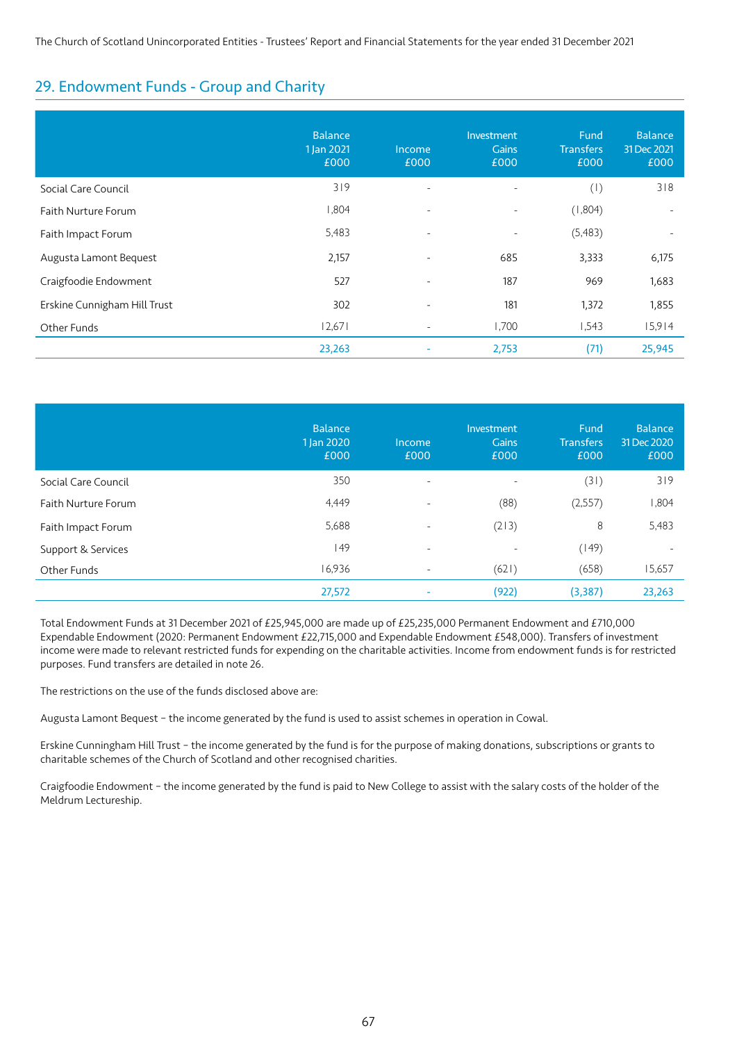## 29. Endowment Funds - Group and Charity

| | Balance 1 Jan 2021 £000 | Income £000 | Investment Gains £000 | Fund Transfers £000 | Balance 31 Dec 2021 £000 |
|---|---|---|---|---|---|
| Social Care Council | 319 | - | - | (1) | 318 |
| Faith Nurture Forum | 1,804 | - | - | (1,804) | - |
| Faith Impact Forum | 5,483 | - | - | (5,483) | - |
| Augusta Lamont Bequest | 2,157 | - | 685 | 3,333 | 6,175 |
| Craigfoodie Endowment | 527 | - | 187 | 969 | 1,683 |
| Erskine Cunnigham Hill Trust | 302 | - | 181 | 1,372 | 1,855 |
| Other Funds | 12,671 | - | 1,700 | 1,543 | 15,914 |
| | 23,263 | - | 2,753 | (71) | 25,945 |

| | Balance 1 Jan 2020 £000 | Income £000 | Investment Gains £000 | Fund Transfers £000 | Balance 31 Dec 2020 £000 |
|---|---|---|---|---|---|
| Social Care Council | 350 | - | - | (31) | 319 |
| Faith Nurture Forum | 4,449 | - | (88) | (2,557) | 1,804 |
| Faith Impact Forum | 5,688 | - | (213) | 8 | 5,483 |
| Support & Services | 149 | - | - | (149) | - |
| Other Funds | 16,936 | - | (621) | (658) | 15,657 |
| | 27,572 | - | (922) | (3,387) | 23,263 |

Total Endowment Funds at 31 December 2021 of £25,945,000 are made up of £25,235,000 Permanent Endowment and £710,000 Expendable Endowment (2020: Permanent Endowment £22,715,000 and Expendable Endowment £548,000). Transfers of investment income were made to relevant restricted funds for expending on the charitable activities. Income from endowment funds is for restricted purposes. Fund transfers are detailed in note 26.

The restrictions on the use of the funds disclosed above are:

Augusta Lamont Bequest – the income generated by the fund is used to assist schemes in operation in Cowal.

Erskine Cunningham Hill Trust – the income generated by the fund is for the purpose of making donations, subscriptions or grants to charitable schemes of the Church of Scotland and other recognised charities.

Craigfoodie Endowment – the income generated by the fund is paid to New College to assist with the salary costs of the holder of the Meldrum Lectureship.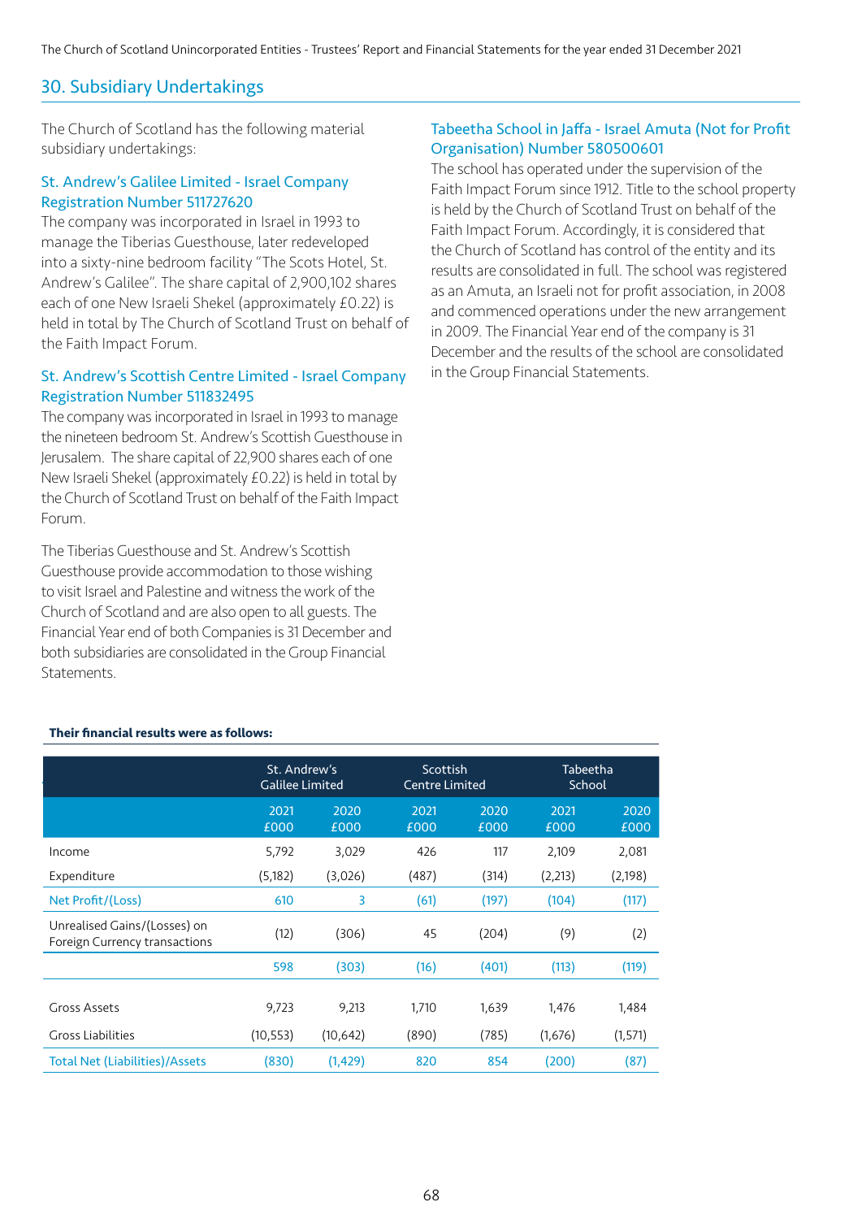## 30. Subsidiary Undertakings

The Church of Scotland has the following material subsidiary undertakings:

### St. Andrew's Galilee Limited - Israel Company Registration Number 511727620

The company was incorporated in Israel in 1993 to manage the Tiberias Guesthouse, later redeveloped into a sixty-nine bedroom facility "The Scots Hotel, St. Andrew's Galilee". The share capital of 2,900,102 shares each of one New Israeli Shekel (approximately £0.22) is held in total by The Church of Scotland Trust on behalf of the Faith Impact Forum.

### St. Andrew's Scottish Centre Limited - Israel Company Registration Number 511832495

The company was incorporated in Israel in 1993 to manage the nineteen bedroom St. Andrew's Scottish Guesthouse in Jerusalem. The share capital of 22,900 shares each of one New Israeli Shekel (approximately £0.22) is held in total by the Church of Scotland Trust on behalf of the Faith Impact Forum.

The Tiberias Guesthouse and St. Andrew's Scottish Guesthouse provide accommodation to those wishing to visit Israel and Palestine and witness the work of the Church of Scotland and are also open to all guests. The Financial Year end of both Companies is 31 December and both subsidiaries are consolidated in the Group Financial Statements.

### Tabeetha School in Jaffa - Israel Amuta (Not for Profit Organisation) Number 580500601

The school has operated under the supervision of the Faith Impact Forum since 1912. Title to the school property is held by the Church of Scotland Trust on behalf of the Faith Impact Forum. Accordingly, it is considered that the Church of Scotland has control of the entity and its results are consolidated in full. The school was registered as an Amuta, an Israeli not for profit association, in 2008 and commenced operations under the new arrangement in 2009. The Financial Year end of the company is 31 December and the results of the school are consolidated in the Group Financial Statements.

**Their financial results were as follows:**

| | St. Andrew's Galilee Limited | | Scottish Centre Limited | | Tabeetha School | |
|---|---|---|---|---|---|---|
| | 2021 £000 | 2020 £000 | 2021 £000 | 2020 £000 | 2021 £000 | 2020 £000 |
| Income | 5,792 | 3,029 | 426 | 117 | 2,109 | 2,081 |
| Expenditure | (5,182) | (3,026) | (487) | (314) | (2,213) | (2,198) |
| Net Profit/(Loss) | 610 | 3 | (61) | (197) | (104) | (117) |
| Unrealised Gains/(Losses) on Foreign Currency transactions | (12) | (306) | 45 | (204) | (9) | (2) |
| | 598 | (303) | (16) | (401) | (113) | (119) |
| Gross Assets | 9,723 | 9,213 | 1,710 | 1,639 | 1,476 | 1,484 |
| Gross Liabilities | (10,553) | (10,642) | (890) | (785) | (1,676) | (1,571) |
| Total Net (Liabilities)/Assets | (830) | (1,429) | 820 | 854 | (200) | (87) |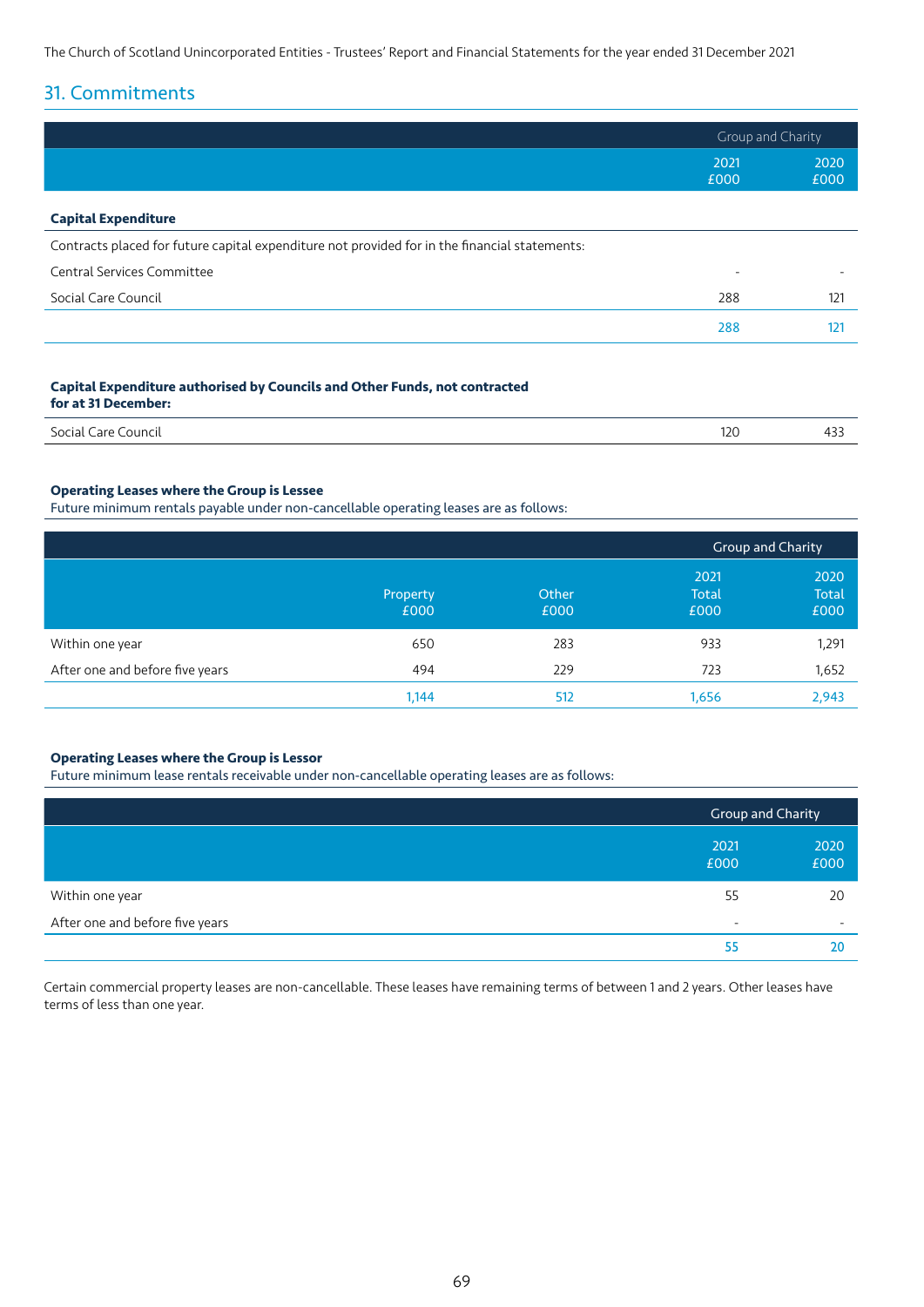## 31. Commitments

| | Group and Charity | |
|---|---|---|
| | 2021 £000 | 2020 £000 |
| **Capital Expenditure** | | |
| Contracts placed for future capital expenditure not provided for in the financial statements: | | |
| Central Services Committee | - | - |
| Social Care Council | 288 | 121 |
| | 288 | 121 |

| **Capital Expenditure authorised by Councils and Other Funds, not contracted for at 31 December:** | | |
|---|---|---|
| Social Care Council | 120 | 433 |

**Operating Leases where the Group is Lessee**
Future minimum rentals payable under non-cancellable operating leases are as follows:

| | | | Group and Charity | |
|---|---|---|---|---|
| | Property £000 | Other £000 | 2021 Total £000 | 2020 Total £000 |
| Within one year | 650 | 283 | 933 | 1,291 |
| After one and before five years | 494 | 229 | 723 | 1,652 |
| | 1,144 | 512 | 1,656 | 2,943 |

**Operating Leases where the Group is Lessor**
Future minimum lease rentals receivable under non-cancellable operating leases are as follows:

| | Group and Charity | |
|---|---|---|
| | 2021 £000 | 2020 £000 |
| Within one year | 55 | 20 |
| After one and before five years | - | - |
| | 55 | 20 |

Certain commercial property leases are non-cancellable. These leases have remaining terms of between 1 and 2 years. Other leases have terms of less than one year.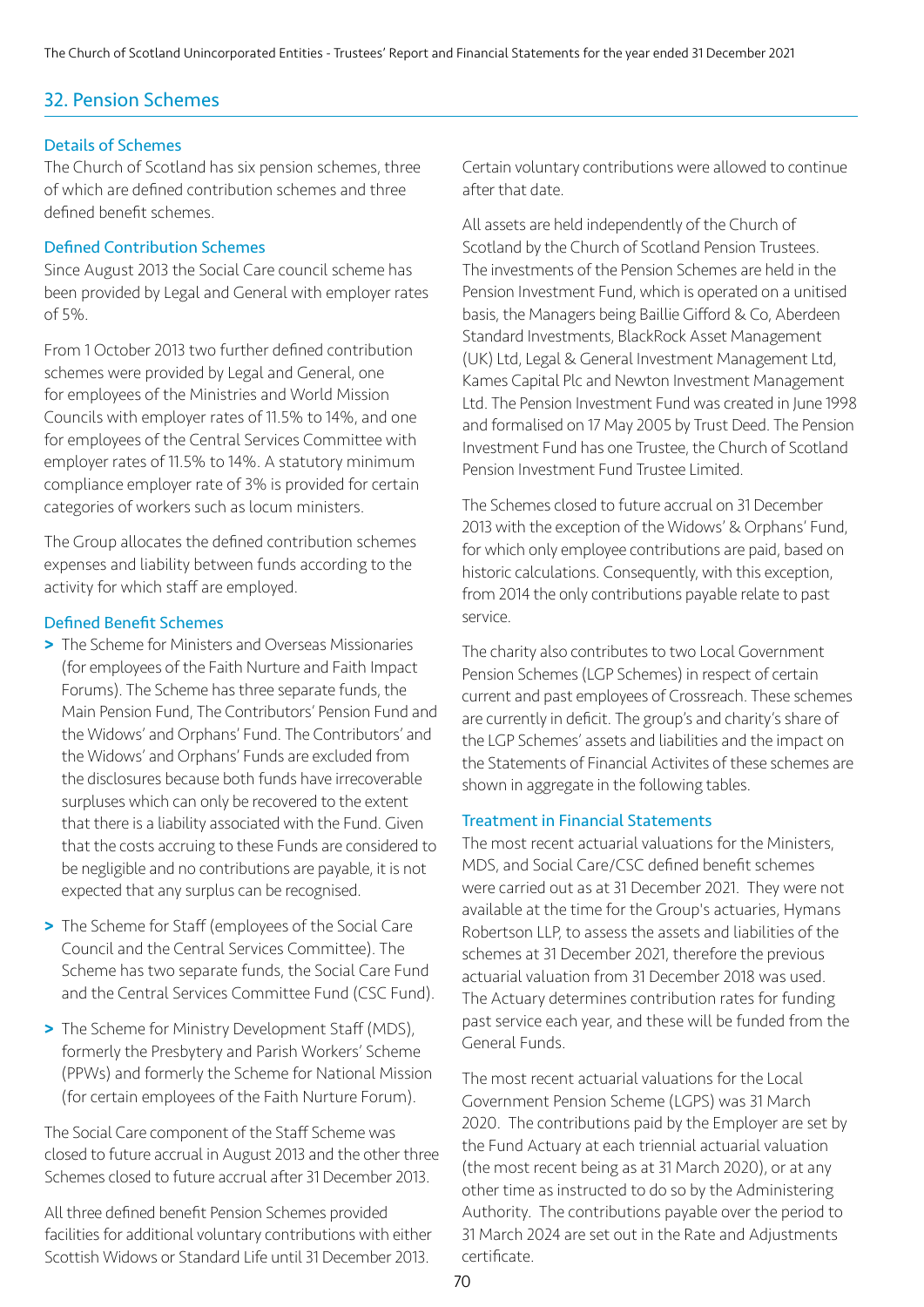## 32. Pension Schemes

### Details of Schemes

The Church of Scotland has six pension schemes, three of which are defined contribution schemes and three defined benefit schemes.

### Defined Contribution Schemes

Since August 2013 the Social Care council scheme has been provided by Legal and General with employer rates of 5%.

From 1 October 2013 two further defined contribution schemes were provided by Legal and General, one for employees of the Ministries and World Mission Councils with employer rates of 11.5% to 14%, and one for employees of the Central Services Committee with employer rates of 11.5% to 14%. A statutory minimum compliance employer rate of 3% is provided for certain categories of workers such as locum ministers.

The Group allocates the defined contribution schemes expenses and liability between funds according to the activity for which staff are employed.

### Defined Benefit Schemes

- The Scheme for Ministers and Overseas Missionaries (for employees of the Faith Nurture and Faith Impact Forums). The Scheme has three separate funds, the Main Pension Fund, The Contributors' Pension Fund and the Widows' and Orphans' Fund. The Contributors' and the Widows' and Orphans' Funds are excluded from the disclosures because both funds have irrecoverable surpluses which can only be recovered to the extent that there is a liability associated with the Fund. Given that the costs accruing to these Funds are considered to be negligible and no contributions are payable, it is not expected that any surplus can be recognised.
- The Scheme for Staff (employees of the Social Care Council and the Central Services Committee). The Scheme has two separate funds, the Social Care Fund and the Central Services Committee Fund (CSC Fund).
- The Scheme for Ministry Development Staff (MDS), formerly the Presbytery and Parish Workers' Scheme (PPWs) and formerly the Scheme for National Mission (for certain employees of the Faith Nurture Forum).

The Social Care component of the Staff Scheme was closed to future accrual in August 2013 and the other three Schemes closed to future accrual after 31 December 2013.

All three defined benefit Pension Schemes provided facilities for additional voluntary contributions with either Scottish Widows or Standard Life until 31 December 2013. Certain voluntary contributions were allowed to continue after that date.

All assets are held independently of the Church of Scotland by the Church of Scotland Pension Trustees. The investments of the Pension Schemes are held in the Pension Investment Fund, which is operated on a unitised basis, the Managers being Baillie Gifford & Co, Aberdeen Standard Investments, BlackRock Asset Management (UK) Ltd, Legal & General Investment Management Ltd, Kames Capital Plc and Newton Investment Management Ltd. The Pension Investment Fund was created in June 1998 and formalised on 17 May 2005 by Trust Deed. The Pension Investment Fund has one Trustee, the Church of Scotland Pension Investment Fund Trustee Limited.

The Schemes closed to future accrual on 31 December 2013 with the exception of the Widows' & Orphans' Fund, for which only employee contributions are paid, based on historic calculations. Consequently, with this exception, from 2014 the only contributions payable relate to past service.

The charity also contributes to two Local Government Pension Schemes (LGP Schemes) in respect of certain current and past employees of Crossreach. These schemes are currently in deficit. The group's and charity's share of the LGP Schemes' assets and liabilities and the impact on the Statements of Financial Activites of these schemes are shown in aggregate in the following tables.

### Treatment in Financial Statements

The most recent actuarial valuations for the Ministers, MDS, and Social Care/CSC defined benefit schemes were carried out as at 31 December 2021. They were not available at the time for the Group's actuaries, Hymans Robertson LLP, to assess the assets and liabilities of the schemes at 31 December 2021, therefore the previous actuarial valuation from 31 December 2018 was used. The Actuary determines contribution rates for funding past service each year, and these will be funded from the General Funds.

The most recent actuarial valuations for the Local Government Pension Scheme (LGPS) was 31 March 2020. The contributions paid by the Employer are set by the Fund Actuary at each triennial actuarial valuation (the most recent being as at 31 March 2020), or at any other time as instructed to do so by the Administering Authority. The contributions payable over the period to 31 March 2024 are set out in the Rate and Adjustments certificate.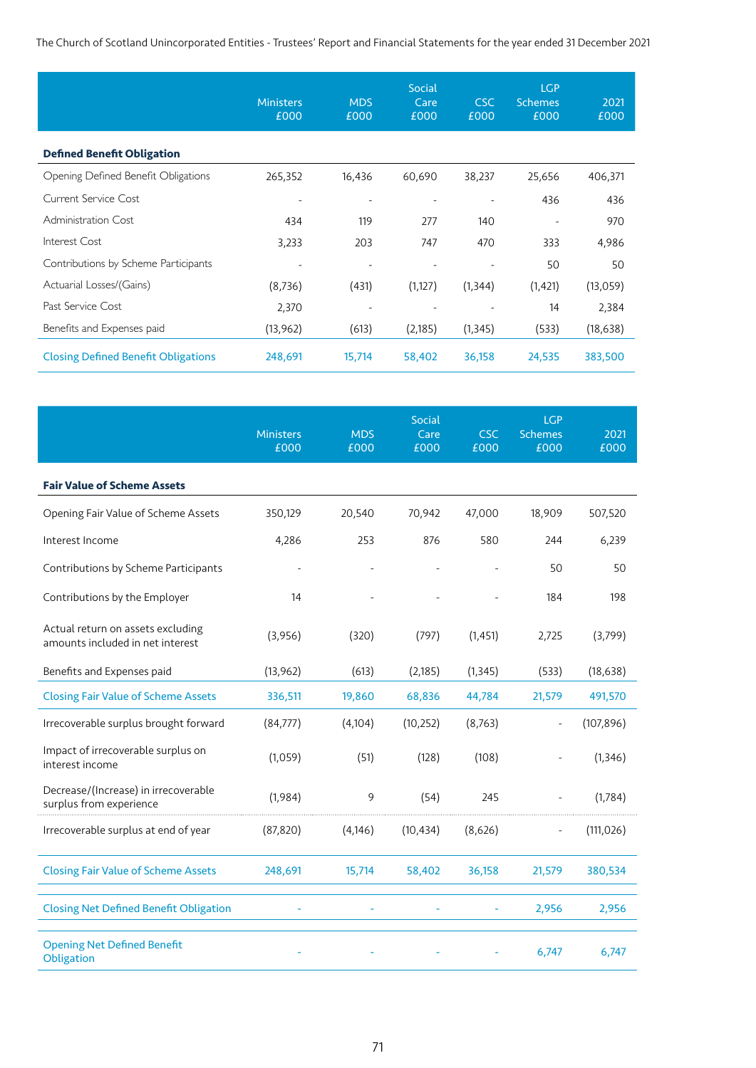| | Ministers £000 | MDS £000 | Social Care £000 | CSC £000 | LGP Schemes £000 | 2021 £000 |
|---|---|---|---|---|---|---|
| **Defined Benefit Obligation** | | | | | | |
| Opening Defined Benefit Obligations | 265,352 | 16,436 | 60,690 | 38,237 | 25,656 | 406,371 |
| Current Service Cost | - | - | - | - | 436 | 436 |
| Administration Cost | 434 | 119 | 277 | 140 | - | 970 |
| Interest Cost | 3,233 | 203 | 747 | 470 | 333 | 4,986 |
| Contributions by Scheme Participants | - | - | - | - | 50 | 50 |
| Actuarial Losses/(Gains) | (8,736) | (431) | (1,127) | (1,344) | (1,421) | (13,059) |
| Past Service Cost | 2,370 | - | - | - | 14 | 2,384 |
| Benefits and Expenses paid | (13,962) | (613) | (2,185) | (1,345) | (533) | (18,638) |
| Closing Defined Benefit Obligations | 248,691 | 15,714 | 58,402 | 36,158 | 24,535 | 383,500 |

| | Ministers £000 | MDS £000 | Social Care £000 | CSC £000 | LGP Schemes £000 | 2021 £000 |
|---|---|---|---|---|---|---|
| **Fair Value of Scheme Assets** | | | | | | |
| Opening Fair Value of Scheme Assets | 350,129 | 20,540 | 70,942 | 47,000 | 18,909 | 507,520 |
| Interest Income | 4,286 | 253 | 876 | 580 | 244 | 6,239 |
| Contributions by Scheme Participants | - | - | - | - | 50 | 50 |
| Contributions by the Employer | 14 | - | - | - | 184 | 198 |
| Actual return on assets excluding amounts included in net interest | (3,956) | (320) | (797) | (1,451) | 2,725 | (3,799) |
| Benefits and Expenses paid | (13,962) | (613) | (2,185) | (1,345) | (533) | (18,638) |
| Closing Fair Value of Scheme Assets | 336,511 | 19,860 | 68,836 | 44,784 | 21,579 | 491,570 |
| Irrecoverable surplus brought forward | (84,777) | (4,104) | (10,252) | (8,763) | - | (107,896) |
| Impact of irrecoverable surplus on interest income | (1,059) | (51) | (128) | (108) | - | (1,346) |
| Decrease/(Increase) in irrecoverable surplus from experience | (1,984) | 9 | (54) | 245 | - | (1,784) |
| Irrecoverable surplus at end of year | (87,820) | (4,146) | (10,434) | (8,626) | - | (111,026) |
| Closing Fair Value of Scheme Assets | 248,691 | 15,714 | 58,402 | 36,158 | 21,579 | 380,534 |
| Closing Net Defined Benefit Obligation | - | - | - | - | 2,956 | 2,956 |
| Opening Net Defined Benefit Obligation | - | - | - | - | 6,747 | 6,747 |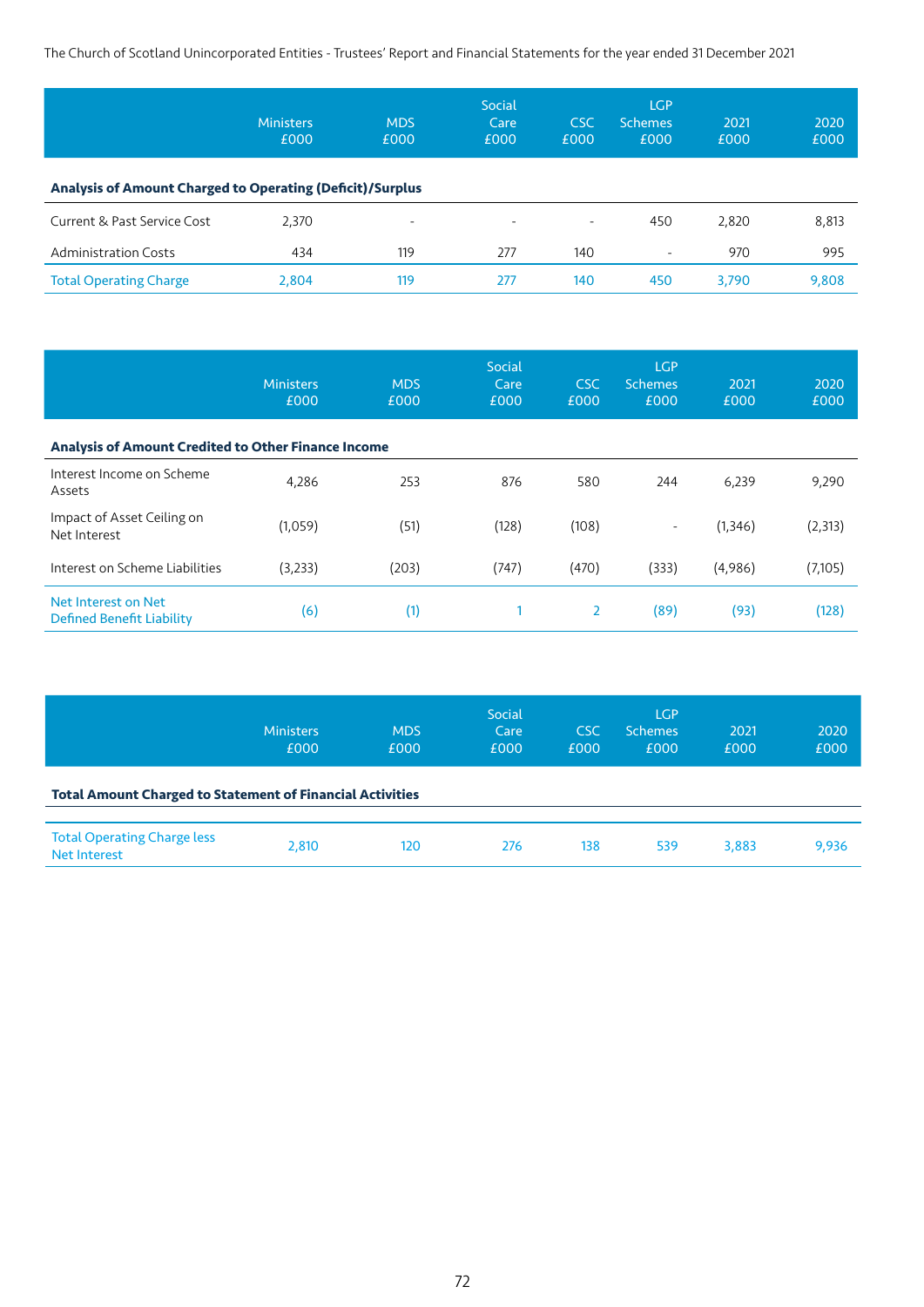| | Ministers £000 | MDS £000 | Social Care £000 | CSC £000 | LGP Schemes £000 | 2021 £000 | 2020 £000 |
|---|---|---|---|---|---|---|---|
| **Analysis of Amount Charged to Operating (Deficit)/Surplus** | | | | | | | |
| Current & Past Service Cost | 2,370 | - | - | - | 450 | 2,820 | 8,813 |
| Administration Costs | 434 | 119 | 277 | 140 | - | 970 | 995 |
| Total Operating Charge | 2,804 | 119 | 277 | 140 | 450 | 3,790 | 9,808 |

| | Ministers £000 | MDS £000 | Social Care £000 | CSC £000 | LGP Schemes £000 | 2021 £000 | 2020 £000 |
|---|---|---|---|---|---|---|---|
| **Analysis of Amount Credited to Other Finance Income** | | | | | | | |
| Interest Income on Scheme Assets | 4,286 | 253 | 876 | 580 | 244 | 6,239 | 9,290 |
| Impact of Asset Ceiling on Net Interest | (1,059) | (51) | (128) | (108) | - | (1,346) | (2,313) |
| Interest on Scheme Liabilities | (3,233) | (203) | (747) | (470) | (333) | (4,986) | (7,105) |
| Net Interest on Net Defined Benefit Liability | (6) | (1) | 1 | 2 | (89) | (93) | (128) |

| | Ministers £000 | MDS £000 | Social Care £000 | CSC £000 | LGP Schemes £000 | 2021 £000 | 2020 £000 |
|---|---|---|---|---|---|---|---|
| **Total Amount Charged to Statement of Financial Activities** | | | | | | | |
| Total Operating Charge less Net Interest | 2,810 | 120 | 276 | 138 | 539 | 3,883 | 9,936 |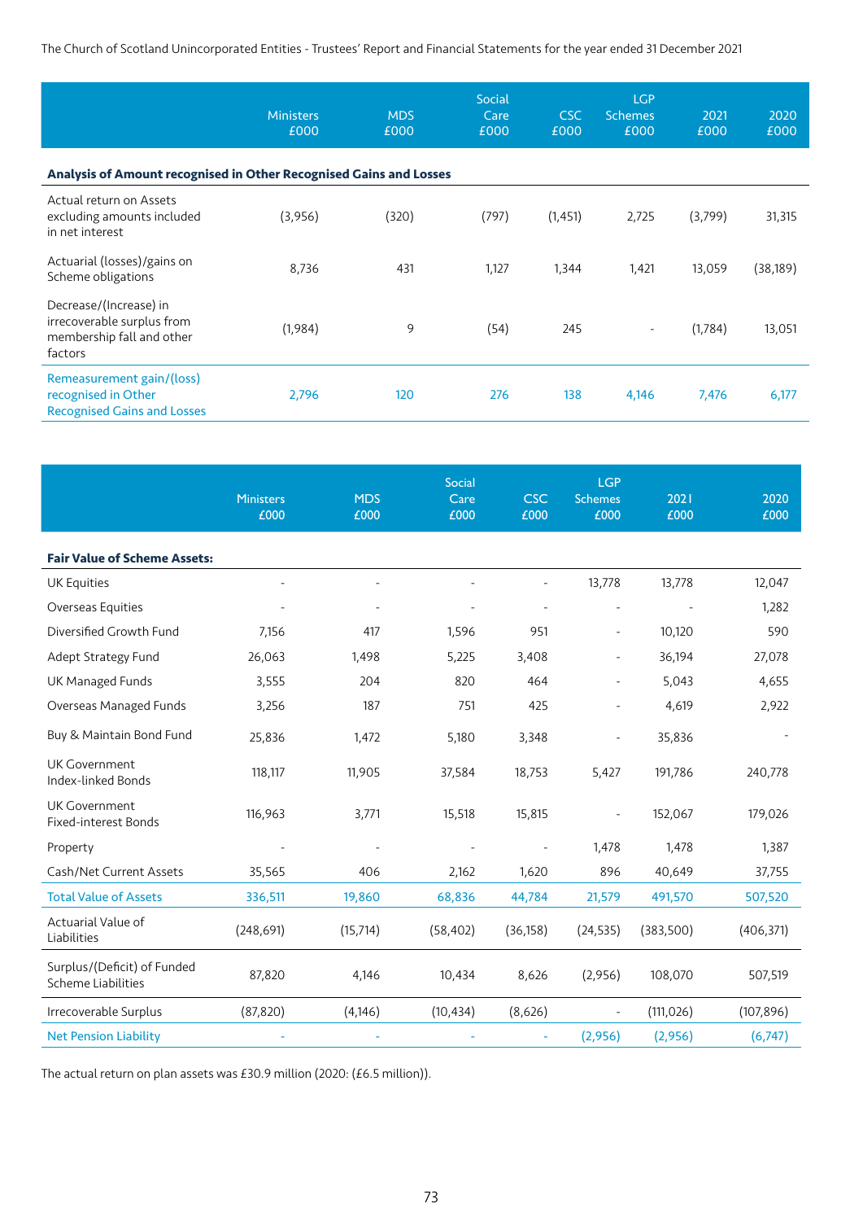| | Ministers £000 | MDS £000 | Social Care £000 | CSC £000 | LGP Schemes £000 | 2021 £000 | 2020 £000 |
|---|---|---|---|---|---|---|---|
| **Analysis of Amount recognised in Other Recognised Gains and Losses** | | | | | | | |
| Actual return on Assets excluding amounts included in net interest | (3,956) | (320) | (797) | (1,451) | 2,725 | (3,799) | 31,315 |
| Actuarial (losses)/gains on Scheme obligations | 8,736 | 431 | 1,127 | 1,344 | 1,421 | 13,059 | (38,189) |
| Decrease/(Increase) in irrecoverable surplus from membership fall and other factors | (1,984) | 9 | (54) | 245 | - | (1,784) | 13,051 |
| Remeasurement gain/(loss) recognised in Other Recognised Gains and Losses | 2,796 | 120 | 276 | 138 | 4,146 | 7,476 | 6,177 |

| | Ministers £000 | MDS £000 | Social Care £000 | CSC £000 | LGP Schemes £000 | 2021 £000 | 2020 £000 |
|---|---|---|---|---|---|---|---|
| **Fair Value of Scheme Assets:** | | | | | | | |
| UK Equities | - | - | - | - | 13,778 | 13,778 | 12,047 |
| Overseas Equities | - | - | - | - | - | - | 1,282 |
| Diversified Growth Fund | 7,156 | 417 | 1,596 | 951 | - | 10,120 | 590 |
| Adept Strategy Fund | 26,063 | 1,498 | 5,225 | 3,408 | - | 36,194 | 27,078 |
| UK Managed Funds | 3,555 | 204 | 820 | 464 | - | 5,043 | 4,655 |
| Overseas Managed Funds | 3,256 | 187 | 751 | 425 | - | 4,619 | 2,922 |
| Buy & Maintain Bond Fund | 25,836 | 1,472 | 5,180 | 3,348 | - | 35,836 | - |
| UK Government Index-linked Bonds | 118,117 | 11,905 | 37,584 | 18,753 | 5,427 | 191,786 | 240,778 |
| UK Government Fixed-interest Bonds | 116,963 | 3,771 | 15,518 | 15,815 | - | 152,067 | 179,026 |
| Property | - | - | - | - | 1,478 | 1,478 | 1,387 |
| Cash/Net Current Assets | 35,565 | 406 | 2,162 | 1,620 | 896 | 40,649 | 37,755 |
| Total Value of Assets | 336,511 | 19,860 | 68,836 | 44,784 | 21,579 | 491,570 | 507,520 |
| Actuarial Value of Liabilities | (248,691) | (15,714) | (58,402) | (36,158) | (24,535) | (383,500) | (406,371) |
| Surplus/(Deficit) of Funded Scheme Liabilities | 87,820 | 4,146 | 10,434 | 8,626 | (2,956) | 108,070 | 507,519 |
| Irrecoverable Surplus | (87,820) | (4,146) | (10,434) | (8,626) | - | (111,026) | (107,896) |
| Net Pension Liability | - | - | - | - | (2,956) | (2,956) | (6,747) |

The actual return on plan assets was £30.9 million (2020: (£6.5 million)).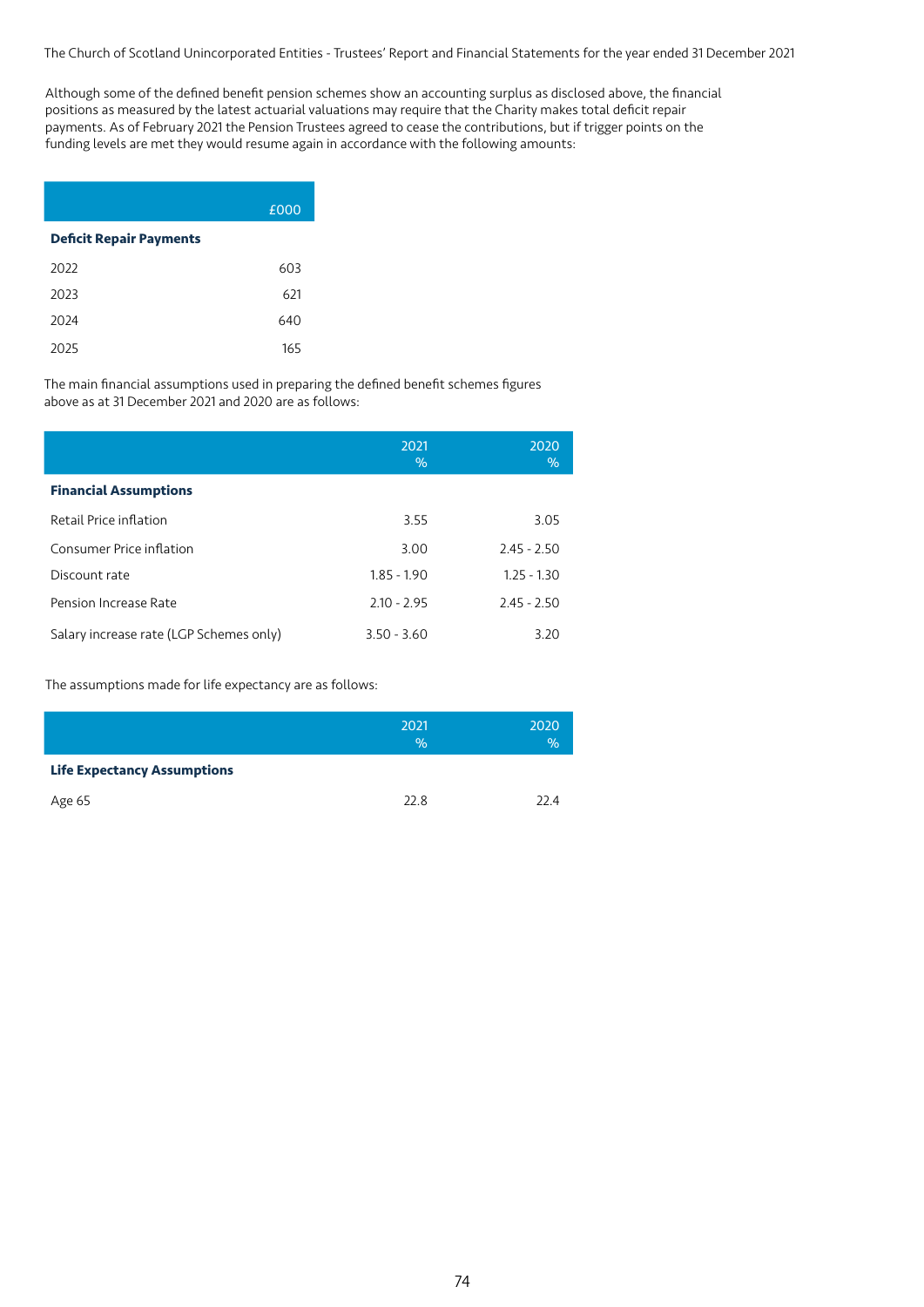Although some of the defined benefit pension schemes show an accounting surplus as disclosed above, the financial positions as measured by the latest actuarial valuations may require that the Charity makes total deficit repair payments. As of February 2021 the Pension Trustees agreed to cease the contributions, but if trigger points on the funding levels are met they would resume again in accordance with the following amounts:

| | £000 |
|---|---|
| **Deficit Repair Payments** | |
| 2022 | 603 |
| 2023 | 621 |
| 2024 | 640 |
| 2025 | 165 |

The main financial assumptions used in preparing the defined benefit schemes figures above as at 31 December 2021 and 2020 are as follows:

| | 2021 % | 2020 % |
|---|---|---|
| **Financial Assumptions** | | |
| Retail Price inflation | 3.55 | 3.05 |
| Consumer Price inflation | 3.00 | 2.45 - 2.50 |
| Discount rate | 1.85 - 1.90 | 1.25 - 1.30 |
| Pension Increase Rate | 2.10 - 2.95 | 2.45 - 2.50 |
| Salary increase rate (LGP Schemes only) | 3.50 - 3.60 | 3.20 |

The assumptions made for life expectancy are as follows:

| | 2021 % | 2020 % |
|---|---|---|
| **Life Expectancy Assumptions** | | |
| Age 65 | 22.8 | 22.4 |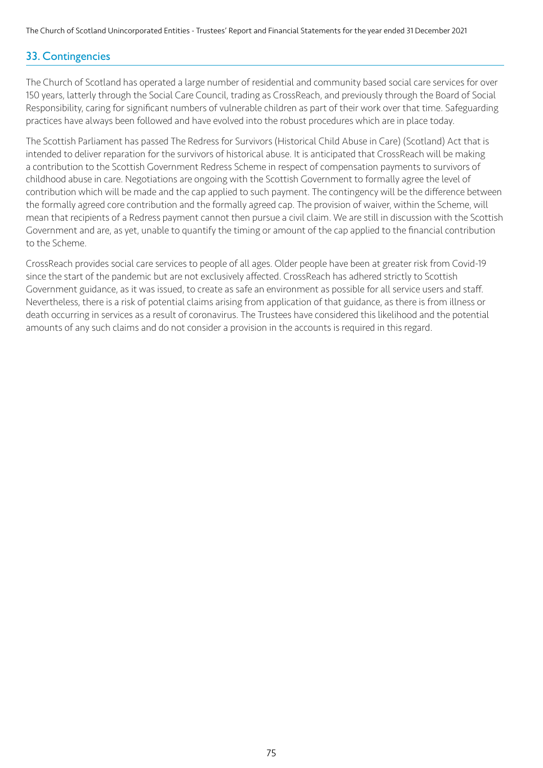## 33. Contingencies

The Church of Scotland has operated a large number of residential and community based social care services for over 150 years, latterly through the Social Care Council, trading as CrossReach, and previously through the Board of Social Responsibility, caring for significant numbers of vulnerable children as part of their work over that time. Safeguarding practices have always been followed and have evolved into the robust procedures which are in place today.

The Scottish Parliament has passed The Redress for Survivors (Historical Child Abuse in Care) (Scotland) Act that is intended to deliver reparation for the survivors of historical abuse. It is anticipated that CrossReach will be making a contribution to the Scottish Government Redress Scheme in respect of compensation payments to survivors of childhood abuse in care. Negotiations are ongoing with the Scottish Government to formally agree the level of contribution which will be made and the cap applied to such payment. The contingency will be the difference between the formally agreed core contribution and the formally agreed cap. The provision of waiver, within the Scheme, will mean that recipients of a Redress payment cannot then pursue a civil claim. We are still in discussion with the Scottish Government and are, as yet, unable to quantify the timing or amount of the cap applied to the financial contribution to the Scheme.

CrossReach provides social care services to people of all ages. Older people have been at greater risk from Covid-19 since the start of the pandemic but are not exclusively affected. CrossReach has adhered strictly to Scottish Government guidance, as it was issued, to create as safe an environment as possible for all service users and staff. Nevertheless, there is a risk of potential claims arising from application of that guidance, as there is from illness or death occurring in services as a result of coronavirus. The Trustees have considered this likelihood and the potential amounts of any such claims and do not consider a provision in the accounts is required in this regard.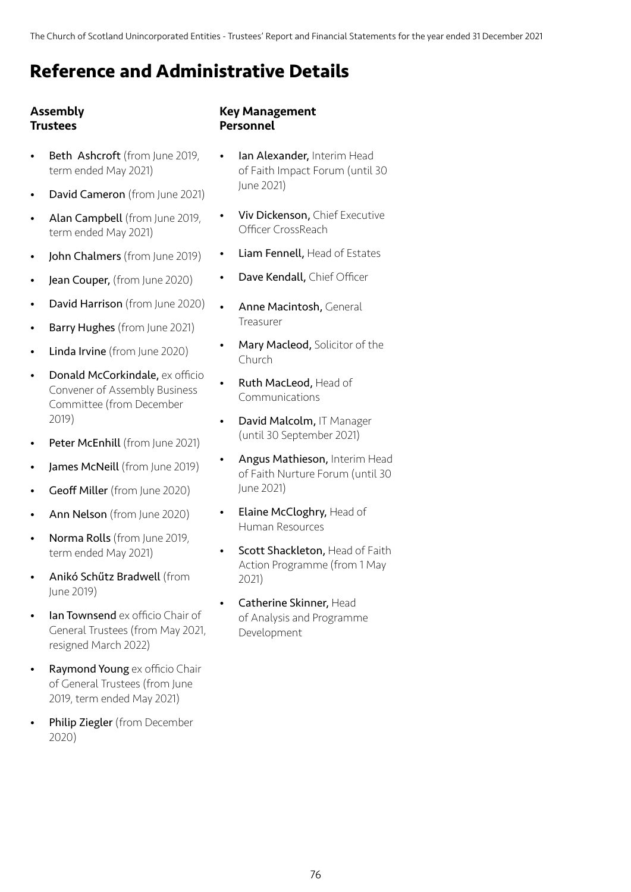# Reference and Administrative Details

## Assembly Trustees

- **Beth Ashcroft** (from June 2019, term ended May 2021)
- **David Cameron** (from June 2021)
- **Alan Campbell** (from June 2019, term ended May 2021)
- **John Chalmers** (from June 2019)
- **Jean Couper,** (from June 2020)
- **David Harrison** (from June 2020)
- **Barry Hughes** (from June 2021)
- **Linda Irvine** (from June 2020)
- **Donald McCorkindale,** ex officio Convener of Assembly Business Committee (from December 2019)
- **Peter McEnhill** (from June 2021)
- **James McNeill** (from June 2019)
- **Geoff Miller** (from June 2020)
- **Ann Nelson** (from June 2020)
- **Norma Rolls** (from June 2019, term ended May 2021)
- **Anikó Schűtz Bradwell** (from June 2019)
- **Ian Townsend** ex officio Chair of General Trustees (from May 2021, resigned March 2022)
- **Raymond Young** ex officio Chair of General Trustees (from June 2019, term ended May 2021)
- **Philip Ziegler** (from December 2020)

## Key Management Personnel

- **Ian Alexander,** Interim Head of Faith Impact Forum (until 30 June 2021)
- **Viv Dickenson,** Chief Executive Officer CrossReach
- **Liam Fennell,** Head of Estates
- **Dave Kendall,** Chief Officer
- **Anne Macintosh,** General Treasurer
- **Mary Macleod,** Solicitor of the Church
- **Ruth MacLeod,** Head of Communications
- **David Malcolm,** IT Manager (until 30 September 2021)
- **Angus Mathieson,** Interim Head of Faith Nurture Forum (until 30 June 2021)
- **Elaine McCloghry,** Head of Human Resources
- **Scott Shackleton,** Head of Faith Action Programme (from 1 May 2021)
- **Catherine Skinner,** Head of Analysis and Programme Development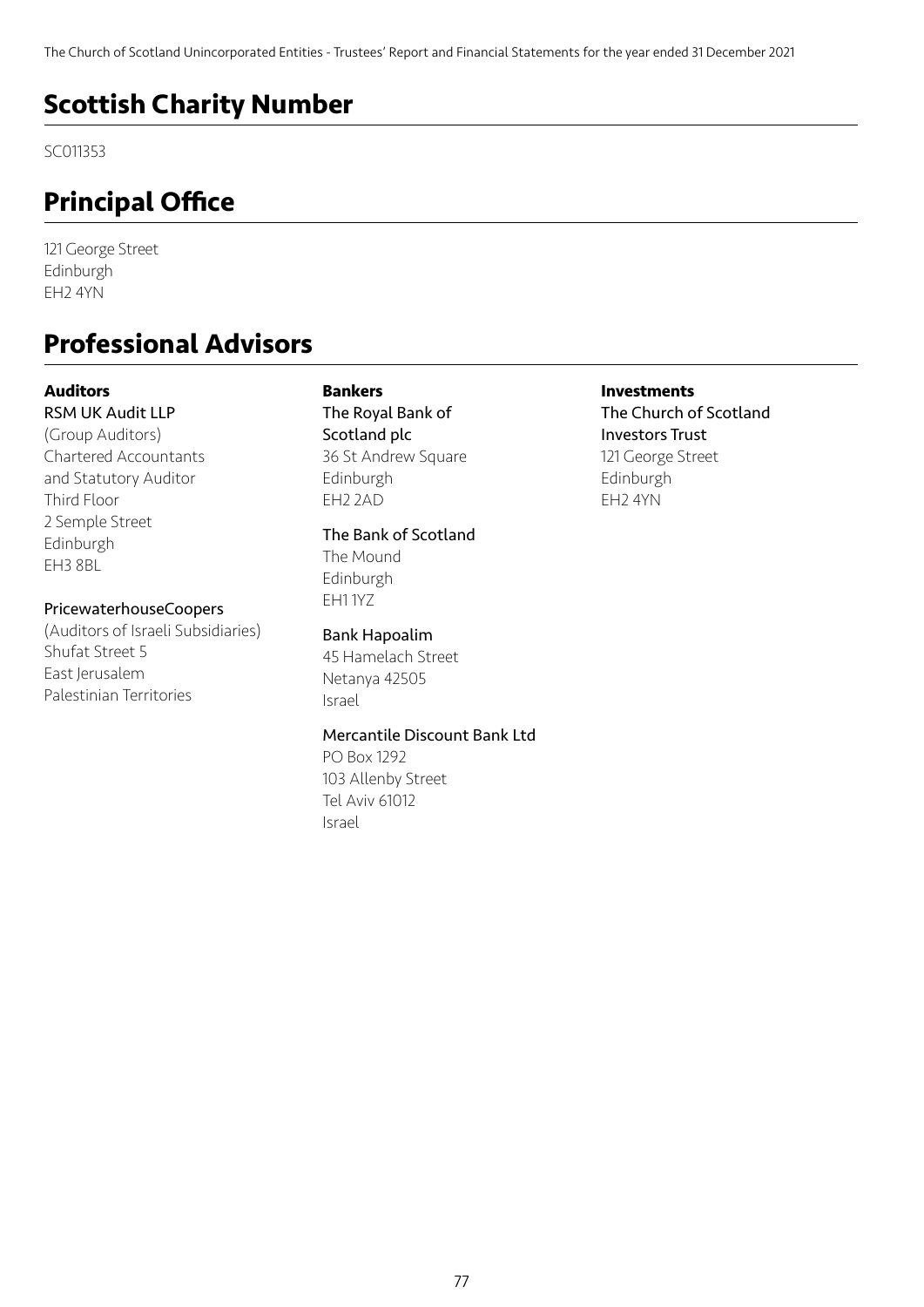## Scottish Charity Number

SC011353

## Principal Office

121 George Street
Edinburgh
EH2 4YN

## Professional Advisors

### Auditors

RSM UK Audit LLP
(Group Auditors)
Chartered Accountants
and Statutory Auditor
Third Floor
2 Semple Street
Edinburgh
EH3 8BL

PricewaterhouseCoopers
(Auditors of Israeli Subsidiaries)
Shufat Street 5
East Jerusalem
Palestinian Territories

### Bankers

The Royal Bank of Scotland plc
36 St Andrew Square
Edinburgh
EH2 2AD

The Bank of Scotland
The Mound
Edinburgh
EH1 1YZ

Bank Hapoalim
45 Hamelach Street
Netanya 42505
Israel

Mercantile Discount Bank Ltd
PO Box 1292
103 Allenby Street
Tel Aviv 61012
Israel

### Investments

The Church of Scotland Investors Trust
121 George Street
Edinburgh
EH2 4YN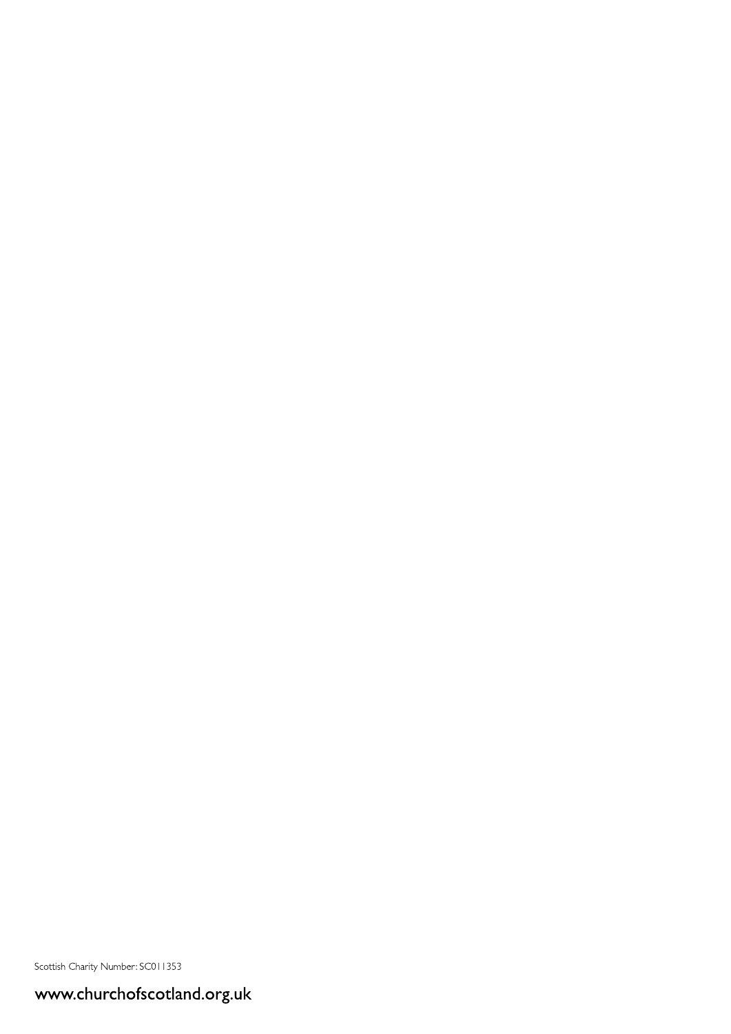Scottish Charity Number: SC011353

www.churchofscotland.org.uk